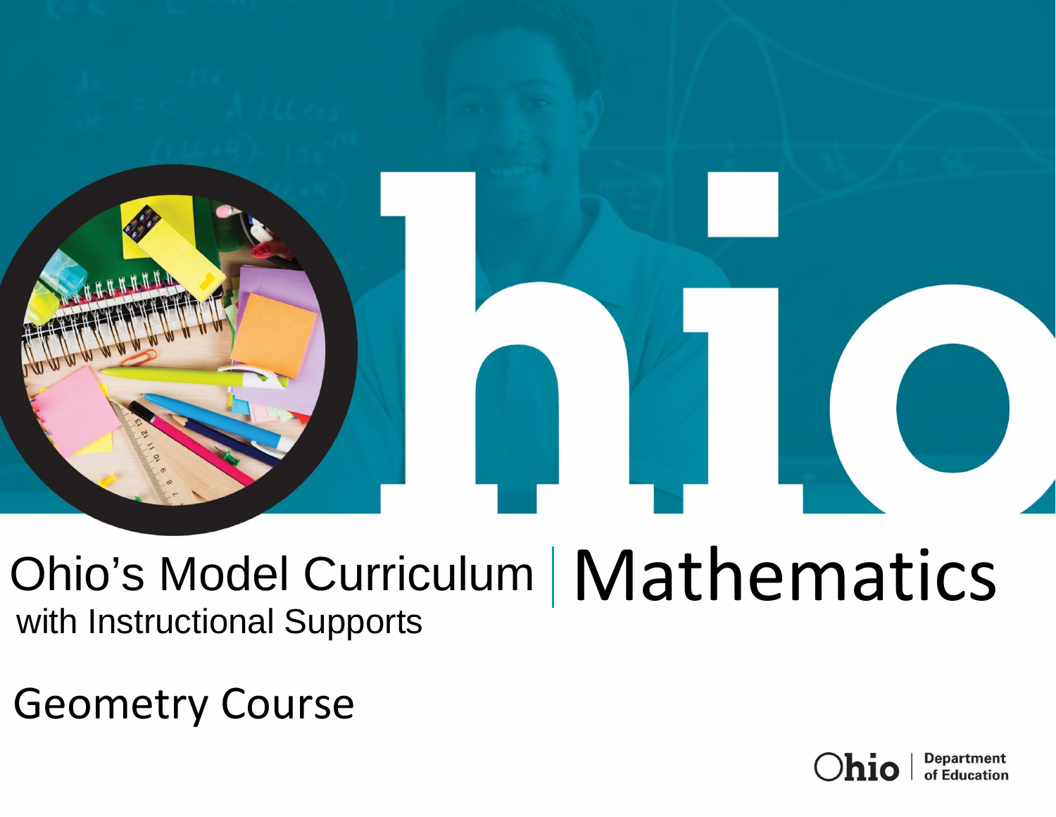# Ohio's Model Curriculum | Mathematics

with Instructional Supports

## Geometry Course

Ohio | Department of Education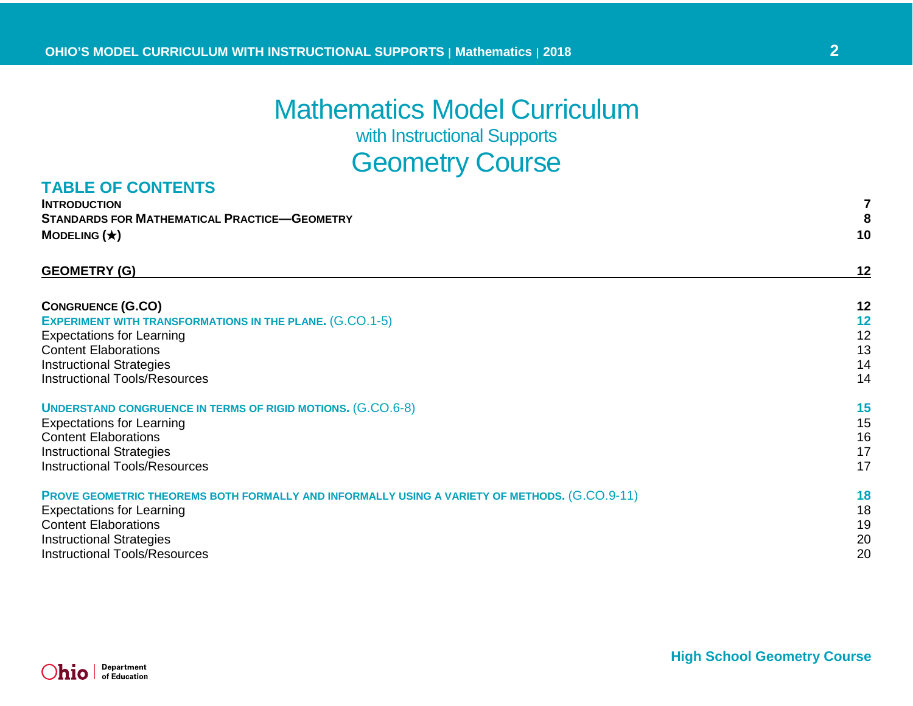# Mathematics Model Curriculum

## with Instructional Supports

# Geometry Course

## TABLE OF CONTENTS

| | |
|---|---|
| **INTRODUCTION** | **7** |
| **STANDARDS FOR MATHEMATICAL PRACTICE—GEOMETRY** | **8** |
| **MODELING (★)** | **10** |
| **GEOMETRY (G)** | **12** |
| **CONGRUENCE (G.CO)** | **12** |
| **EXPERIMENT WITH TRANSFORMATIONS IN THE PLANE.** (G.CO.1-5) | **12** |
| Expectations for Learning | 12 |
| Content Elaborations | 13 |
| Instructional Strategies | 14 |
| Instructional Tools/Resources | 14 |
| **UNDERSTAND CONGRUENCE IN TERMS OF RIGID MOTIONS.** (G.CO.6-8) | **15** |
| Expectations for Learning | 15 |
| Content Elaborations | 16 |
| Instructional Strategies | 17 |
| Instructional Tools/Resources | 17 |
| **PROVE GEOMETRIC THEOREMS BOTH FORMALLY AND INFORMALLY USING A VARIETY OF METHODS.** (G.CO.9-11) | **18** |
| Expectations for Learning | 18 |
| Content Elaborations | 19 |
| Instructional Strategies | 20 |
| Instructional Tools/Resources | 20 |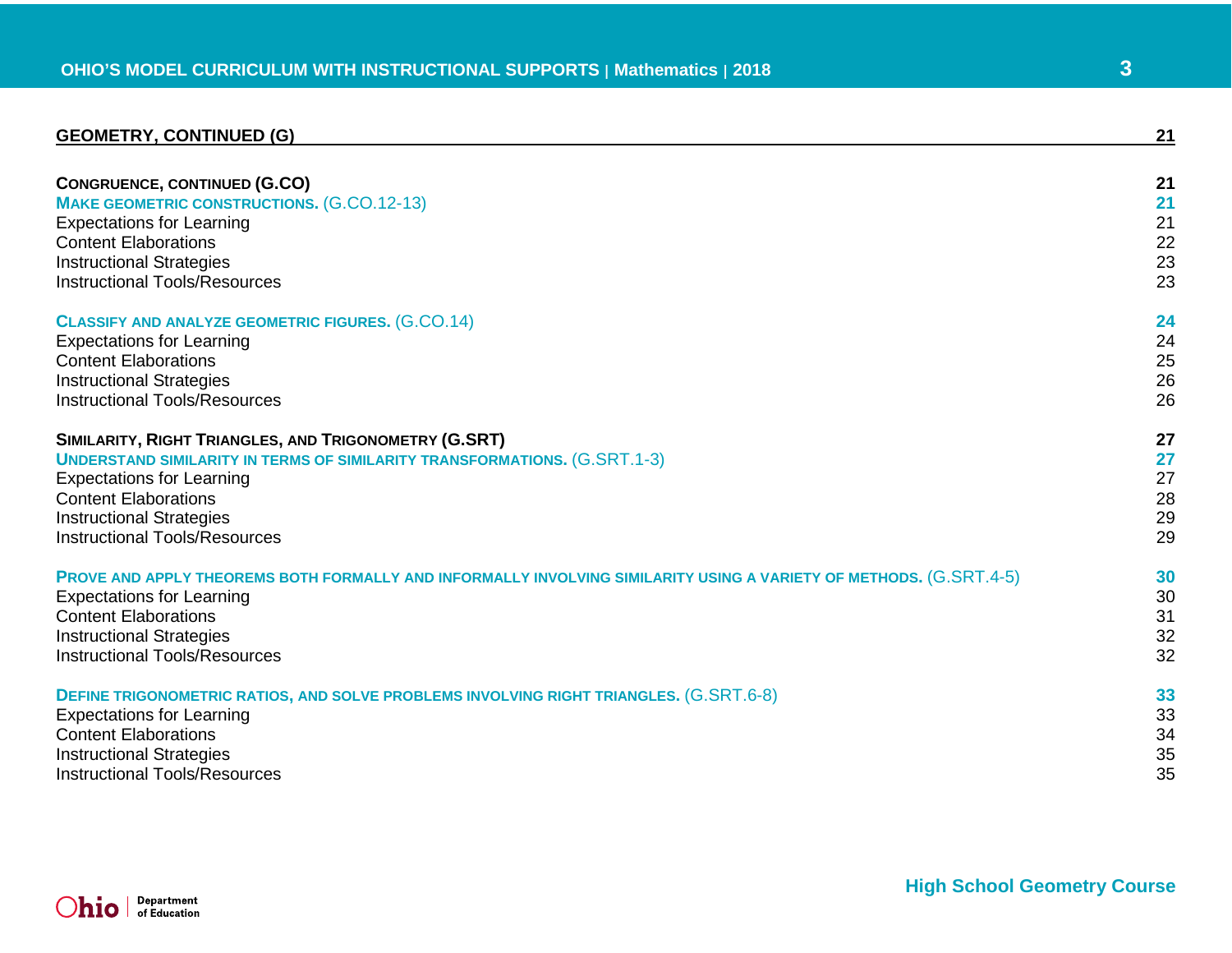| GEOMETRY, CONTINUED (G) | 21 |
| --- | --- |
| **CONGRUENCE, CONTINUED (G.CO)** | **21** |
| **MAKE GEOMETRIC CONSTRUCTIONS.** (G.CO.12-13) | **21** |
| Expectations for Learning | 21 |
| Content Elaborations | 22 |
| Instructional Strategies | 23 |
| Instructional Tools/Resources | 23 |
| **CLASSIFY AND ANALYZE GEOMETRIC FIGURES.** (G.CO.14) | **24** |
| Expectations for Learning | 24 |
| Content Elaborations | 25 |
| Instructional Strategies | 26 |
| Instructional Tools/Resources | 26 |
| **SIMILARITY, RIGHT TRIANGLES, AND TRIGONOMETRY (G.SRT)** | **27** |
| **UNDERSTAND SIMILARITY IN TERMS OF SIMILARITY TRANSFORMATIONS.** (G.SRT.1-3) | **27** |
| Expectations for Learning | 27 |
| Content Elaborations | 28 |
| Instructional Strategies | 29 |
| Instructional Tools/Resources | 29 |
| **PROVE AND APPLY THEOREMS BOTH FORMALLY AND INFORMALLY INVOLVING SIMILARITY USING A VARIETY OF METHODS.** (G.SRT.4-5) | **30** |
| Expectations for Learning | 30 |
| Content Elaborations | 31 |
| Instructional Strategies | 32 |
| Instructional Tools/Resources | 32 |
| **DEFINE TRIGONOMETRIC RATIOS, AND SOLVE PROBLEMS INVOLVING RIGHT TRIANGLES.** (G.SRT.6-8) | **33** |
| Expectations for Learning | 33 |
| Content Elaborations | 34 |
| Instructional Strategies | 35 |
| Instructional Tools/Resources | 35 |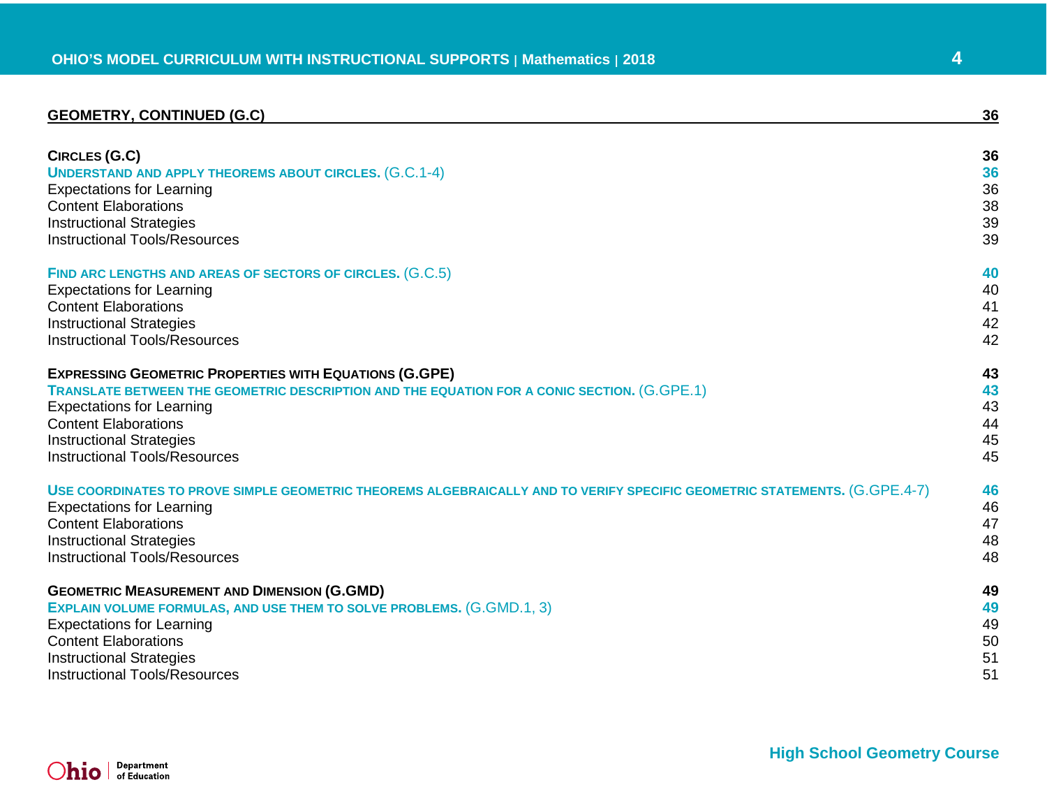| GEOMETRY, CONTINUED (G.C) | 36 |
|---|---|
| **CIRCLES (G.C)** | **36** |
| **UNDERSTAND AND APPLY THEOREMS ABOUT CIRCLES.** (G.C.1-4) | **36** |
| Expectations for Learning | 36 |
| Content Elaborations | 38 |
| Instructional Strategies | 39 |
| Instructional Tools/Resources | 39 |
| **FIND ARC LENGTHS AND AREAS OF SECTORS OF CIRCLES.** (G.C.5) | **40** |
| Expectations for Learning | 40 |
| Content Elaborations | 41 |
| Instructional Strategies | 42 |
| Instructional Tools/Resources | 42 |
| **EXPRESSING GEOMETRIC PROPERTIES WITH EQUATIONS (G.GPE)** | **43** |
| **TRANSLATE BETWEEN THE GEOMETRIC DESCRIPTION AND THE EQUATION FOR A CONIC SECTION.** (G.GPE.1) | **43** |
| Expectations for Learning | 43 |
| Content Elaborations | 44 |
| Instructional Strategies | 45 |
| Instructional Tools/Resources | 45 |
| **USE COORDINATES TO PROVE SIMPLE GEOMETRIC THEOREMS ALGEBRAICALLY AND TO VERIFY SPECIFIC GEOMETRIC STATEMENTS.** (G.GPE.4-7) | **46** |
| Expectations for Learning | 46 |
| Content Elaborations | 47 |
| Instructional Strategies | 48 |
| Instructional Tools/Resources | 48 |
| **GEOMETRIC MEASUREMENT AND DIMENSION (G.GMD)** | **49** |
| **EXPLAIN VOLUME FORMULAS, AND USE THEM TO SOLVE PROBLEMS.** (G.GMD.1, 3) | **49** |
| Expectations for Learning | 49 |
| Content Elaborations | 50 |
| Instructional Strategies | 51 |
| Instructional Tools/Resources | 51 |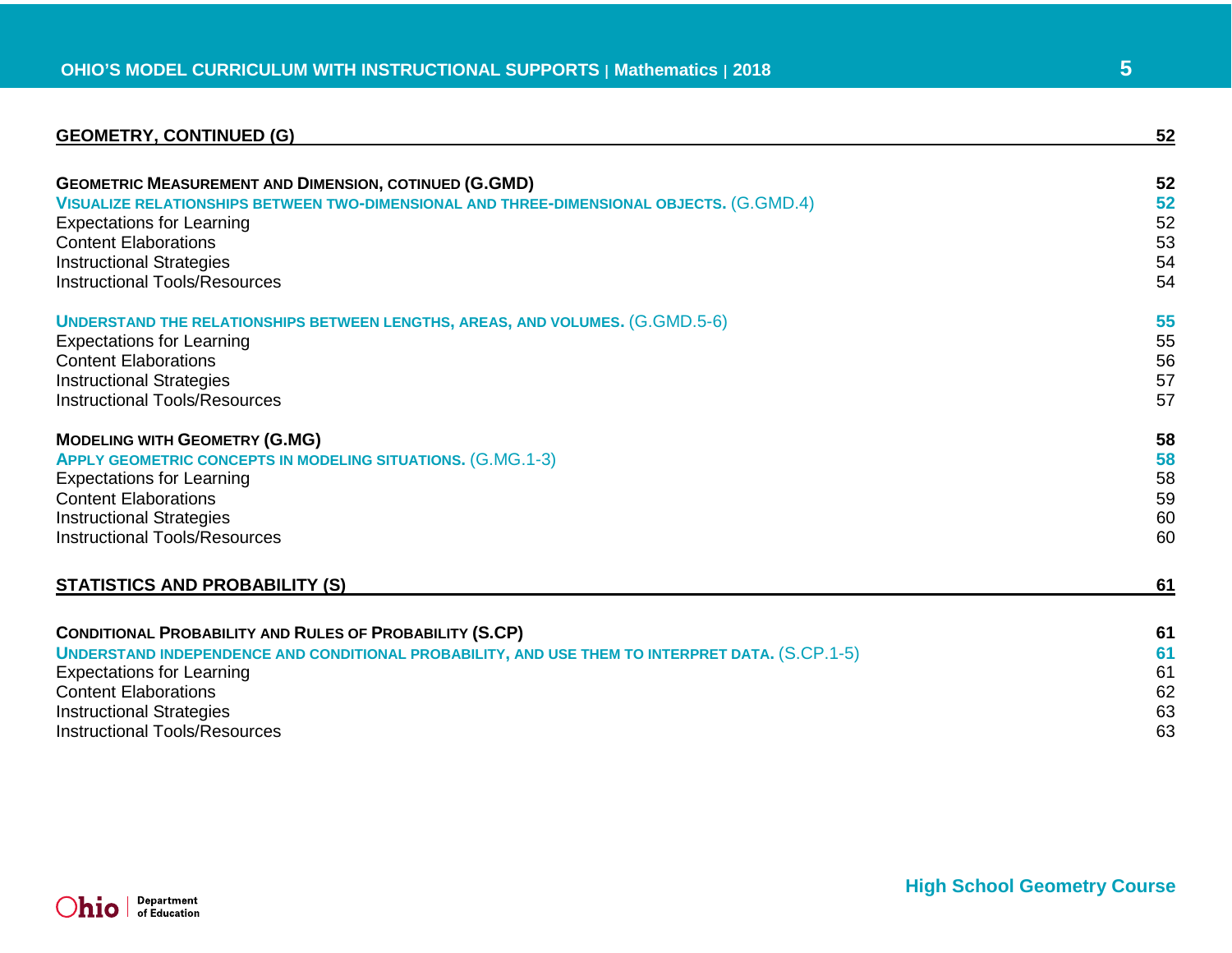| GEOMETRY, CONTINUED (G) | 52 |
|---|---|
| **GEOMETRIC MEASUREMENT AND DIMENSION, COTINUED (G.GMD)** | **52** |
| **VISUALIZE RELATIONSHIPS BETWEEN TWO-DIMENSIONAL AND THREE-DIMENSIONAL OBJECTS.** (G.GMD.4) | **52** |
| Expectations for Learning | 52 |
| Content Elaborations | 53 |
| Instructional Strategies | 54 |
| Instructional Tools/Resources | 54 |
| **UNDERSTAND THE RELATIONSHIPS BETWEEN LENGTHS, AREAS, AND VOLUMES.** (G.GMD.5-6) | **55** |
| Expectations for Learning | 55 |
| Content Elaborations | 56 |
| Instructional Strategies | 57 |
| Instructional Tools/Resources | 57 |
| **MODELING WITH GEOMETRY (G.MG)** | **58** |
| **APPLY GEOMETRIC CONCEPTS IN MODELING SITUATIONS.** (G.MG.1-3) | **58** |
| Expectations for Learning | 58 |
| Content Elaborations | 59 |
| Instructional Strategies | 60 |
| Instructional Tools/Resources | 60 |
| **STATISTICS AND PROBABILITY (S)** | **61** |
| **CONDITIONAL PROBABILITY AND RULES OF PROBABILITY (S.CP)** | **61** |
| **UNDERSTAND INDEPENDENCE AND CONDITIONAL PROBABILITY, AND USE THEM TO INTERPRET DATA.** (S.CP.1-5) | **61** |
| Expectations for Learning | 61 |
| Content Elaborations | 62 |
| Instructional Strategies | 63 |
| Instructional Tools/Resources | 63 |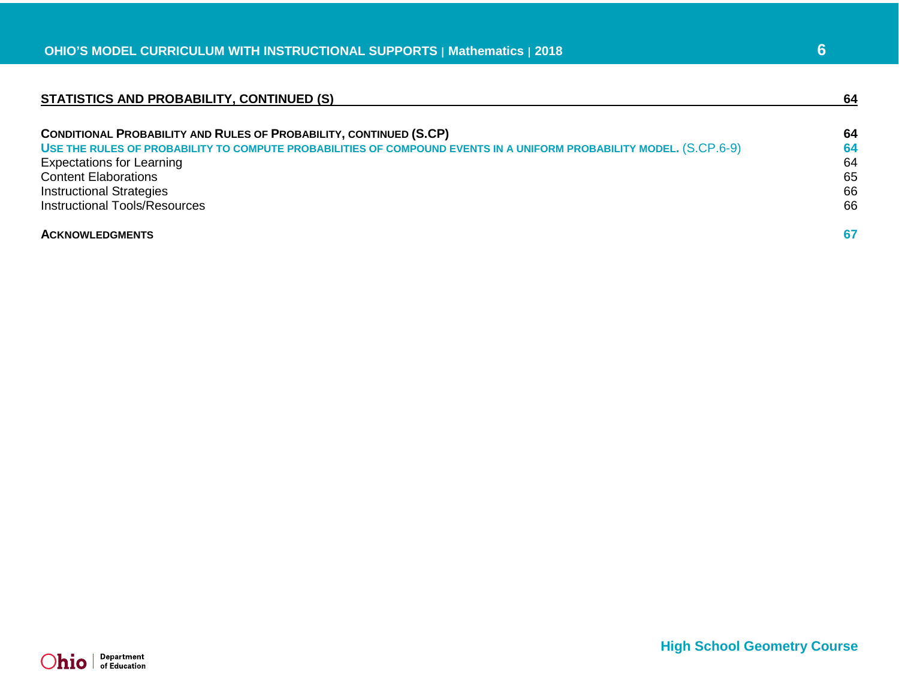| STATISTICS AND PROBABILITY, CONTINUED (S) | 64 |
| --- | --- |
| **CONDITIONAL PROBABILITY AND RULES OF PROBABILITY, CONTINUED (S.CP)** | **64** |
| **USE THE RULES OF PROBABILITY TO COMPUTE PROBABILITIES OF COMPOUND EVENTS IN A UNIFORM PROBABILITY MODEL.** (S.CP.6-9) | **64** |
| Expectations for Learning | 64 |
| Content Elaborations | 65 |
| Instructional Strategies | 66 |
| Instructional Tools/Resources | 66 |
| **ACKNOWLEDGMENTS** | **67** |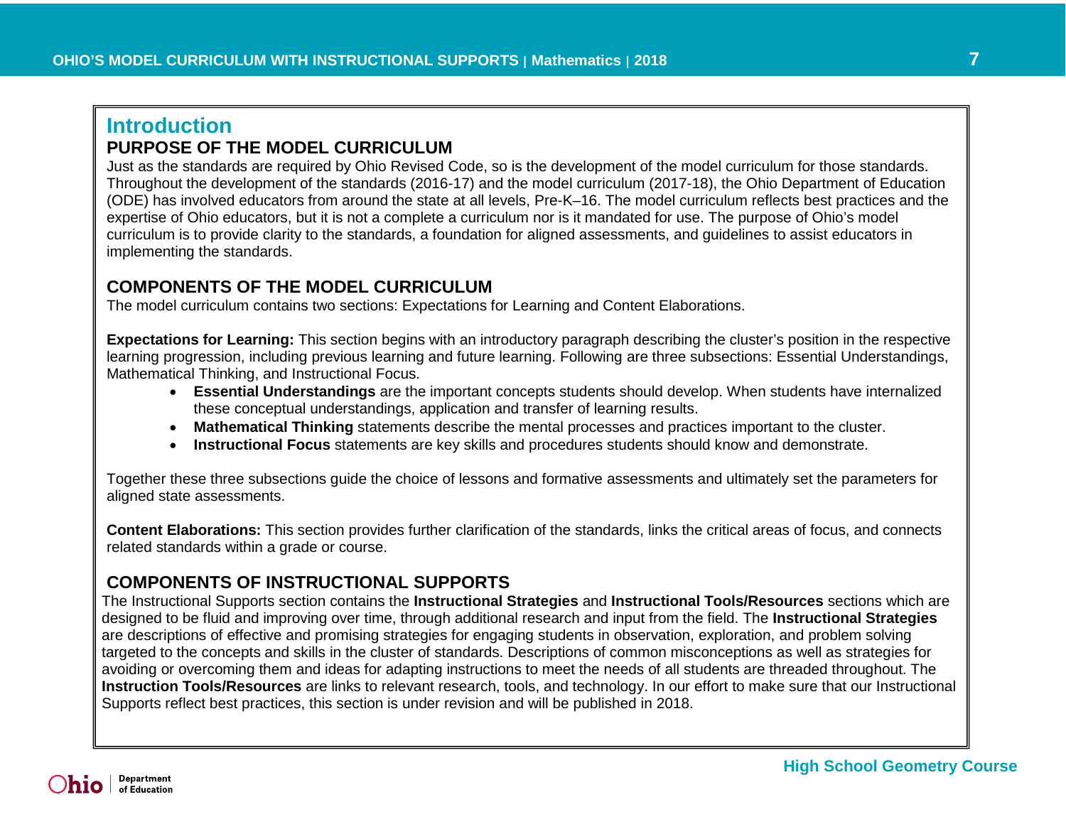# Introduction

## PURPOSE OF THE MODEL CURRICULUM

Just as the standards are required by Ohio Revised Code, so is the development of the model curriculum for those standards. Throughout the development of the standards (2016-17) and the model curriculum (2017-18), the Ohio Department of Education (ODE) has involved educators from around the state at all levels, Pre-K–16. The model curriculum reflects best practices and the expertise of Ohio educators, but it is not a complete a curriculum nor is it mandated for use. The purpose of Ohio's model curriculum is to provide clarity to the standards, a foundation for aligned assessments, and guidelines to assist educators in implementing the standards.

## COMPONENTS OF THE MODEL CURRICULUM

The model curriculum contains two sections: Expectations for Learning and Content Elaborations.

**Expectations for Learning:** This section begins with an introductory paragraph describing the cluster's position in the respective learning progression, including previous learning and future learning. Following are three subsections: Essential Understandings, Mathematical Thinking, and Instructional Focus.

- **Essential Understandings** are the important concepts students should develop. When students have internalized these conceptual understandings, application and transfer of learning results.
- **Mathematical Thinking** statements describe the mental processes and practices important to the cluster.
- **Instructional Focus** statements are key skills and procedures students should know and demonstrate.

Together these three subsections guide the choice of lessons and formative assessments and ultimately set the parameters for aligned state assessments.

**Content Elaborations:** This section provides further clarification of the standards, links the critical areas of focus, and connects related standards within a grade or course.

## COMPONENTS OF INSTRUCTIONAL SUPPORTS

The Instructional Supports section contains the **Instructional Strategies** and **Instructional Tools/Resources** sections which are designed to be fluid and improving over time, through additional research and input from the field. The **Instructional Strategies** are descriptions of effective and promising strategies for engaging students in observation, exploration, and problem solving targeted to the concepts and skills in the cluster of standards. Descriptions of common misconceptions as well as strategies for avoiding or overcoming them and ideas for adapting instructions to meet the needs of all students are threaded throughout. The **Instruction Tools/Resources** are links to relevant research, tools, and technology. In our effort to make sure that our Instructional Supports reflect best practices, this section is under revision and will be published in 2018.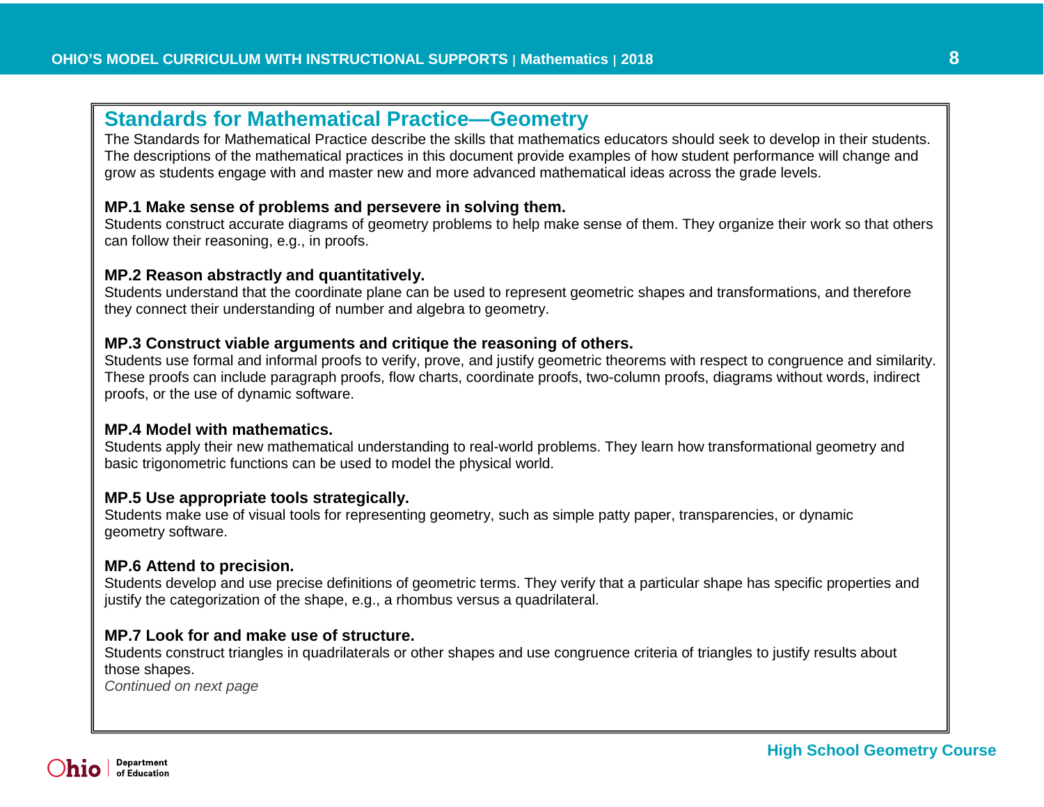## Standards for Mathematical Practice—Geometry

The Standards for Mathematical Practice describe the skills that mathematics educators should seek to develop in their students. The descriptions of the mathematical practices in this document provide examples of how student performance will change and grow as students engage with and master new and more advanced mathematical ideas across the grade levels.

**MP.1 Make sense of problems and persevere in solving them.**
Students construct accurate diagrams of geometry problems to help make sense of them. They organize their work so that others can follow their reasoning, e.g., in proofs.

**MP.2 Reason abstractly and quantitatively.**
Students understand that the coordinate plane can be used to represent geometric shapes and transformations, and therefore they connect their understanding of number and algebra to geometry.

**MP.3 Construct viable arguments and critique the reasoning of others.**
Students use formal and informal proofs to verify, prove, and justify geometric theorems with respect to congruence and similarity. These proofs can include paragraph proofs, flow charts, coordinate proofs, two-column proofs, diagrams without words, indirect proofs, or the use of dynamic software.

**MP.4 Model with mathematics.**
Students apply their new mathematical understanding to real-world problems. They learn how transformational geometry and basic trigonometric functions can be used to model the physical world.

**MP.5 Use appropriate tools strategically.**
Students make use of visual tools for representing geometry, such as simple patty paper, transparencies, or dynamic geometry software.

**MP.6 Attend to precision.**
Students develop and use precise definitions of geometric terms. They verify that a particular shape has specific properties and justify the categorization of the shape, e.g., a rhombus versus a quadrilateral.

**MP.7 Look for and make use of structure.**
Students construct triangles in quadrilaterals or other shapes and use congruence criteria of triangles to justify results about those shapes.

*Continued on next page*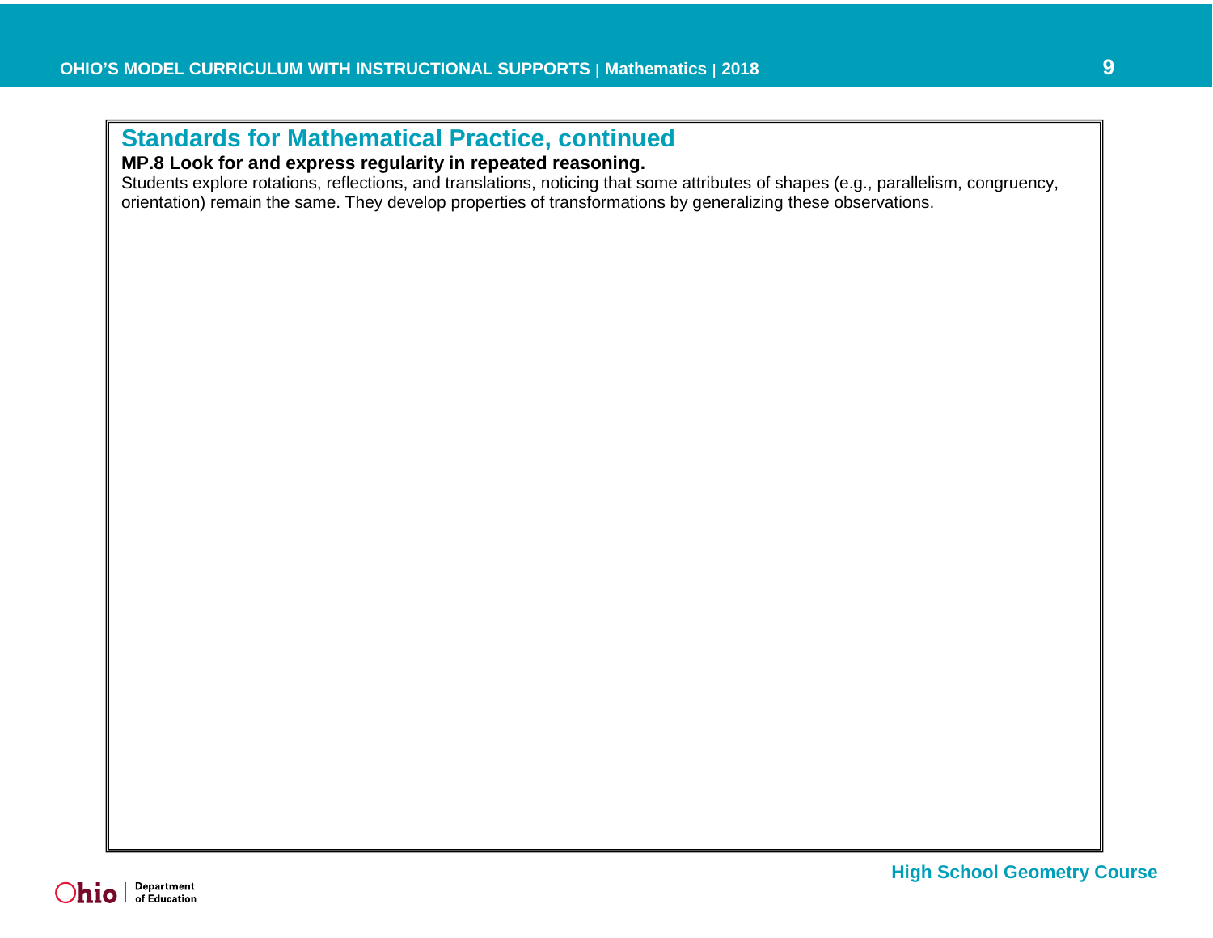## Standards for Mathematical Practice, continued

**MP.8 Look for and express regularity in repeated reasoning.**

Students explore rotations, reflections, and translations, noticing that some attributes of shapes (e.g., parallelism, congruency, orientation) remain the same. They develop properties of transformations by generalizing these observations.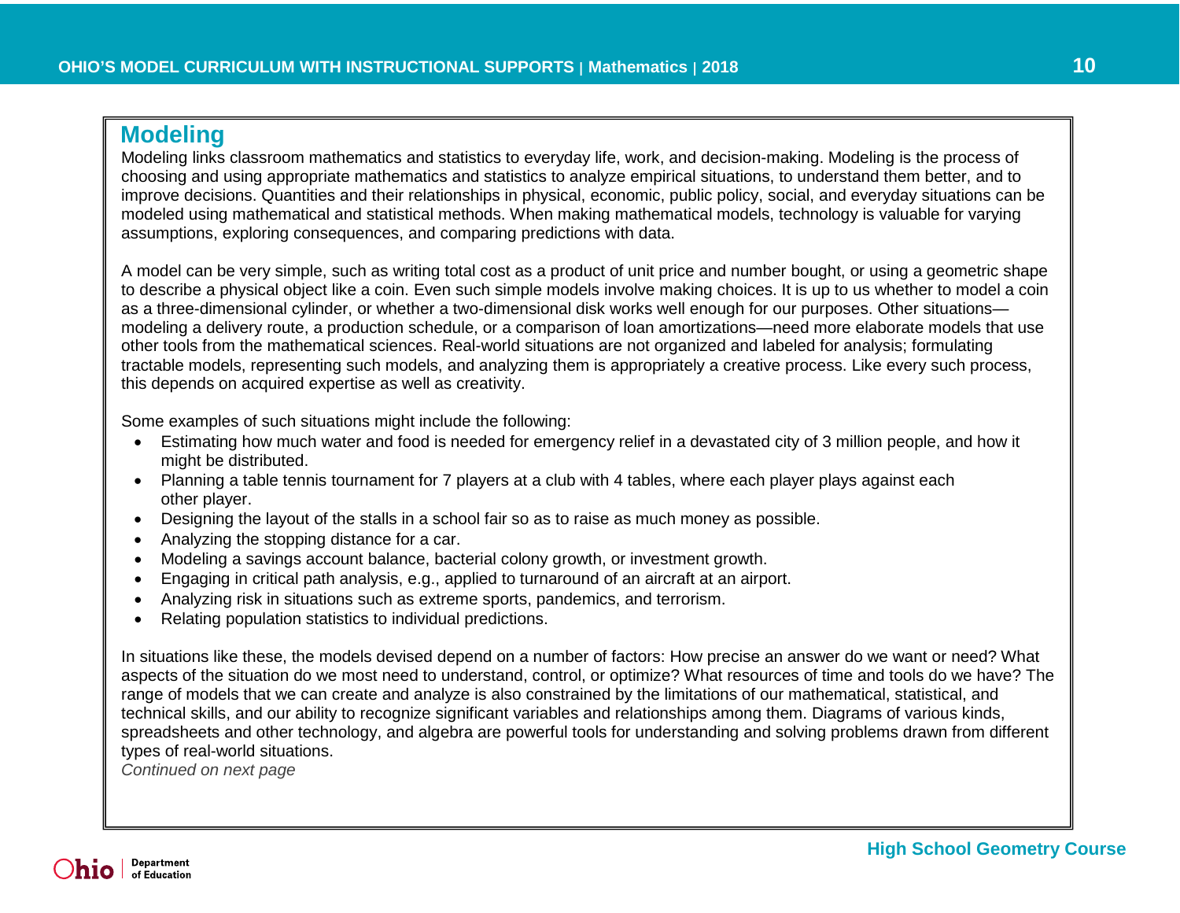## Modeling

Modeling links classroom mathematics and statistics to everyday life, work, and decision-making. Modeling is the process of choosing and using appropriate mathematics and statistics to analyze empirical situations, to understand them better, and to improve decisions. Quantities and their relationships in physical, economic, public policy, social, and everyday situations can be modeled using mathematical and statistical methods. When making mathematical models, technology is valuable for varying assumptions, exploring consequences, and comparing predictions with data.

A model can be very simple, such as writing total cost as a product of unit price and number bought, or using a geometric shape to describe a physical object like a coin. Even such simple models involve making choices. It is up to us whether to model a coin as a three-dimensional cylinder, or whether a two-dimensional disk works well enough for our purposes. Other situations—modeling a delivery route, a production schedule, or a comparison of loan amortizations—need more elaborate models that use other tools from the mathematical sciences. Real-world situations are not organized and labeled for analysis; formulating tractable models, representing such models, and analyzing them is appropriately a creative process. Like every such process, this depends on acquired expertise as well as creativity.

Some examples of such situations might include the following:

- Estimating how much water and food is needed for emergency relief in a devastated city of 3 million people, and how it might be distributed.
- Planning a table tennis tournament for 7 players at a club with 4 tables, where each player plays against each other player.
- Designing the layout of the stalls in a school fair so as to raise as much money as possible.
- Analyzing the stopping distance for a car.
- Modeling a savings account balance, bacterial colony growth, or investment growth.
- Engaging in critical path analysis, e.g., applied to turnaround of an aircraft at an airport.
- Analyzing risk in situations such as extreme sports, pandemics, and terrorism.
- Relating population statistics to individual predictions.

In situations like these, the models devised depend on a number of factors: How precise an answer do we want or need? What aspects of the situation do we most need to understand, control, or optimize? What resources of time and tools do we have? The range of models that we can create and analyze is also constrained by the limitations of our mathematical, statistical, and technical skills, and our ability to recognize significant variables and relationships among them. Diagrams of various kinds, spreadsheets and other technology, and algebra are powerful tools for understanding and solving problems drawn from different types of real-world situations.

*Continued on next page*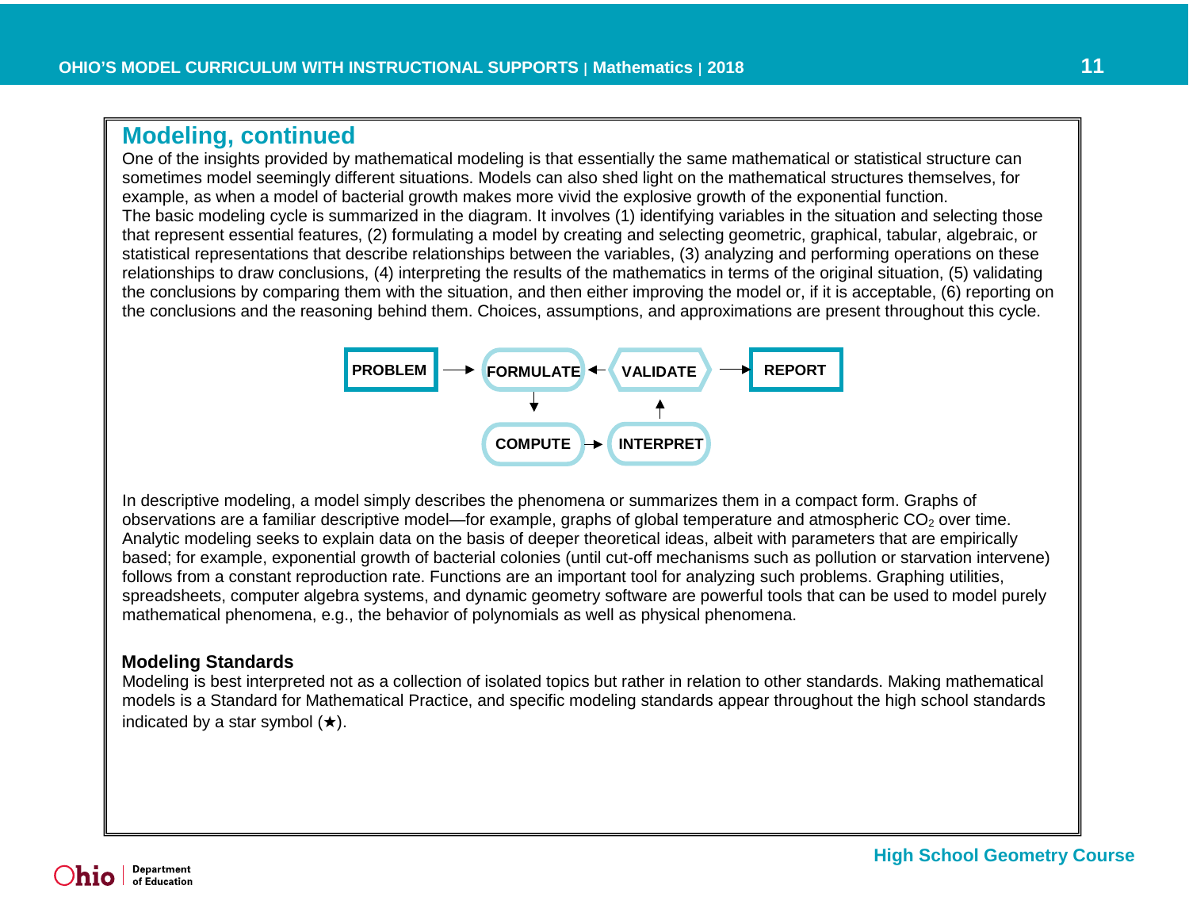## Modeling, continued

One of the insights provided by mathematical modeling is that essentially the same mathematical or statistical structure can sometimes model seemingly different situations. Models can also shed light on the mathematical structures themselves, for example, as when a model of bacterial growth makes more vivid the explosive growth of the exponential function.

The basic modeling cycle is summarized in the diagram. It involves (1) identifying variables in the situation and selecting those that represent essential features, (2) formulating a model by creating and selecting geometric, graphical, tabular, algebraic, or statistical representations that describe relationships between the variables, (3) analyzing and performing operations on these relationships to draw conclusions, (4) interpreting the results of the mathematics in terms of the original situation, (5) validating the conclusions by comparing them with the situation, and then either improving the model or, if it is acceptable, (6) reporting on the conclusions and the reasoning behind them. Choices, assumptions, and approximations are present throughout this cycle.

PROBLEM → FORMULATE ← VALIDATE → REPORT

FORMULATE ↓ COMPUTE → INTERPRET ↑ VALIDATE

In descriptive modeling, a model simply describes the phenomena or summarizes them in a compact form. Graphs of observations are a familiar descriptive model—for example, graphs of global temperature and atmospheric $CO_2$ over time. Analytic modeling seeks to explain data on the basis of deeper theoretical ideas, albeit with parameters that are empirically based; for example, exponential growth of bacterial colonies (until cut-off mechanisms such as pollution or starvation intervene) follows from a constant reproduction rate. Functions are an important tool for analyzing such problems. Graphing utilities, spreadsheets, computer algebra systems, and dynamic geometry software are powerful tools that can be used to model purely mathematical phenomena, e.g., the behavior of polynomials as well as physical phenomena.

### Modeling Standards

Modeling is best interpreted not as a collection of isolated topics but rather in relation to other standards. Making mathematical models is a Standard for Mathematical Practice, and specific modeling standards appear throughout the high school standards indicated by a star symbol (★).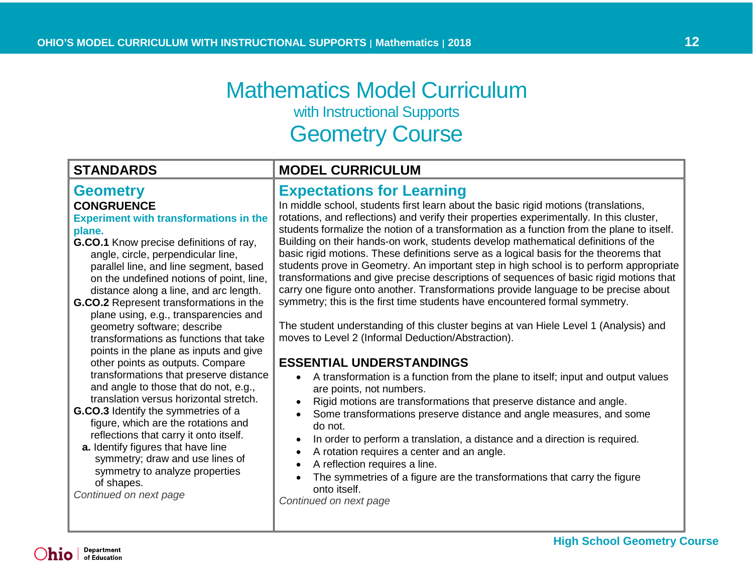# Mathematics Model Curriculum

## with Instructional Supports

# Geometry Course

| STANDARDS | MODEL CURRICULUM |
|---|---|
| **Geometry**<br>**CONGRUENCE**<br>**Experiment with transformations in the plane.**<br>**G.CO.1** Know precise definitions of ray, angle, circle, perpendicular line, parallel line, and line segment, based on the undefined notions of point, line, distance along a line, and arc length.<br>**G.CO.2** Represent transformations in the plane using, e.g., transparencies and geometry software; describe transformations as functions that take points in the plane as inputs and give other points as outputs. Compare transformations that preserve distance and angle to those that do not, e.g., translation versus horizontal stretch.<br>**G.CO.3** Identify the symmetries of a figure, which are the rotations and reflections that carry it onto itself.<br>**a.** Identify figures that have line symmetry; draw and use lines of symmetry to analyze properties of shapes.<br>*Continued on next page* | **Expectations for Learning**<br>In middle school, students first learn about the basic rigid motions (translations, rotations, and reflections) and verify their properties experimentally. In this cluster, students formalize the notion of a transformation as a function from the plane to itself. Building on their hands-on work, students develop mathematical definitions of the basic rigid motions. These definitions serve as a logical basis for the theorems that students prove in Geometry. An important step in high school is to perform appropriate transformations and give precise descriptions of sequences of basic rigid motions that carry one figure onto another. Transformations provide language to be precise about symmetry; this is the first time students have encountered formal symmetry.<br><br>The student understanding of this cluster begins at van Hiele Level 1 (Analysis) and moves to Level 2 (Informal Deduction/Abstraction).<br><br>**ESSENTIAL UNDERSTANDINGS**<br>• A transformation is a function from the plane to itself; input and output values are points, not numbers.<br>• Rigid motions are transformations that preserve distance and angle.<br>• Some transformations preserve distance and angle measures, and some do not.<br>• In order to perform a translation, a distance and a direction is required.<br>• A rotation requires a center and an angle.<br>• A reflection requires a line.<br>• The symmetries of a figure are the transformations that carry the figure onto itself.<br>*Continued on next page* |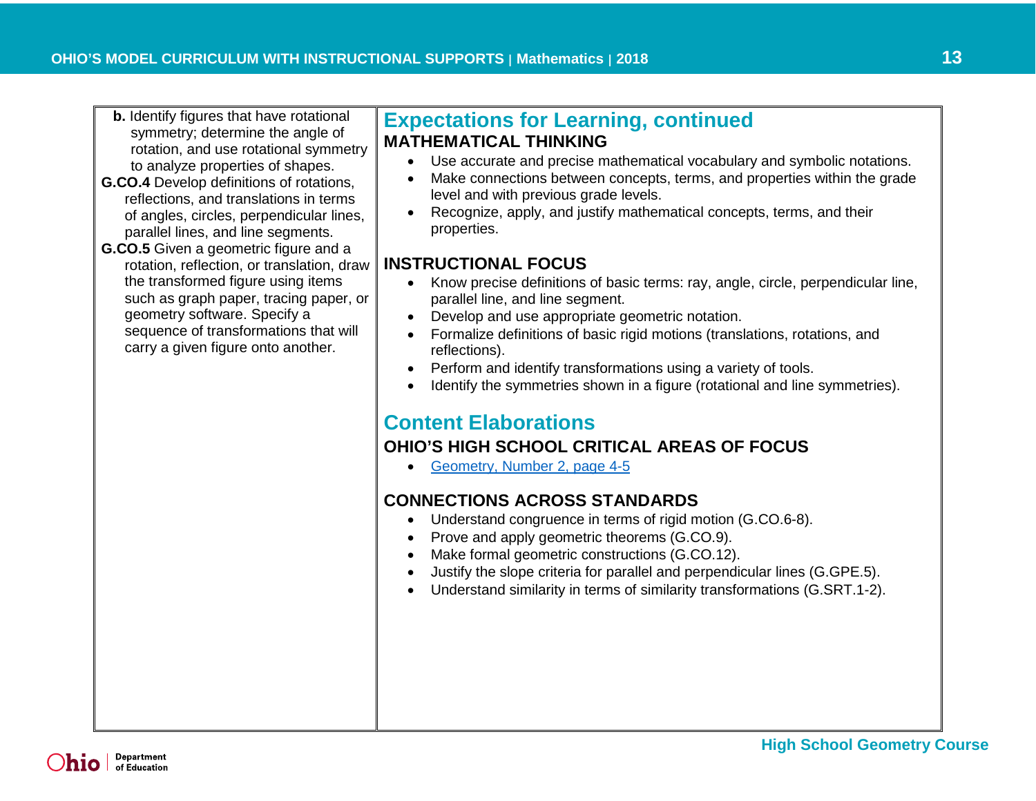**b.** Identify figures that have rotational symmetry; determine the angle of rotation, and use rotational symmetry to analyze properties of shapes.

**G.CO.4** Develop definitions of rotations, reflections, and translations in terms of angles, circles, perpendicular lines, parallel lines, and line segments.

**G.CO.5** Given a geometric figure and a rotation, reflection, or translation, draw the transformed figure using items such as graph paper, tracing paper, or geometry software. Specify a sequence of transformations that will carry a given figure onto another.

## Expectations for Learning, continued

### MATHEMATICAL THINKING

- Use accurate and precise mathematical vocabulary and symbolic notations.
- Make connections between concepts, terms, and properties within the grade level and with previous grade levels.
- Recognize, apply, and justify mathematical concepts, terms, and their properties.

### INSTRUCTIONAL FOCUS

- Know precise definitions of basic terms: ray, angle, circle, perpendicular line, parallel line, and line segment.
- Develop and use appropriate geometric notation.
- Formalize definitions of basic rigid motions (translations, rotations, and reflections).
- Perform and identify transformations using a variety of tools.
- Identify the symmetries shown in a figure (rotational and line symmetries).

## Content Elaborations

### OHIO'S HIGH SCHOOL CRITICAL AREAS OF FOCUS

- Geometry, Number 2, page 4-5

### CONNECTIONS ACROSS STANDARDS

- Understand congruence in terms of rigid motion (G.CO.6-8).
- Prove and apply geometric theorems (G.CO.9).
- Make formal geometric constructions (G.CO.12).
- Justify the slope criteria for parallel and perpendicular lines (G.GPE.5).
- Understand similarity in terms of similarity transformations (G.SRT.1-2).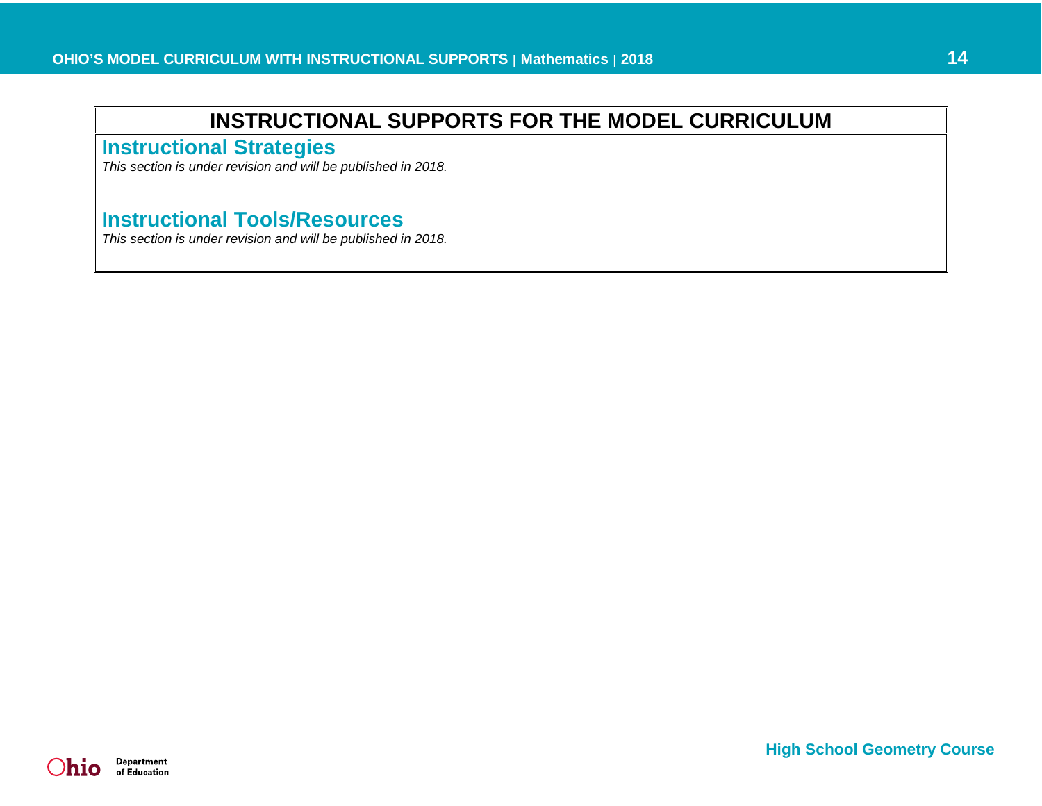# INSTRUCTIONAL SUPPORTS FOR THE MODEL CURRICULUM

## Instructional Strategies

*This section is under revision and will be published in 2018.*

## Instructional Tools/Resources

*This section is under revision and will be published in 2018.*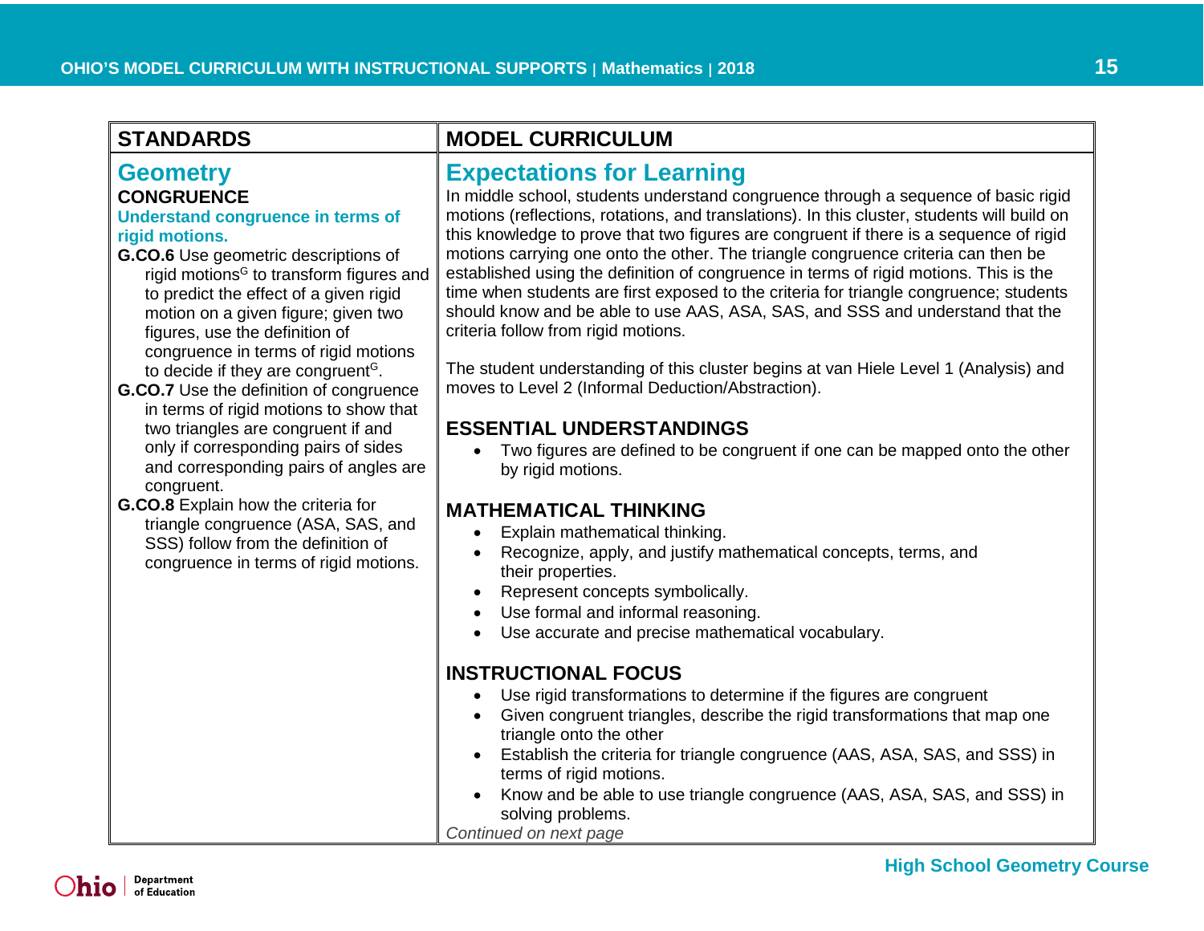## STANDARDS

# Geometry

### CONGRUENCE

**Understand congruence in terms of rigid motions.**

**G.CO.6** Use geometric descriptions of rigid motions[G] to transform figures and to predict the effect of a given rigid motion on a given figure; given two figures, use the definition of congruence in terms of rigid motions to decide if they are congruent[G].

**G.CO.7** Use the definition of congruence in terms of rigid motions to show that two triangles are congruent if and only if corresponding pairs of sides and corresponding pairs of angles are congruent.

**G.CO.8** Explain how the criteria for triangle congruence (ASA, SAS, and SSS) follow from the definition of congruence in terms of rigid motions.

## MODEL CURRICULUM

# Expectations for Learning

In middle school, students understand congruence through a sequence of basic rigid motions (reflections, rotations, and translations). In this cluster, students will build on this knowledge to prove that two figures are congruent if there is a sequence of rigid motions carrying one onto the other. The triangle congruence criteria can then be established using the definition of congruence in terms of rigid motions. This is the time when students are first exposed to the criteria for triangle congruence; students should know and be able to use AAS, ASA, SAS, and SSS and understand that the criteria follow from rigid motions.

The student understanding of this cluster begins at van Hiele Level 1 (Analysis) and moves to Level 2 (Informal Deduction/Abstraction).

### ESSENTIAL UNDERSTANDINGS

- Two figures are defined to be congruent if one can be mapped onto the other by rigid motions.

### MATHEMATICAL THINKING

- Explain mathematical thinking.
- Recognize, apply, and justify mathematical concepts, terms, and their properties.
- Represent concepts symbolically.
- Use formal and informal reasoning.
- Use accurate and precise mathematical vocabulary.

### INSTRUCTIONAL FOCUS

- Use rigid transformations to determine if the figures are congruent
- Given congruent triangles, describe the rigid transformations that map one triangle onto the other
- Establish the criteria for triangle congruence (AAS, ASA, SAS, and SSS) in terms of rigid motions.
- Know and be able to use triangle congruence (AAS, ASA, SAS, and SSS) in solving problems.

*Continued on next page*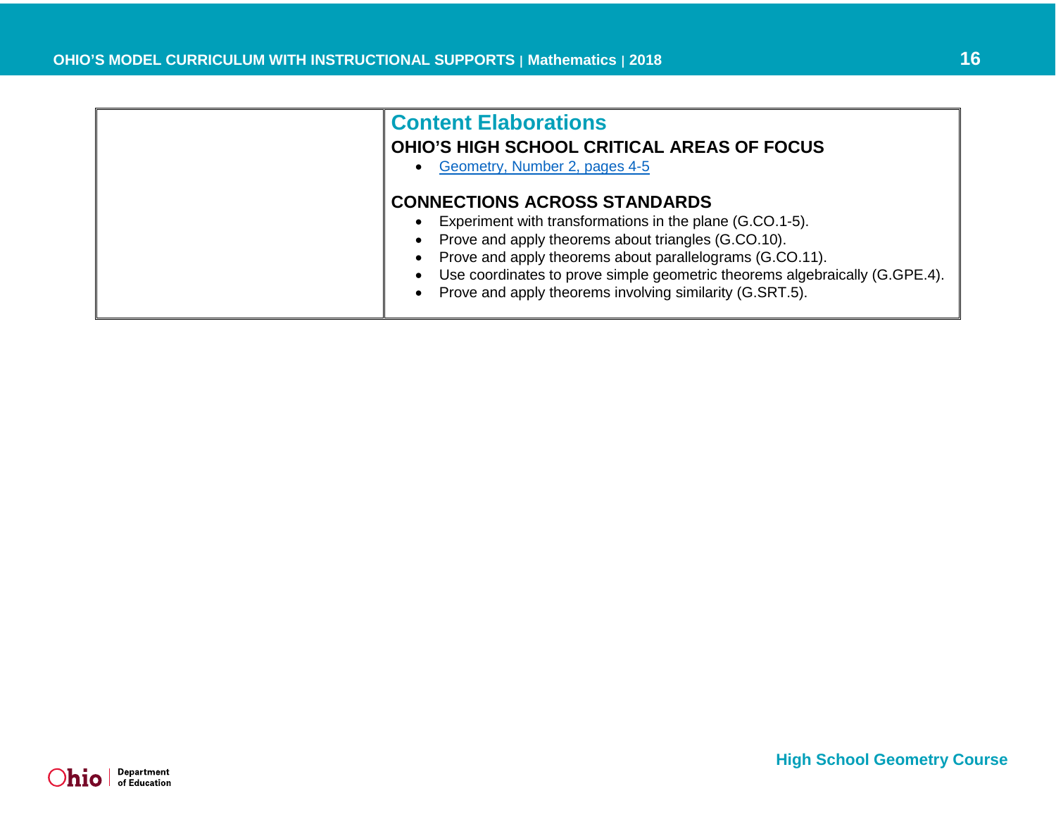| | Content Elaborations |
|---|---|
| | **OHIO'S HIGH SCHOOL CRITICAL AREAS OF FOCUS**<br>• Geometry, Number 2, pages 4-5<br><br>**CONNECTIONS ACROSS STANDARDS**<br>• Experiment with transformations in the plane (G.CO.1-5).<br>• Prove and apply theorems about triangles (G.CO.10).<br>• Prove and apply theorems about parallelograms (G.CO.11).<br>• Use coordinates to prove simple geometric theorems algebraically (G.GPE.4).<br>• Prove and apply theorems involving similarity (G.SRT.5). |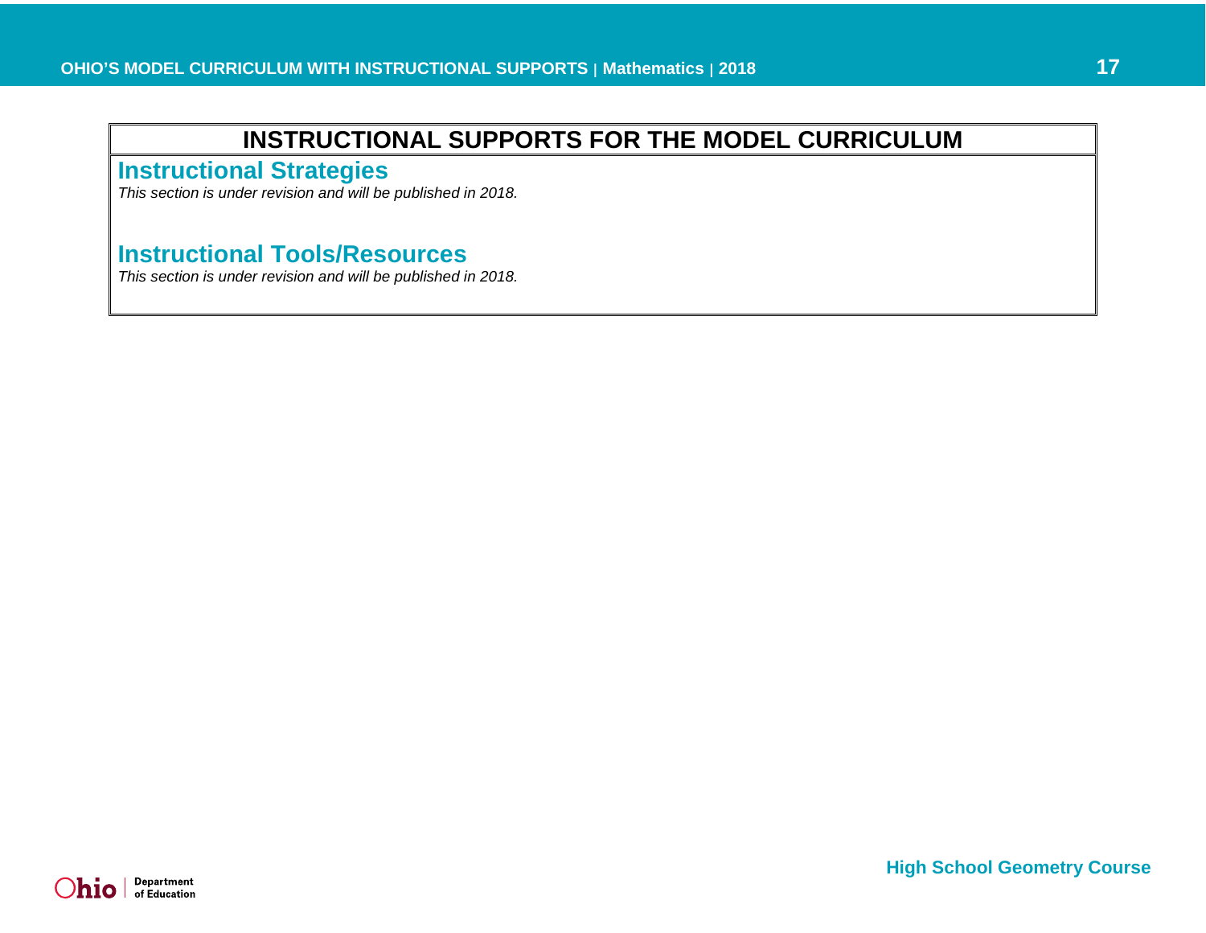# INSTRUCTIONAL SUPPORTS FOR THE MODEL CURRICULUM

## Instructional Strategies

*This section is under revision and will be published in 2018.*

## Instructional Tools/Resources

*This section is under revision and will be published in 2018.*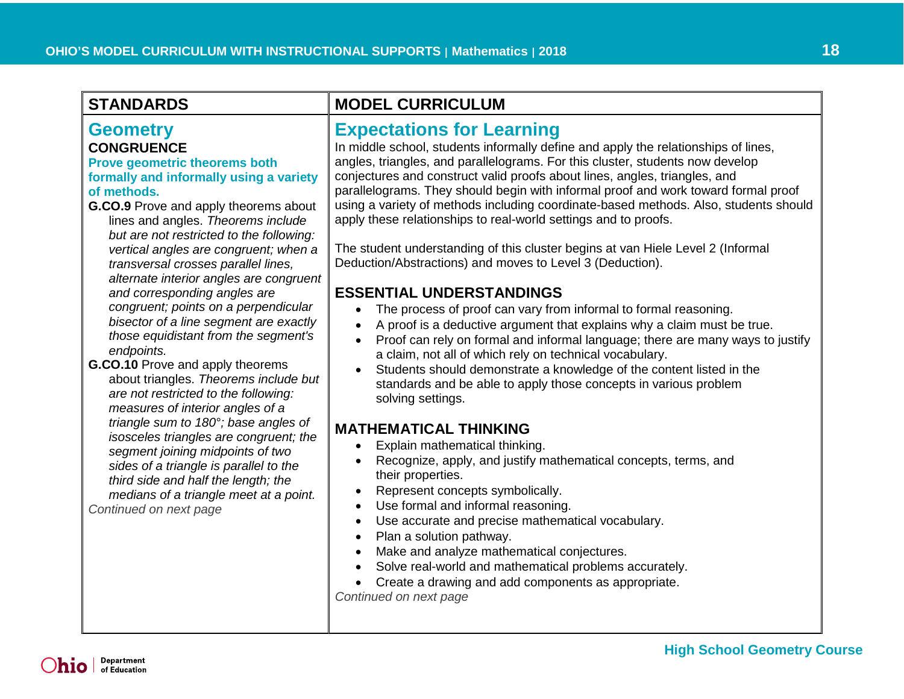| STANDARDS | MODEL CURRICULUM |
|---|---|
| **Geometry** | **Expectations for Learning** |

## STANDARDS

# Geometry

**CONGRUENCE**

**Prove geometric theorems both formally and informally using a variety of methods.**

**G.CO.9** Prove and apply theorems about lines and angles. *Theorems include but are not restricted to the following: vertical angles are congruent; when a transversal crosses parallel lines, alternate interior angles are congruent and corresponding angles are congruent; points on a perpendicular bisector of a line segment are exactly those equidistant from the segment's endpoints.*

**G.CO.10** Prove and apply theorems about triangles. *Theorems include but are not restricted to the following: measures of interior angles of a triangle sum to 180°; base angles of isosceles triangles are congruent; the segment joining midpoints of two sides of a triangle is parallel to the third side and half the length; the medians of a triangle meet at a point.*

*Continued on next page*

## MODEL CURRICULUM

# Expectations for Learning

In middle school, students informally define and apply the relationships of lines, angles, triangles, and parallelograms. For this cluster, students now develop conjectures and construct valid proofs about lines, angles, triangles, and parallelograms. They should begin with informal proof and work toward formal proof using a variety of methods including coordinate-based methods. Also, students should apply these relationships to real-world settings and to proofs.

The student understanding of this cluster begins at van Hiele Level 2 (Informal Deduction/Abstractions) and moves to Level 3 (Deduction).

### ESSENTIAL UNDERSTANDINGS

- The process of proof can vary from informal to formal reasoning.
- A proof is a deductive argument that explains why a claim must be true.
- Proof can rely on formal and informal language; there are many ways to justify a claim, not all of which rely on technical vocabulary.
- Students should demonstrate a knowledge of the content listed in the standards and be able to apply those concepts in various problem solving settings.

### MATHEMATICAL THINKING

- Explain mathematical thinking.
- Recognize, apply, and justify mathematical concepts, terms, and their properties.
- Represent concepts symbolically.
- Use formal and informal reasoning.
- Use accurate and precise mathematical vocabulary.
- Plan a solution pathway.
- Make and analyze mathematical conjectures.
- Solve real-world and mathematical problems accurately.
- Create a drawing and add components as appropriate.

*Continued on next page*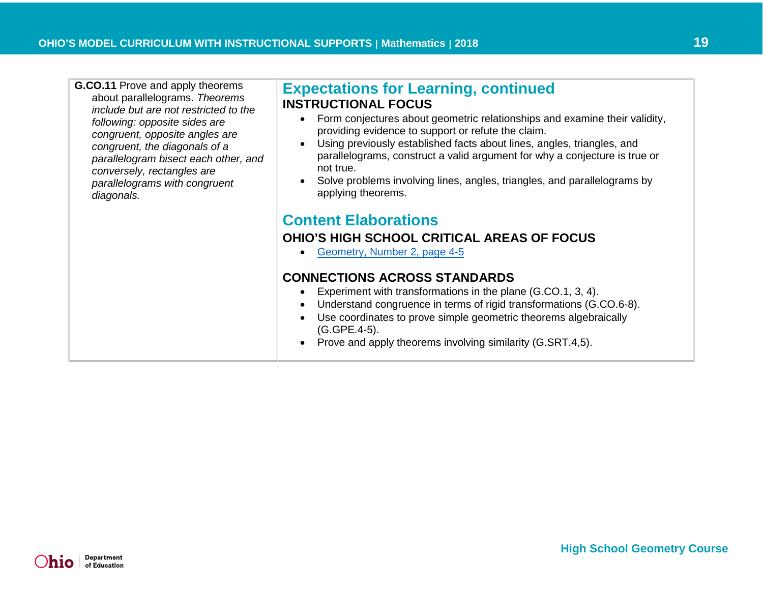**G.CO.11** Prove and apply theorems about parallelograms. *Theorems include but are not restricted to the following: opposite sides are congruent, opposite angles are congruent, the diagonals of a parallelogram bisect each other, and conversely, rectangles are parallelograms with congruent diagonals.*

## Expectations for Learning, continued

### INSTRUCTIONAL FOCUS

- Form conjectures about geometric relationships and examine their validity, providing evidence to support or refute the claim.
- Using previously established facts about lines, angles, triangles, and parallelograms, construct a valid argument for why a conjecture is true or not true.
- Solve problems involving lines, angles, triangles, and parallelograms by applying theorems.

## Content Elaborations

### OHIO'S HIGH SCHOOL CRITICAL AREAS OF FOCUS

- Geometry, Number 2, page 4-5

### CONNECTIONS ACROSS STANDARDS

- Experiment with transformations in the plane (G.CO.1, 3, 4).
- Understand congruence in terms of rigid transformations (G.CO.6-8).
- Use coordinates to prove simple geometric theorems algebraically (G.GPE.4-5).
- Prove and apply theorems involving similarity (G.SRT.4,5).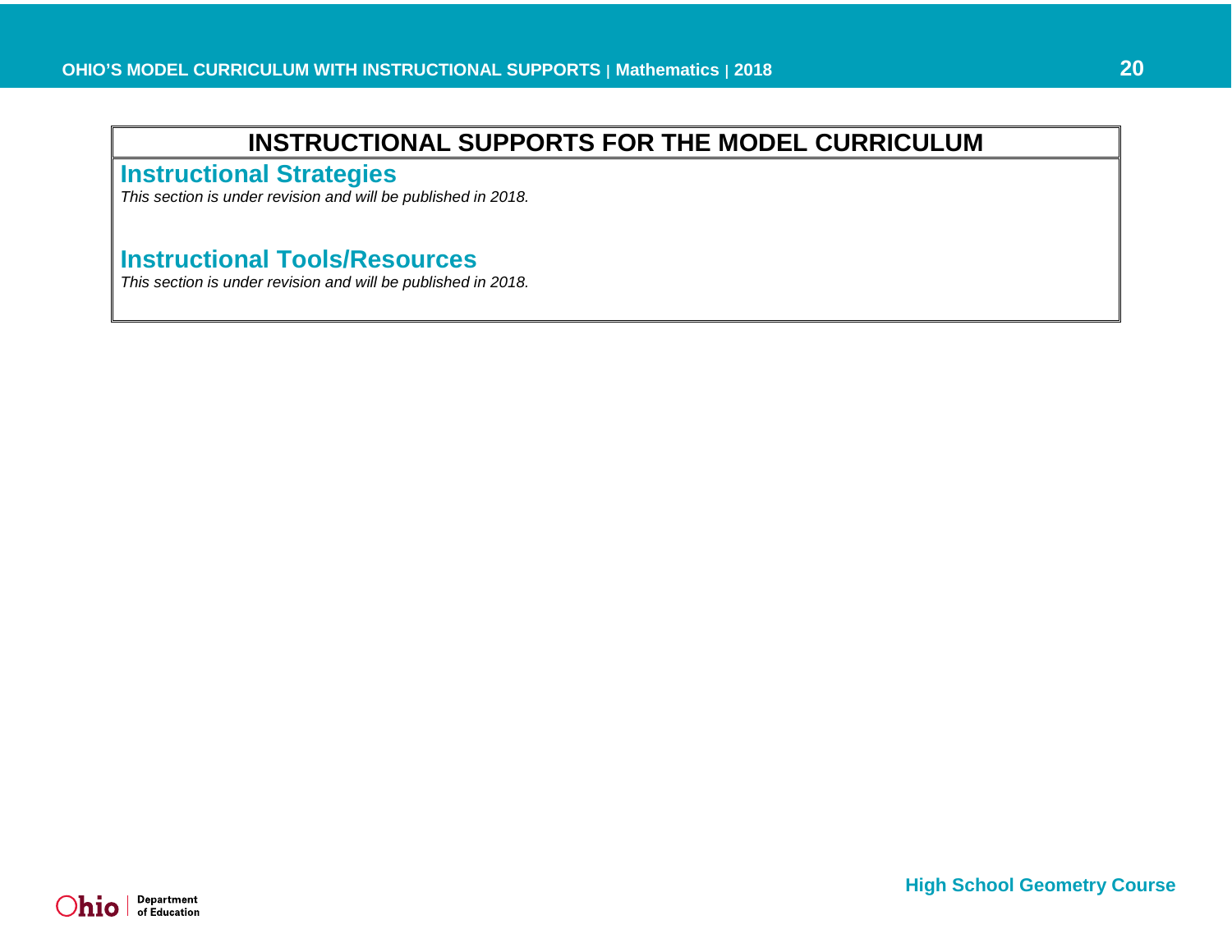# INSTRUCTIONAL SUPPORTS FOR THE MODEL CURRICULUM

## Instructional Strategies

*This section is under revision and will be published in 2018.*

## Instructional Tools/Resources

*This section is under revision and will be published in 2018.*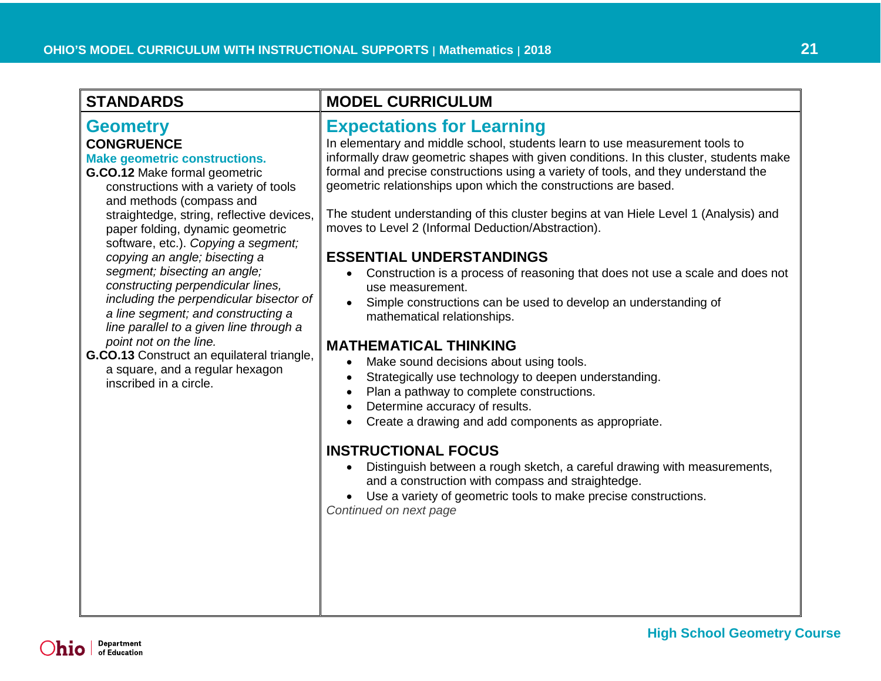| STANDARDS | MODEL CURRICULUM |
|---|---|
| | |

## Geometry

### CONGRUENCE

**Make geometric constructions.**

**G.CO.12** Make formal geometric constructions with a variety of tools and methods (compass and straightedge, string, reflective devices, paper folding, dynamic geometric software, etc.). *Copying a segment; copying an angle; bisecting a segment; bisecting an angle; constructing perpendicular lines, including the perpendicular bisector of a line segment; and constructing a line parallel to a given line through a point not on the line.*

**G.CO.13** Construct an equilateral triangle, a square, and a regular hexagon inscribed in a circle.

## Expectations for Learning

In elementary and middle school, students learn to use measurement tools to informally draw geometric shapes with given conditions. In this cluster, students make formal and precise constructions using a variety of tools, and they understand the geometric relationships upon which the constructions are based.

The student understanding of this cluster begins at van Hiele Level 1 (Analysis) and moves to Level 2 (Informal Deduction/Abstraction).

### ESSENTIAL UNDERSTANDINGS

- Construction is a process of reasoning that does not use a scale and does not use measurement.
- Simple constructions can be used to develop an understanding of mathematical relationships.

### MATHEMATICAL THINKING

- Make sound decisions about using tools.
- Strategically use technology to deepen understanding.
- Plan a pathway to complete constructions.
- Determine accuracy of results.
- Create a drawing and add components as appropriate.

### INSTRUCTIONAL FOCUS

- Distinguish between a rough sketch, a careful drawing with measurements, and a construction with compass and straightedge.
- Use a variety of geometric tools to make precise constructions.

*Continued on next page*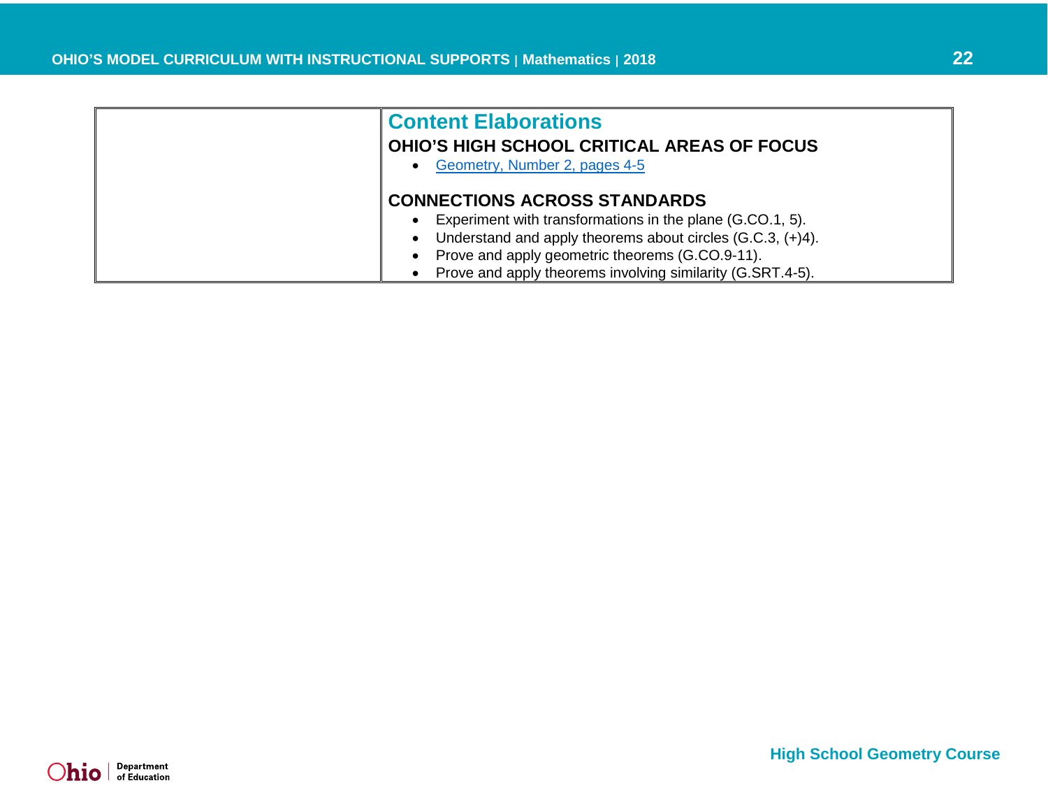| | Content Elaborations |
|---|---|
| | **OHIO'S HIGH SCHOOL CRITICAL AREAS OF FOCUS**<br>• Geometry, Number 2, pages 4-5<br><br>**CONNECTIONS ACROSS STANDARDS**<br>• Experiment with transformations in the plane (G.CO.1, 5).<br>• Understand and apply theorems about circles (G.C.3, (+)4).<br>• Prove and apply geometric theorems (G.CO.9-11).<br>• Prove and apply theorems involving similarity (G.SRT.4-5). |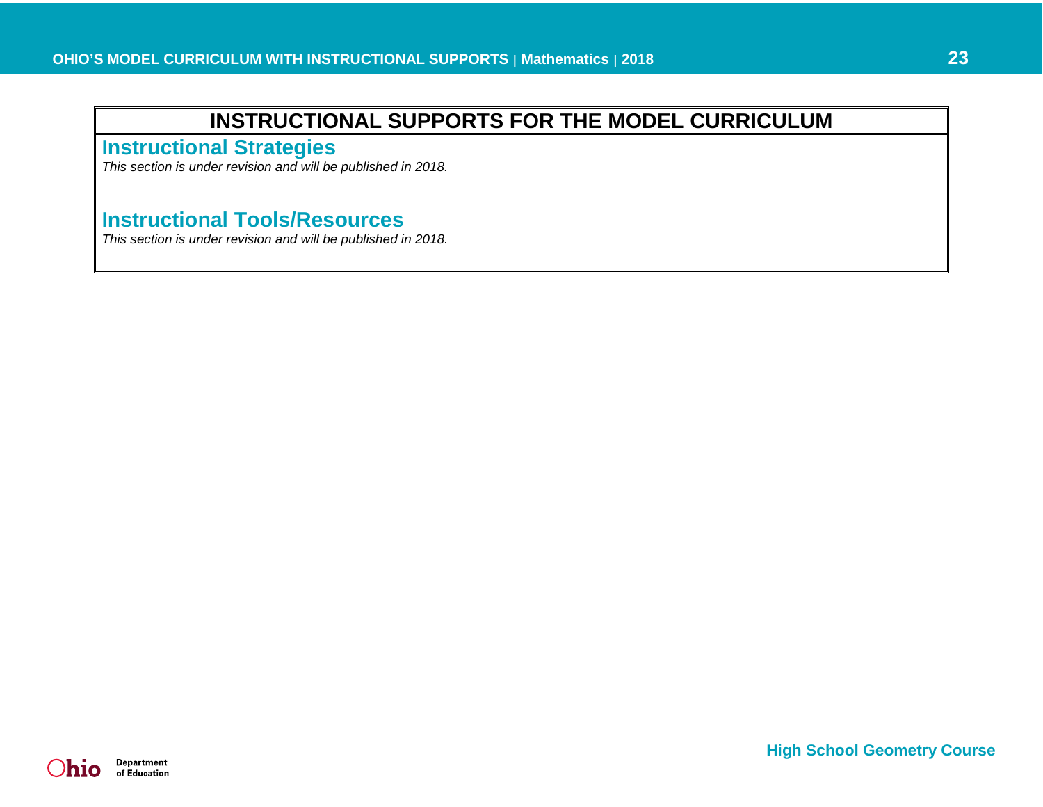# INSTRUCTIONAL SUPPORTS FOR THE MODEL CURRICULUM

## Instructional Strategies

*This section is under revision and will be published in 2018.*

## Instructional Tools/Resources

*This section is under revision and will be published in 2018.*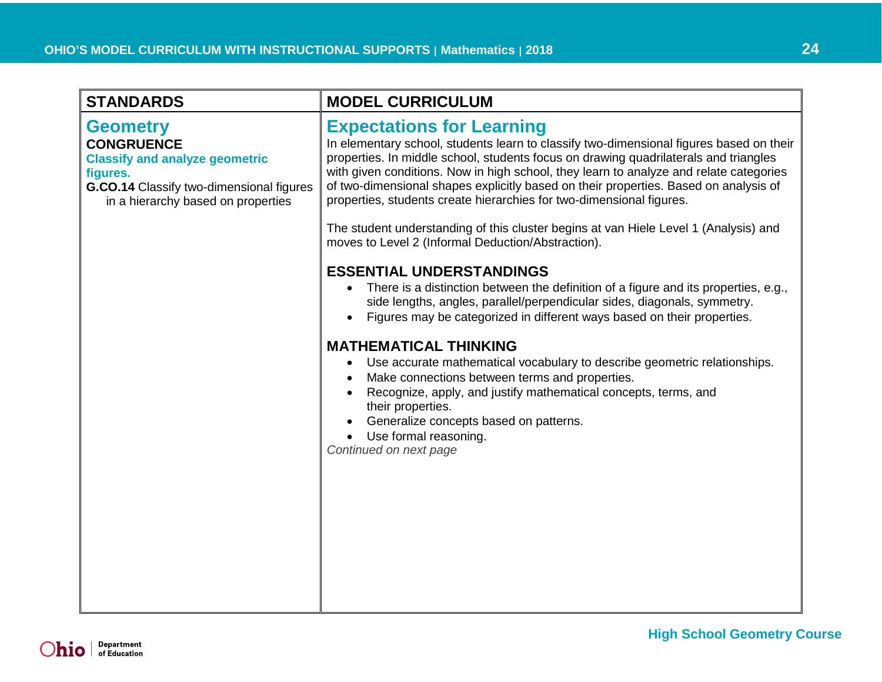| STANDARDS | MODEL CURRICULUM |
| --- | --- |
| **Geometry**<br>**CONGRUENCE**<br>**Classify and analyze geometric figures.**<br>**G.CO.14** Classify two-dimensional figures in a hierarchy based on properties | **Expectations for Learning**<br>In elementary school, students learn to classify two-dimensional figures based on their properties. In middle school, students focus on drawing quadrilaterals and triangles with given conditions. Now in high school, they learn to analyze and relate categories of two-dimensional shapes explicitly based on their properties. Based on analysis of properties, students create hierarchies for two-dimensional figures.<br><br>The student understanding of this cluster begins at van Hiele Level 1 (Analysis) and moves to Level 2 (Informal Deduction/Abstraction).<br><br>**ESSENTIAL UNDERSTANDINGS**<br>• There is a distinction between the definition of a figure and its properties, e.g., side lengths, angles, parallel/perpendicular sides, diagonals, symmetry.<br>• Figures may be categorized in different ways based on their properties.<br><br>**MATHEMATICAL THINKING**<br>• Use accurate mathematical vocabulary to describe geometric relationships.<br>• Make connections between terms and properties.<br>• Recognize, apply, and justify mathematical concepts, terms, and their properties.<br>• Generalize concepts based on patterns.<br>• Use formal reasoning.<br>*Continued on next page* |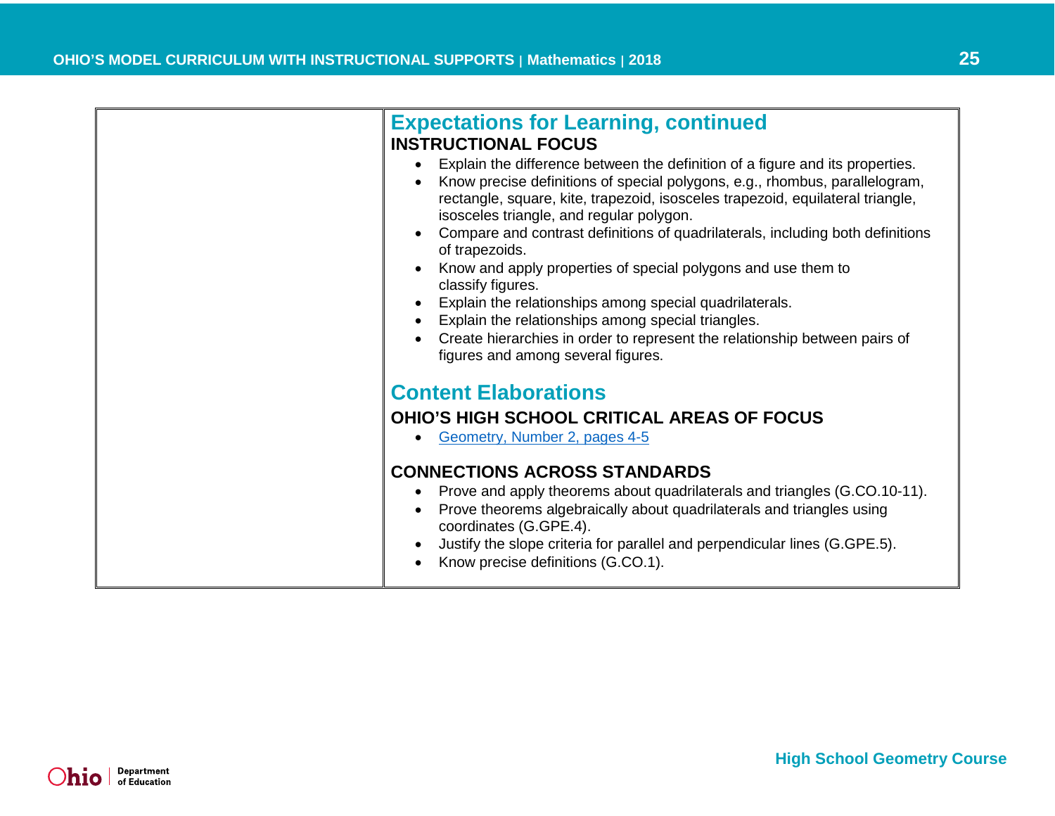## Expectations for Learning, continued

**INSTRUCTIONAL FOCUS**

- Explain the difference between the definition of a figure and its properties.
- Know precise definitions of special polygons, e.g., rhombus, parallelogram, rectangle, square, kite, trapezoid, isosceles trapezoid, equilateral triangle, isosceles triangle, and regular polygon.
- Compare and contrast definitions of quadrilaterals, including both definitions of trapezoids.
- Know and apply properties of special polygons and use them to classify figures.
- Explain the relationships among special quadrilaterals.
- Explain the relationships among special triangles.
- Create hierarchies in order to represent the relationship between pairs of figures and among several figures.

## Content Elaborations

### OHIO'S HIGH SCHOOL CRITICAL AREAS OF FOCUS

- Geometry, Number 2, pages 4-5

### CONNECTIONS ACROSS STANDARDS

- Prove and apply theorems about quadrilaterals and triangles (G.CO.10-11).
- Prove theorems algebraically about quadrilaterals and triangles using coordinates (G.GPE.4).
- Justify the slope criteria for parallel and perpendicular lines (G.GPE.5).
- Know precise definitions (G.CO.1).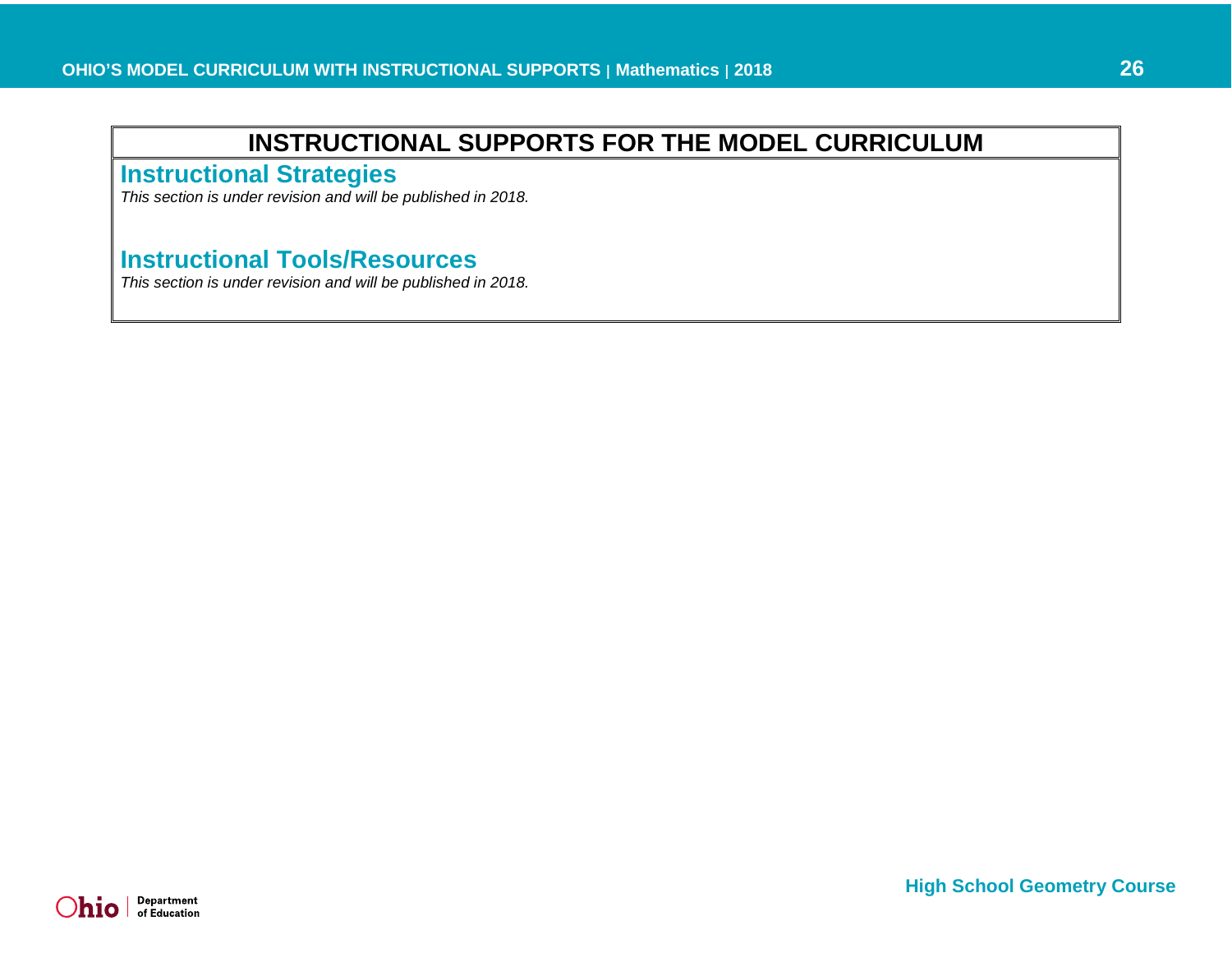## INSTRUCTIONAL SUPPORTS FOR THE MODEL CURRICULUM

### Instructional Strategies

*This section is under revision and will be published in 2018.*

### Instructional Tools/Resources

*This section is under revision and will be published in 2018.*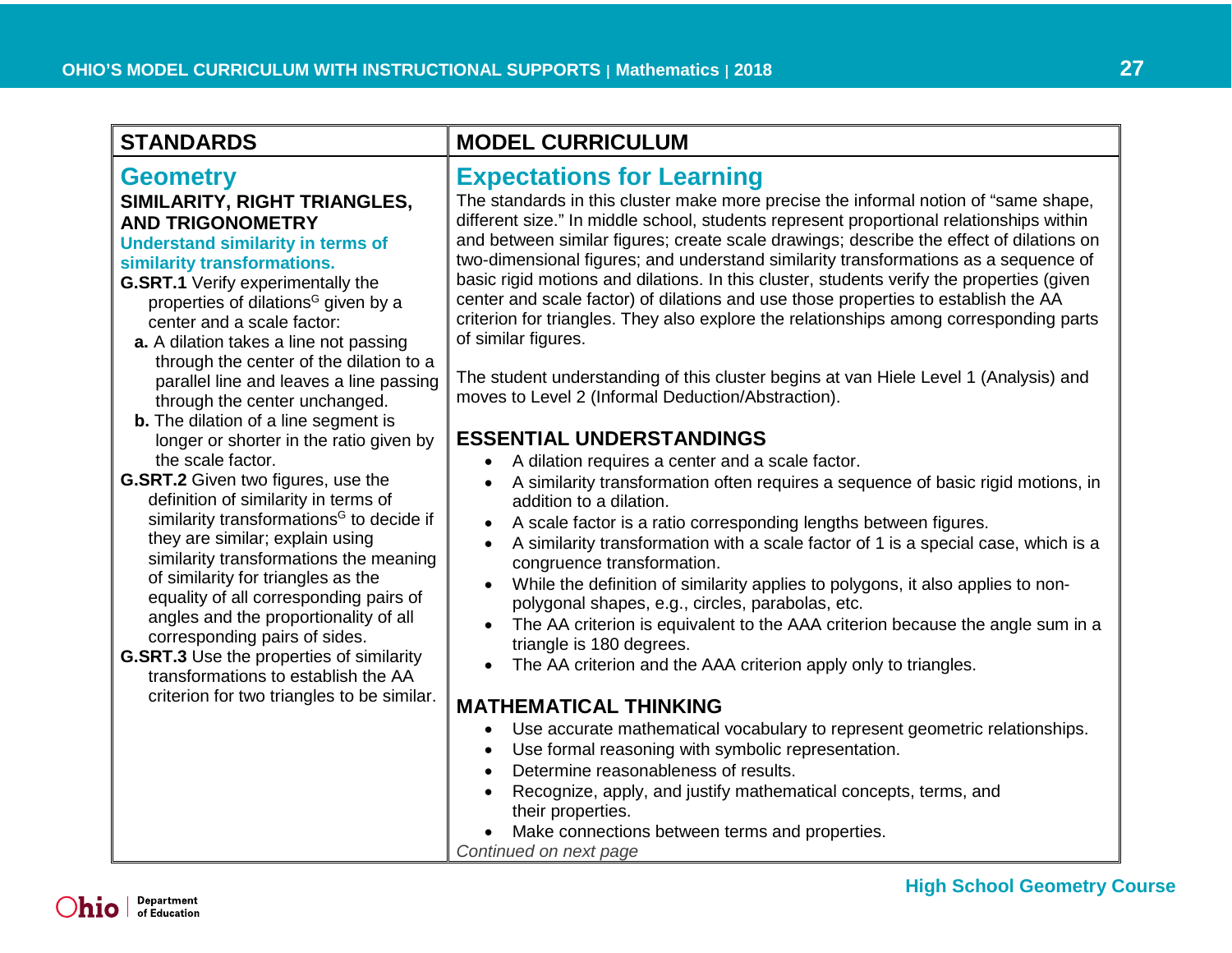## STANDARDS

# Geometry

### SIMILARITY, RIGHT TRIANGLES, AND TRIGONOMETRY

**Understand similarity in terms of similarity transformations.**

**G.SRT.1** Verify experimentally the properties of dilations[G] given by a center and a scale factor:

- **a.** A dilation takes a line not passing through the center of the dilation to a parallel line and leaves a line passing through the center unchanged.
- **b.** The dilation of a line segment is longer or shorter in the ratio given by the scale factor.

**G.SRT.2** Given two figures, use the definition of similarity in terms of similarity transformations[G] to decide if they are similar; explain using similarity transformations the meaning of similarity for triangles as the equality of all corresponding pairs of angles and the proportionality of all corresponding pairs of sides.

**G.SRT.3** Use the properties of similarity transformations to establish the AA criterion for two triangles to be similar.

## MODEL CURRICULUM

# Expectations for Learning

The standards in this cluster make more precise the informal notion of "same shape, different size." In middle school, students represent proportional relationships within and between similar figures; create scale drawings; describe the effect of dilations on two-dimensional figures; and understand similarity transformations as a sequence of basic rigid motions and dilations. In this cluster, students verify the properties (given center and scale factor) of dilations and use those properties to establish the AA criterion for triangles. They also explore the relationships among corresponding parts of similar figures.

The student understanding of this cluster begins at van Hiele Level 1 (Analysis) and moves to Level 2 (Informal Deduction/Abstraction).

### ESSENTIAL UNDERSTANDINGS

- A dilation requires a center and a scale factor.
- A similarity transformation often requires a sequence of basic rigid motions, in addition to a dilation.
- A scale factor is a ratio corresponding lengths between figures.
- A similarity transformation with a scale factor of 1 is a special case, which is a congruence transformation.
- While the definition of similarity applies to polygons, it also applies to non-polygonal shapes, e.g., circles, parabolas, etc.
- The AA criterion is equivalent to the AAA criterion because the angle sum in a triangle is 180 degrees.
- The AA criterion and the AAA criterion apply only to triangles.

### MATHEMATICAL THINKING

- Use accurate mathematical vocabulary to represent geometric relationships.
- Use formal reasoning with symbolic representation.
- Determine reasonableness of results.
- Recognize, apply, and justify mathematical concepts, terms, and their properties.
- Make connections between terms and properties.

*Continued on next page*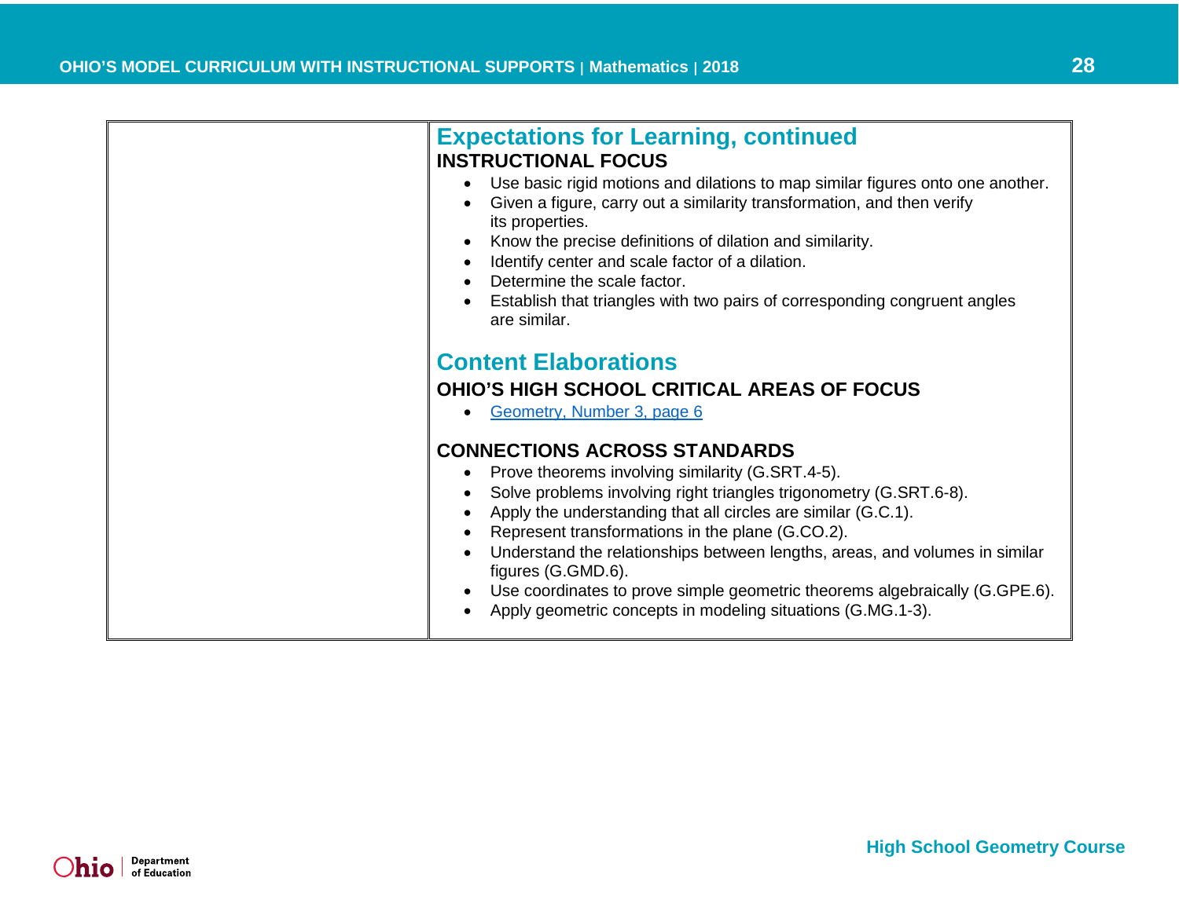## Expectations for Learning, continued

**INSTRUCTIONAL FOCUS**

- Use basic rigid motions and dilations to map similar figures onto one another.
- Given a figure, carry out a similarity transformation, and then verify its properties.
- Know the precise definitions of dilation and similarity.
- Identify center and scale factor of a dilation.
- Determine the scale factor.
- Establish that triangles with two pairs of corresponding congruent angles are similar.

## Content Elaborations

**OHIO'S HIGH SCHOOL CRITICAL AREAS OF FOCUS**

- Geometry, Number 3, page 6

**CONNECTIONS ACROSS STANDARDS**

- Prove theorems involving similarity (G.SRT.4-5).
- Solve problems involving right triangles trigonometry (G.SRT.6-8).
- Apply the understanding that all circles are similar (G.C.1).
- Represent transformations in the plane (G.CO.2).
- Understand the relationships between lengths, areas, and volumes in similar figures (G.GMD.6).
- Use coordinates to prove simple geometric theorems algebraically (G.GPE.6).
- Apply geometric concepts in modeling situations (G.MG.1-3).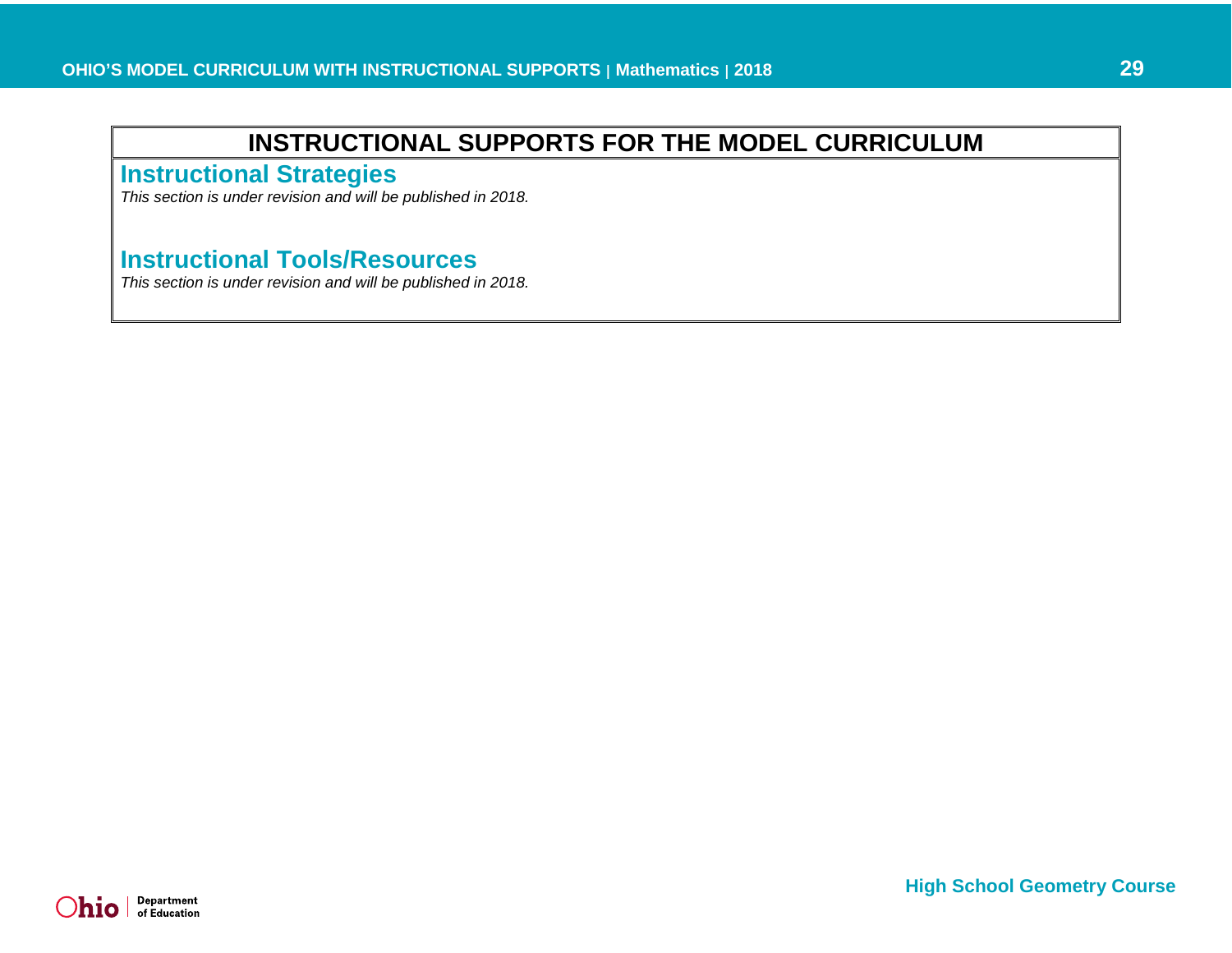## INSTRUCTIONAL SUPPORTS FOR THE MODEL CURRICULUM

### Instructional Strategies

*This section is under revision and will be published in 2018.*

### Instructional Tools/Resources

*This section is under revision and will be published in 2018.*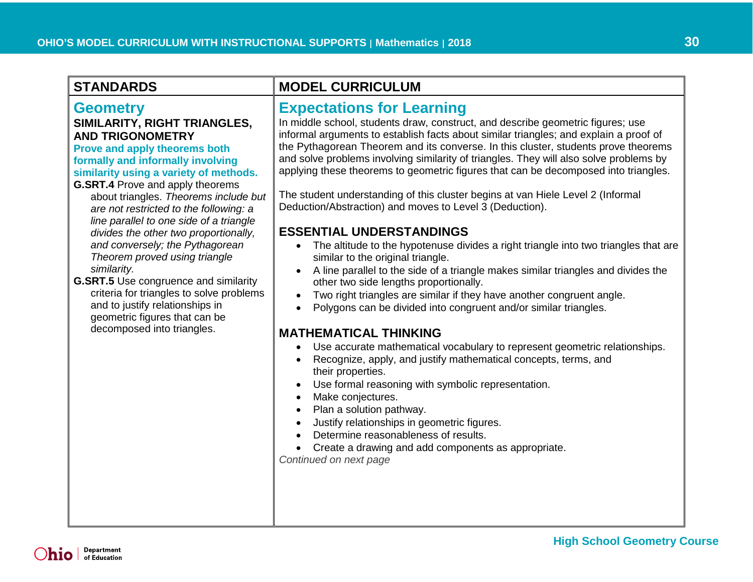| STANDARDS | MODEL CURRICULUM |
|---|---|
| | |

## STANDARDS

### Geometry

**SIMILARITY, RIGHT TRIANGLES, AND TRIGONOMETRY**

**Prove and apply theorems both formally and informally involving similarity using a variety of methods.**

**G.SRT.4** Prove and apply theorems about triangles. *Theorems include but are not restricted to the following: a line parallel to one side of a triangle divides the other two proportionally, and conversely; the Pythagorean Theorem proved using triangle similarity.*

**G.SRT.5** Use congruence and similarity criteria for triangles to solve problems and to justify relationships in geometric figures that can be decomposed into triangles.

## MODEL CURRICULUM

### Expectations for Learning

In middle school, students draw, construct, and describe geometric figures; use informal arguments to establish facts about similar triangles; and explain a proof of the Pythagorean Theorem and its converse. In this cluster, students prove theorems and solve problems involving similarity of triangles. They will also solve problems by applying these theorems to geometric figures that can be decomposed into triangles.

The student understanding of this cluster begins at van Hiele Level 2 (Informal Deduction/Abstraction) and moves to Level 3 (Deduction).

#### ESSENTIAL UNDERSTANDINGS

- The altitude to the hypotenuse divides a right triangle into two triangles that are similar to the original triangle.
- A line parallel to the side of a triangle makes similar triangles and divides the other two side lengths proportionally.
- Two right triangles are similar if they have another congruent angle.
- Polygons can be divided into congruent and/or similar triangles.

#### MATHEMATICAL THINKING

- Use accurate mathematical vocabulary to represent geometric relationships.
- Recognize, apply, and justify mathematical concepts, terms, and their properties.
- Use formal reasoning with symbolic representation.
- Make conjectures.
- Plan a solution pathway.
- Justify relationships in geometric figures.
- Determine reasonableness of results.
- Create a drawing and add components as appropriate.

*Continued on next page*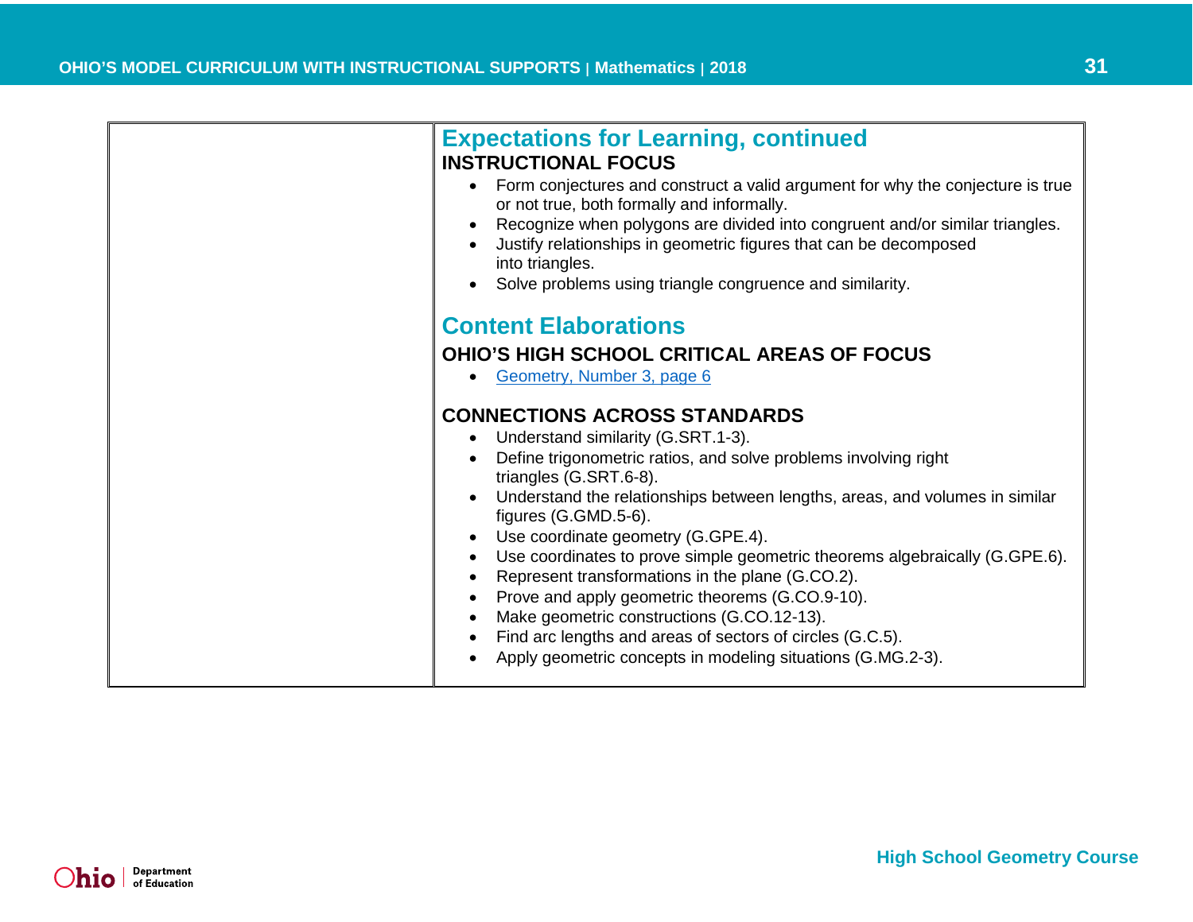## Expectations for Learning, continued

### INSTRUCTIONAL FOCUS

- Form conjectures and construct a valid argument for why the conjecture is true or not true, both formally and informally.
- Recognize when polygons are divided into congruent and/or similar triangles.
- Justify relationships in geometric figures that can be decomposed into triangles.
- Solve problems using triangle congruence and similarity.

## Content Elaborations

### OHIO'S HIGH SCHOOL CRITICAL AREAS OF FOCUS

- Geometry, Number 3, page 6

### CONNECTIONS ACROSS STANDARDS

- Understand similarity (G.SRT.1-3).
- Define trigonometric ratios, and solve problems involving right triangles (G.SRT.6-8).
- Understand the relationships between lengths, areas, and volumes in similar figures (G.GMD.5-6).
- Use coordinate geometry (G.GPE.4).
- Use coordinates to prove simple geometric theorems algebraically (G.GPE.6).
- Represent transformations in the plane (G.CO.2).
- Prove and apply geometric theorems (G.CO.9-10).
- Make geometric constructions (G.CO.12-13).
- Find arc lengths and areas of sectors of circles (G.C.5).
- Apply geometric concepts in modeling situations (G.MG.2-3).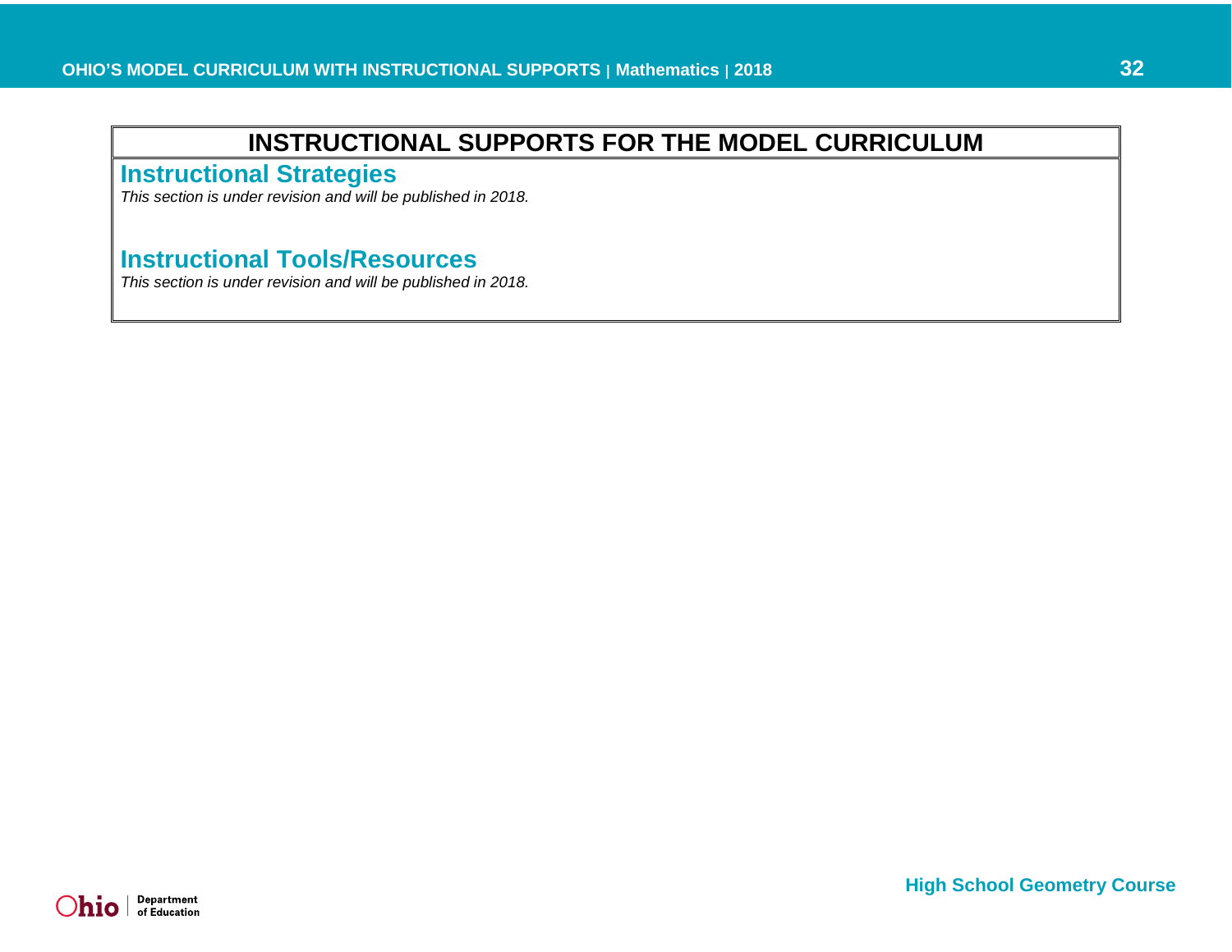# INSTRUCTIONAL SUPPORTS FOR THE MODEL CURRICULUM

## Instructional Strategies

*This section is under revision and will be published in 2018.*

## Instructional Tools/Resources

*This section is under revision and will be published in 2018.*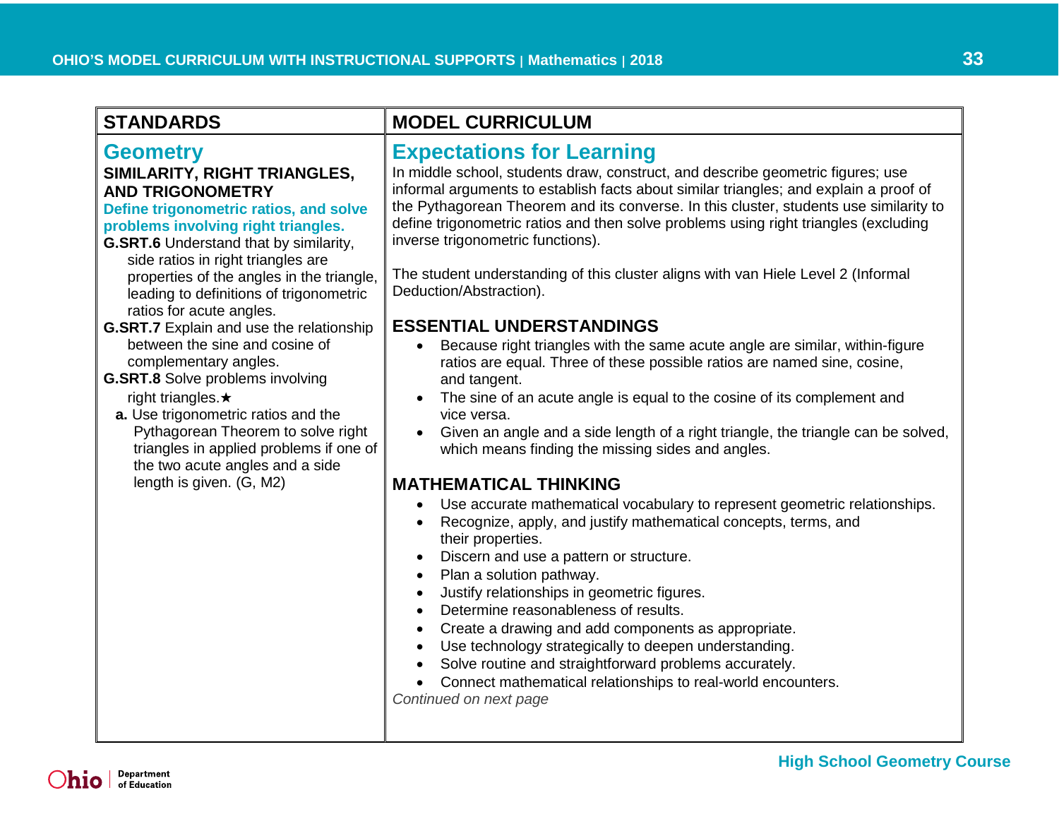## STANDARDS

# Geometry

### SIMILARITY, RIGHT TRIANGLES, AND TRIGONOMETRY

**Define trigonometric ratios, and solve problems involving right triangles.**

**G.SRT.6** Understand that by similarity, side ratios in right triangles are properties of the angles in the triangle, leading to definitions of trigonometric ratios for acute angles.

**G.SRT.7** Explain and use the relationship between the sine and cosine of complementary angles.

**G.SRT.8** Solve problems involving right triangles.★

**a.** Use trigonometric ratios and the Pythagorean Theorem to solve right triangles in applied problems if one of the two acute angles and a side length is given. (G, M2)

## MODEL CURRICULUM

# Expectations for Learning

In middle school, students draw, construct, and describe geometric figures; use informal arguments to establish facts about similar triangles; and explain a proof of the Pythagorean Theorem and its converse. In this cluster, students use similarity to define trigonometric ratios and then solve problems using right triangles (excluding inverse trigonometric functions).

The student understanding of this cluster aligns with van Hiele Level 2 (Informal Deduction/Abstraction).

### ESSENTIAL UNDERSTANDINGS

- Because right triangles with the same acute angle are similar, within-figure ratios are equal. Three of these possible ratios are named sine, cosine, and tangent.
- The sine of an acute angle is equal to the cosine of its complement and vice versa.
- Given an angle and a side length of a right triangle, the triangle can be solved, which means finding the missing sides and angles.

### MATHEMATICAL THINKING

- Use accurate mathematical vocabulary to represent geometric relationships.
- Recognize, apply, and justify mathematical concepts, terms, and their properties.
- Discern and use a pattern or structure.
- Plan a solution pathway.
- Justify relationships in geometric figures.
- Determine reasonableness of results.
- Create a drawing and add components as appropriate.
- Use technology strategically to deepen understanding.
- Solve routine and straightforward problems accurately.
- Connect mathematical relationships to real-world encounters.

*Continued on next page*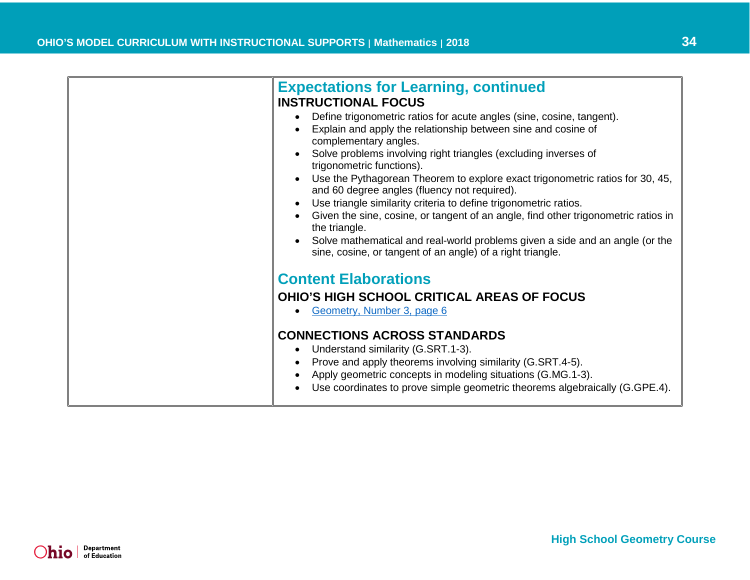## Expectations for Learning, continued

### INSTRUCTIONAL FOCUS

- Define trigonometric ratios for acute angles (sine, cosine, tangent).
- Explain and apply the relationship between sine and cosine of complementary angles.
- Solve problems involving right triangles (excluding inverses of trigonometric functions).
- Use the Pythagorean Theorem to explore exact trigonometric ratios for 30, 45, and 60 degree angles (fluency not required).
- Use triangle similarity criteria to define trigonometric ratios.
- Given the sine, cosine, or tangent of an angle, find other trigonometric ratios in the triangle.
- Solve mathematical and real-world problems given a side and an angle (or the sine, cosine, or tangent of an angle) of a right triangle.

## Content Elaborations

### OHIO'S HIGH SCHOOL CRITICAL AREAS OF FOCUS

- Geometry, Number 3, page 6

### CONNECTIONS ACROSS STANDARDS

- Understand similarity (G.SRT.1-3).
- Prove and apply theorems involving similarity (G.SRT.4-5).
- Apply geometric concepts in modeling situations (G.MG.1-3).
- Use coordinates to prove simple geometric theorems algebraically (G.GPE.4).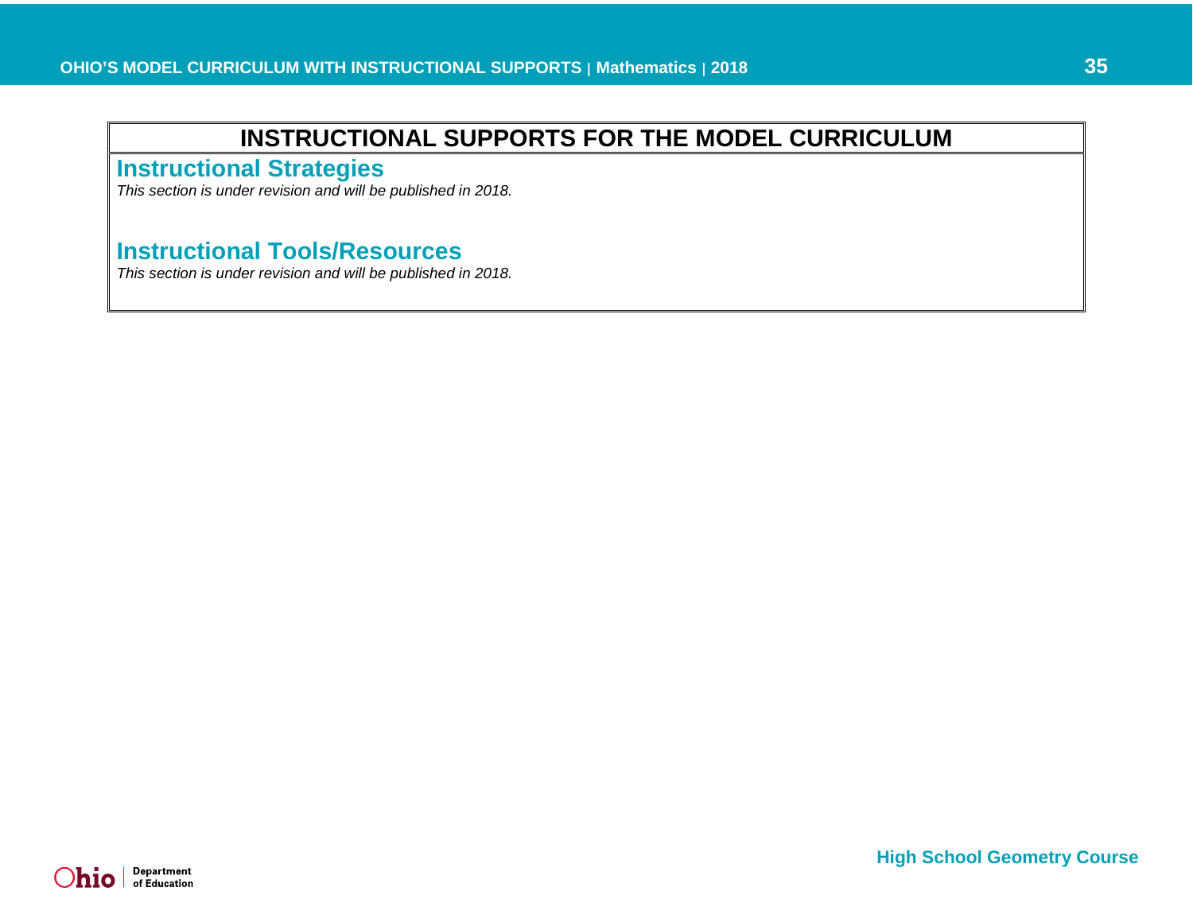# INSTRUCTIONAL SUPPORTS FOR THE MODEL CURRICULUM

## Instructional Strategies

*This section is under revision and will be published in 2018.*

## Instructional Tools/Resources

*This section is under revision and will be published in 2018.*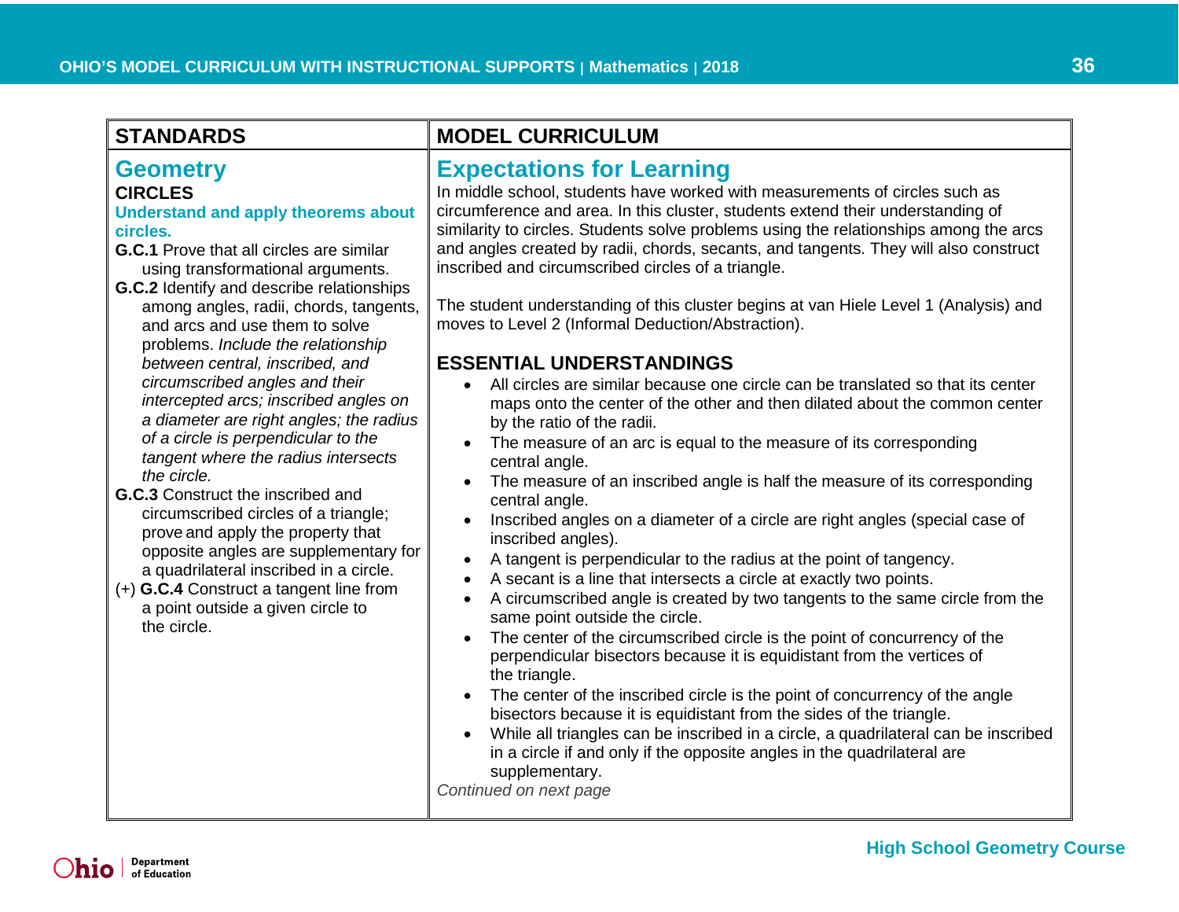| STANDARDS | MODEL CURRICULUM |
|---|---|
| **Geometry** | **Expectations for Learning** |

## STANDARDS

## Geometry

**CIRCLES**

**Understand and apply theorems about circles.**

**G.C.1** Prove that all circles are similar using transformational arguments.

**G.C.2** Identify and describe relationships among angles, radii, chords, tangents, and arcs and use them to solve problems. *Include the relationship between central, inscribed, and circumscribed angles and their intercepted arcs; inscribed angles on a diameter are right angles; the radius of a circle is perpendicular to the tangent where the radius intersects the circle.*

**G.C.3** Construct the inscribed and circumscribed circles of a triangle; prove and apply the property that opposite angles are supplementary for a quadrilateral inscribed in a circle.

(+) **G.C.4** Construct a tangent line from a point outside a given circle to the circle.

## MODEL CURRICULUM

## Expectations for Learning

In middle school, students have worked with measurements of circles such as circumference and area. In this cluster, students extend their understanding of similarity to circles. Students solve problems using the relationships among the arcs and angles created by radii, chords, secants, and tangents. They will also construct inscribed and circumscribed circles of a triangle.

The student understanding of this cluster begins at van Hiele Level 1 (Analysis) and moves to Level 2 (Informal Deduction/Abstraction).

### ESSENTIAL UNDERSTANDINGS

- All circles are similar because one circle can be translated so that its center maps onto the center of the other and then dilated about the common center by the ratio of the radii.
- The measure of an arc is equal to the measure of its corresponding central angle.
- The measure of an inscribed angle is half the measure of its corresponding central angle.
- Inscribed angles on a diameter of a circle are right angles (special case of inscribed angles).
- A tangent is perpendicular to the radius at the point of tangency.
- A secant is a line that intersects a circle at exactly two points.
- A circumscribed angle is created by two tangents to the same circle from the same point outside the circle.
- The center of the circumscribed circle is the point of concurrency of the perpendicular bisectors because it is equidistant from the vertices of the triangle.
- The center of the inscribed circle is the point of concurrency of the angle bisectors because it is equidistant from the sides of the triangle.
- While all triangles can be inscribed in a circle, a quadrilateral can be inscribed in a circle if and only if the opposite angles in the quadrilateral are supplementary.

*Continued on next page*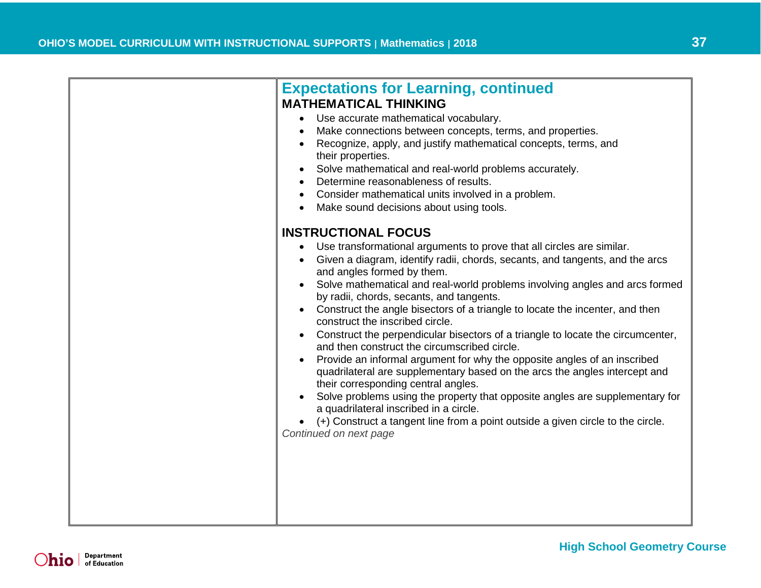## Expectations for Learning, continued

### MATHEMATICAL THINKING

- Use accurate mathematical vocabulary.
- Make connections between concepts, terms, and properties.
- Recognize, apply, and justify mathematical concepts, terms, and their properties.
- Solve mathematical and real-world problems accurately.
- Determine reasonableness of results.
- Consider mathematical units involved in a problem.
- Make sound decisions about using tools.

### INSTRUCTIONAL FOCUS

- Use transformational arguments to prove that all circles are similar.
- Given a diagram, identify radii, chords, secants, and tangents, and the arcs and angles formed by them.
- Solve mathematical and real-world problems involving angles and arcs formed by radii, chords, secants, and tangents.
- Construct the angle bisectors of a triangle to locate the incenter, and then construct the inscribed circle.
- Construct the perpendicular bisectors of a triangle to locate the circumcenter, and then construct the circumscribed circle.
- Provide an informal argument for why the opposite angles of an inscribed quadrilateral are supplementary based on the arcs the angles intercept and their corresponding central angles.
- Solve problems using the property that opposite angles are supplementary for a quadrilateral inscribed in a circle.
- (+) Construct a tangent line from a point outside a given circle to the circle.

*Continued on next page*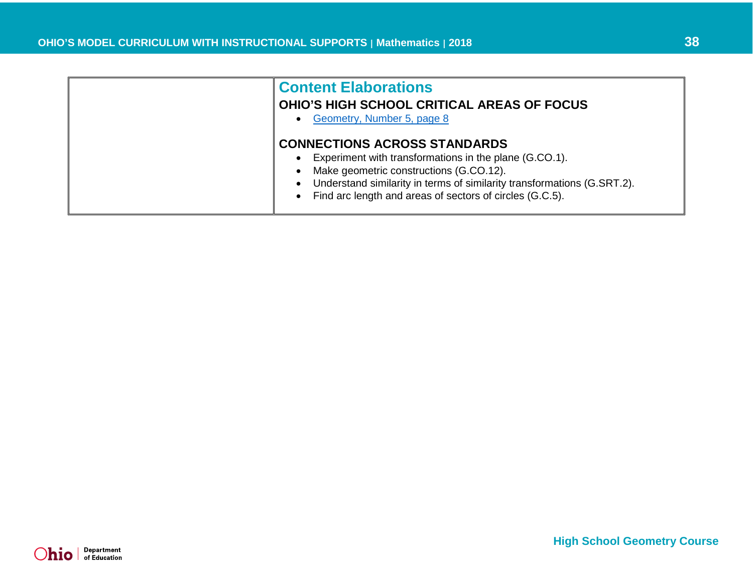## Content Elaborations

### OHIO'S HIGH SCHOOL CRITICAL AREAS OF FOCUS

- Geometry, Number 5, page 8

### CONNECTIONS ACROSS STANDARDS

- Experiment with transformations in the plane (G.CO.1).
- Make geometric constructions (G.CO.12).
- Understand similarity in terms of similarity transformations (G.SRT.2).
- Find arc length and areas of sectors of circles (G.C.5).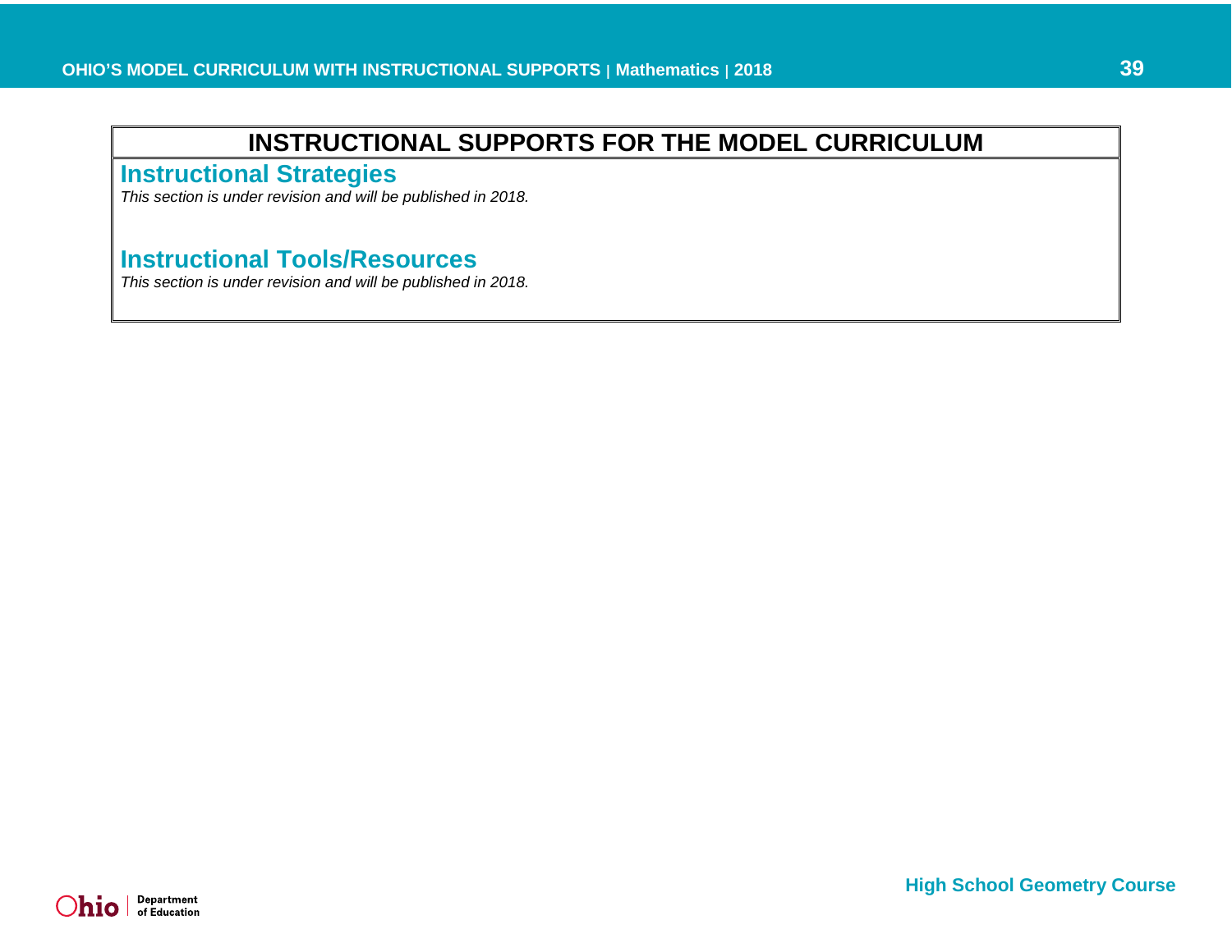# INSTRUCTIONAL SUPPORTS FOR THE MODEL CURRICULUM

## Instructional Strategies

*This section is under revision and will be published in 2018.*

## Instructional Tools/Resources

*This section is under revision and will be published in 2018.*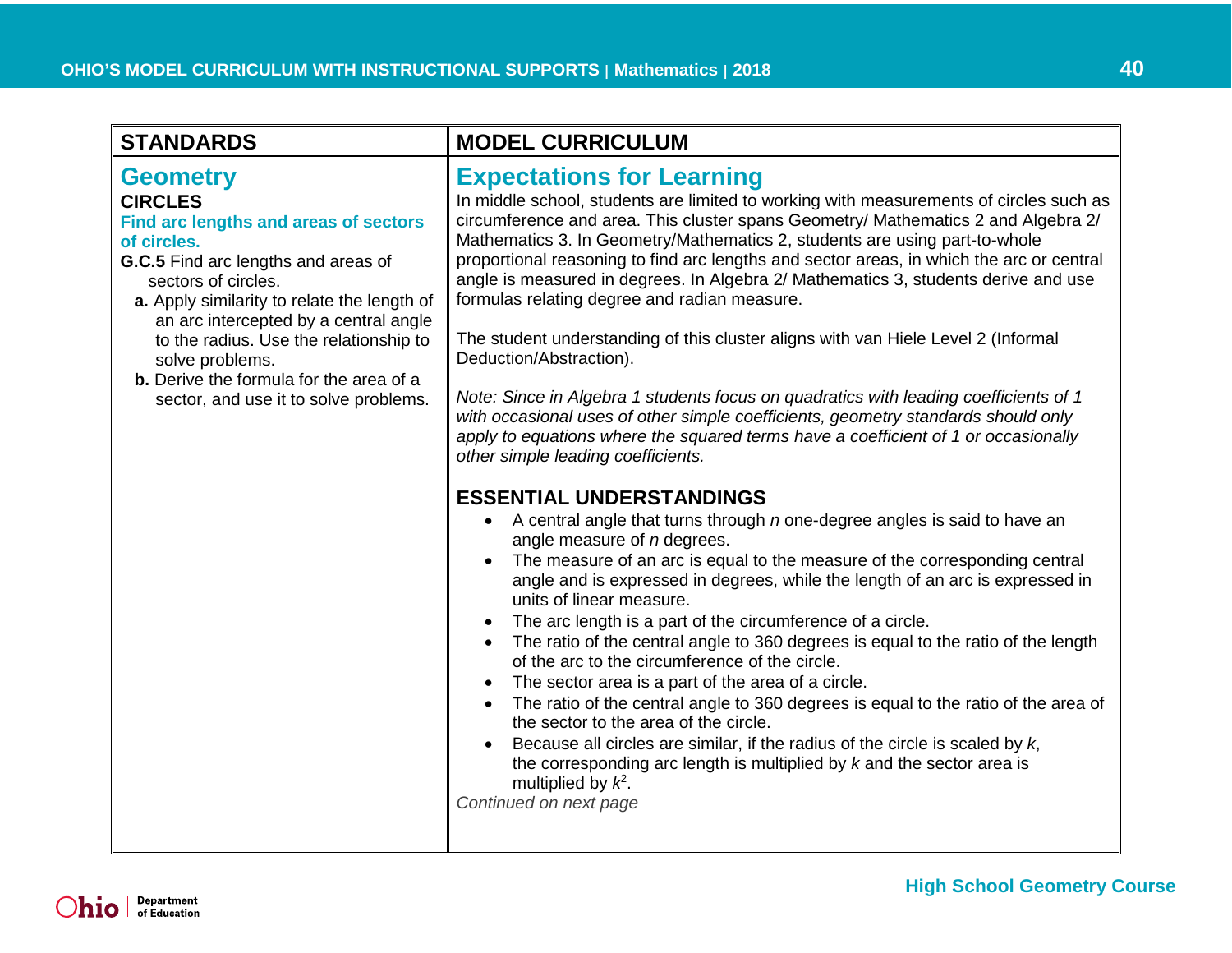## STANDARDS

# Geometry

### CIRCLES

**Find arc lengths and areas of sectors of circles.**

**G.C.5** Find arc lengths and areas of sectors of circles.

- **a.** Apply similarity to relate the length of an arc intercepted by a central angle to the radius. Use the relationship to solve problems.
- **b.** Derive the formula for the area of a sector, and use it to solve problems.

## MODEL CURRICULUM

# Expectations for Learning

In middle school, students are limited to working with measurements of circles such as circumference and area. This cluster spans Geometry/ Mathematics 2 and Algebra 2/ Mathematics 3. In Geometry/Mathematics 2, students are using part-to-whole proportional reasoning to find arc lengths and sector areas, in which the arc or central angle is measured in degrees. In Algebra 2/ Mathematics 3, students derive and use formulas relating degree and radian measure.

The student understanding of this cluster aligns with van Hiele Level 2 (Informal Deduction/Abstraction).

*Note: Since in Algebra 1 students focus on quadratics with leading coefficients of 1 with occasional uses of other simple coefficients, geometry standards should only apply to equations where the squared terms have a coefficient of 1 or occasionally other simple leading coefficients.*

### ESSENTIAL UNDERSTANDINGS

- A central angle that turns through $n$ one-degree angles is said to have an angle measure of $n$ degrees.
- The measure of an arc is equal to the measure of the corresponding central angle and is expressed in degrees, while the length of an arc is expressed in units of linear measure.
- The arc length is a part of the circumference of a circle.
- The ratio of the central angle to 360 degrees is equal to the ratio of the length of the arc to the circumference of the circle.
- The sector area is a part of the area of a circle.
- The ratio of the central angle to 360 degrees is equal to the ratio of the area of the sector to the area of the circle.
- Because all circles are similar, if the radius of the circle is scaled by $k$, the corresponding arc length is multiplied by $k$ and the sector area is multiplied by $k^2$.

*Continued on next page*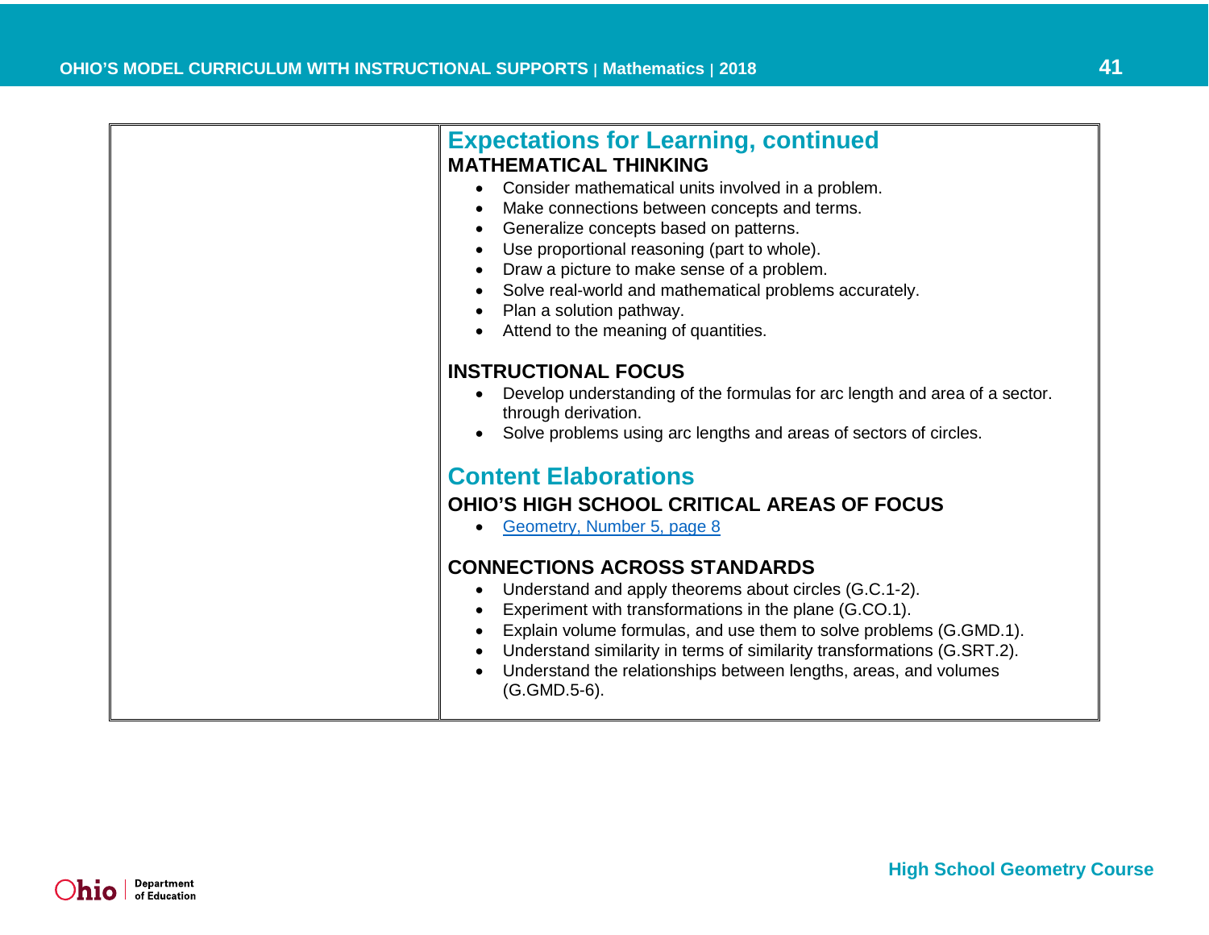## Expectations for Learning, continued

### MATHEMATICAL THINKING

- Consider mathematical units involved in a problem.
- Make connections between concepts and terms.
- Generalize concepts based on patterns.
- Use proportional reasoning (part to whole).
- Draw a picture to make sense of a problem.
- Solve real-world and mathematical problems accurately.
- Plan a solution pathway.
- Attend to the meaning of quantities.

### INSTRUCTIONAL FOCUS

- Develop understanding of the formulas for arc length and area of a sector. through derivation.
- Solve problems using arc lengths and areas of sectors of circles.

## Content Elaborations

### OHIO'S HIGH SCHOOL CRITICAL AREAS OF FOCUS

- Geometry, Number 5, page 8

### CONNECTIONS ACROSS STANDARDS

- Understand and apply theorems about circles (G.C.1-2).
- Experiment with transformations in the plane (G.CO.1).
- Explain volume formulas, and use them to solve problems (G.GMD.1).
- Understand similarity in terms of similarity transformations (G.SRT.2).
- Understand the relationships between lengths, areas, and volumes (G.GMD.5-6).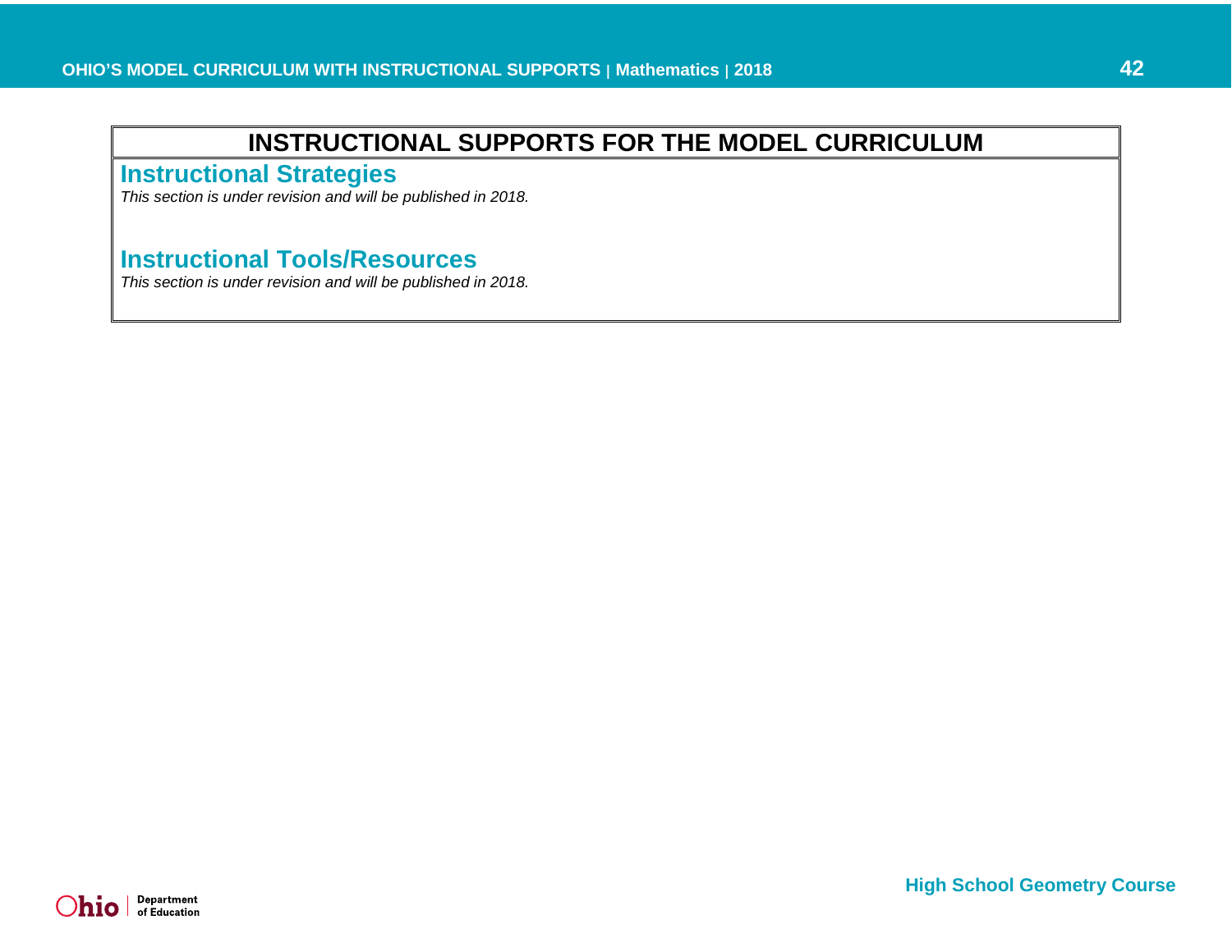# INSTRUCTIONAL SUPPORTS FOR THE MODEL CURRICULUM

## Instructional Strategies

*This section is under revision and will be published in 2018.*

## Instructional Tools/Resources

*This section is under revision and will be published in 2018.*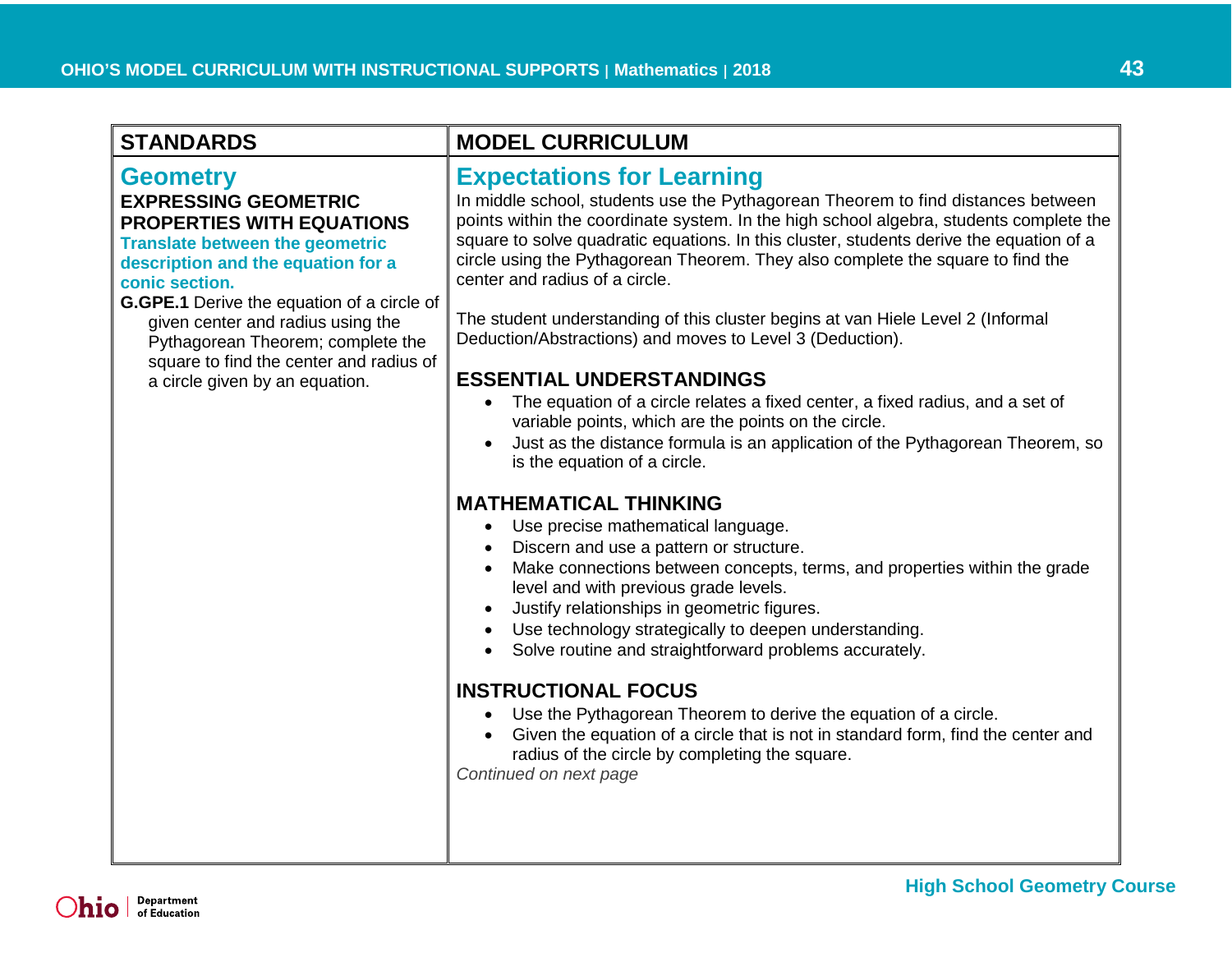| STANDARDS | MODEL CURRICULUM |
| --- | --- |
| **Geometry**<br>**EXPRESSING GEOMETRIC PROPERTIES WITH EQUATIONS**<br>**Translate between the geometric description and the equation for a conic section.**<br>**G.GPE.1** Derive the equation of a circle of given center and radius using the Pythagorean Theorem; complete the square to find the center and radius of a circle given by an equation. | **Expectations for Learning**<br>In middle school, students use the Pythagorean Theorem to find distances between points within the coordinate system. In the high school algebra, students complete the square to solve quadratic equations. In this cluster, students derive the equation of a circle using the Pythagorean Theorem. They also complete the square to find the center and radius of a circle.<br><br>The student understanding of this cluster begins at van Hiele Level 2 (Informal Deduction/Abstractions) and moves to Level 3 (Deduction).<br><br>**ESSENTIAL UNDERSTANDINGS**<br>• The equation of a circle relates a fixed center, a fixed radius, and a set of variable points, which are the points on the circle.<br>• Just as the distance formula is an application of the Pythagorean Theorem, so is the equation of a circle.<br><br>**MATHEMATICAL THINKING**<br>• Use precise mathematical language.<br>• Discern and use a pattern or structure.<br>• Make connections between concepts, terms, and properties within the grade level and with previous grade levels.<br>• Justify relationships in geometric figures.<br>• Use technology strategically to deepen understanding.<br>• Solve routine and straightforward problems accurately.<br><br>**INSTRUCTIONAL FOCUS**<br>• Use the Pythagorean Theorem to derive the equation of a circle.<br>• Given the equation of a circle that is not in standard form, find the center and radius of the circle by completing the square.<br>*Continued on next page* |

High School Geometry Course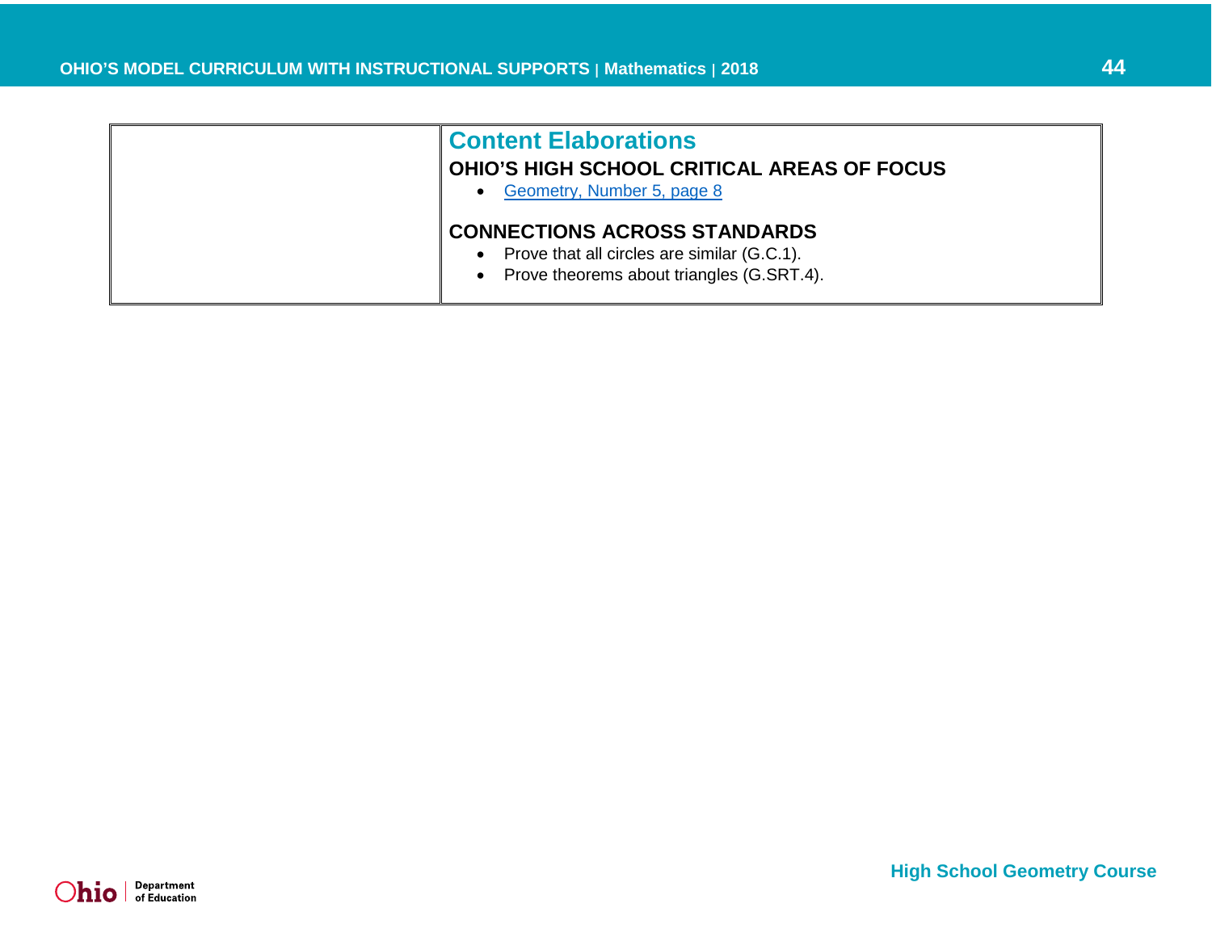| | Content Elaborations<br><br>**OHIO'S HIGH SCHOOL CRITICAL AREAS OF FOCUS**<br>• Geometry, Number 5, page 8<br><br>**CONNECTIONS ACROSS STANDARDS**<br>• Prove that all circles are similar (G.C.1).<br>• Prove theorems about triangles (G.SRT.4). |
|---|---|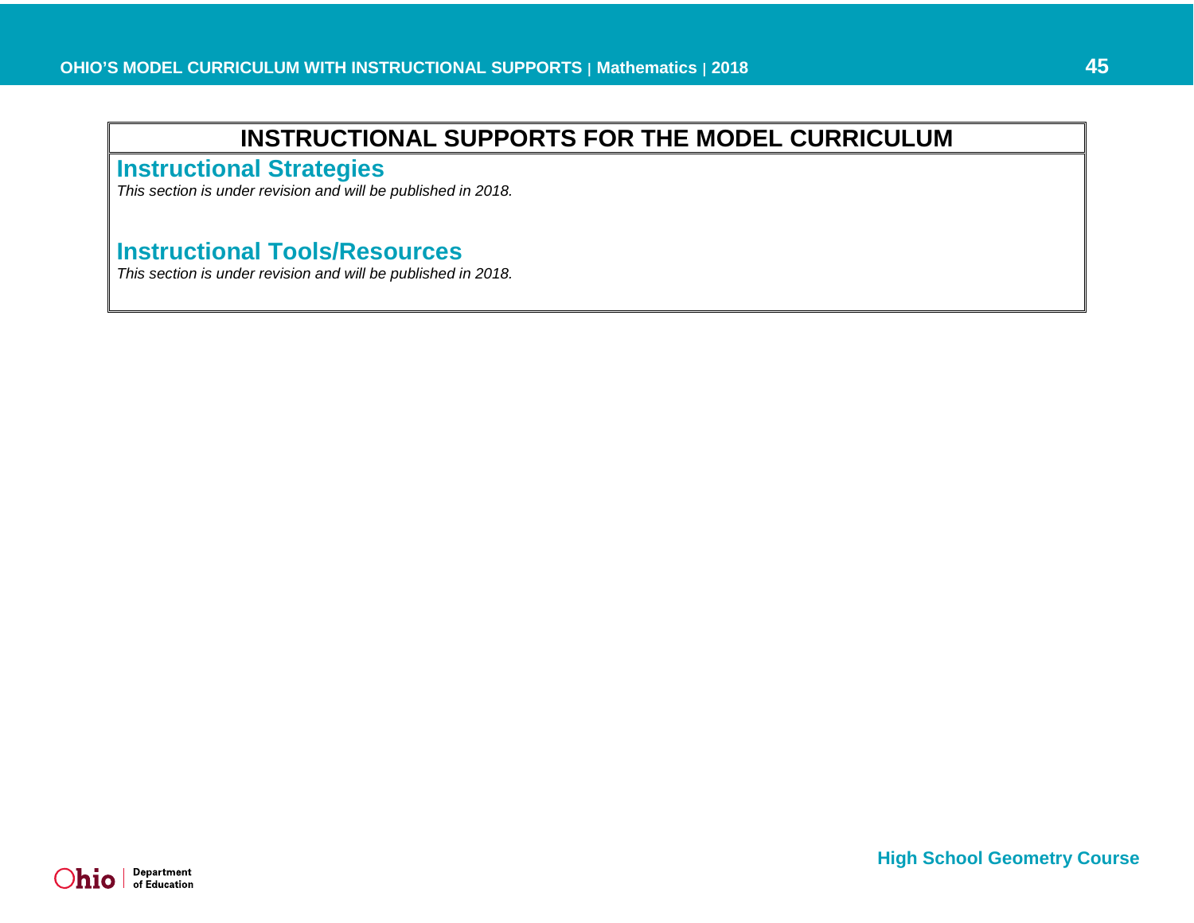# INSTRUCTIONAL SUPPORTS FOR THE MODEL CURRICULUM

## Instructional Strategies

*This section is under revision and will be published in 2018.*

## Instructional Tools/Resources

*This section is under revision and will be published in 2018.*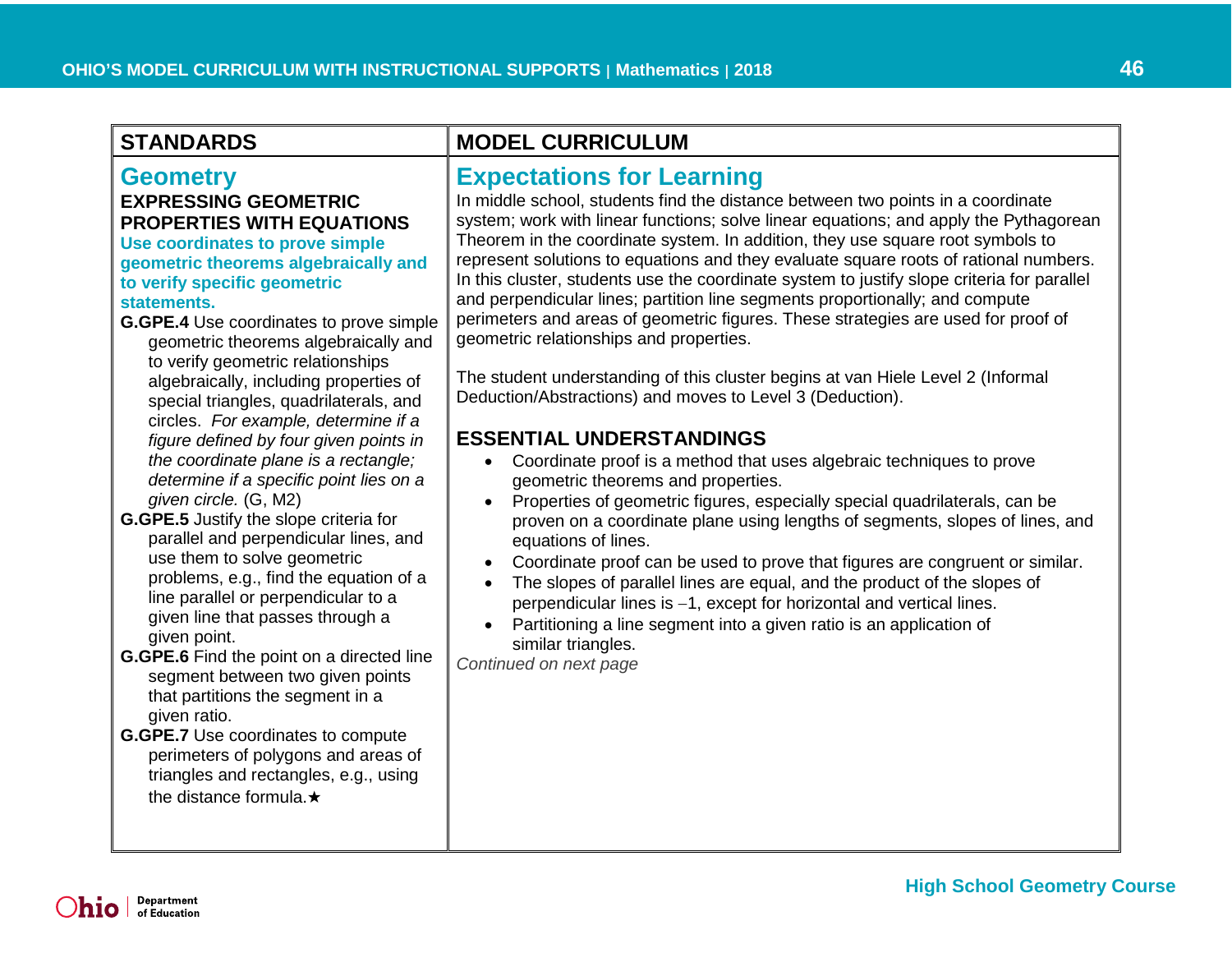| STANDARDS | MODEL CURRICULUM |
|---|---|
| **Geometry**<br>**EXPRESSING GEOMETRIC PROPERTIES WITH EQUATIONS**<br>**Use coordinates to prove simple geometric theorems algebraically and to verify specific geometric statements.**<br>**G.GPE.4** Use coordinates to prove simple geometric theorems algebraically and to verify geometric relationships algebraically, including properties of special triangles, quadrilaterals, and circles. *For example, determine if a figure defined by four given points in the coordinate plane is a rectangle; determine if a specific point lies on a given circle.* (G, M2)<br>**G.GPE.5** Justify the slope criteria for parallel and perpendicular lines, and use them to solve geometric problems, e.g., find the equation of a line parallel or perpendicular to a given line that passes through a given point.<br>**G.GPE.6** Find the point on a directed line segment between two given points that partitions the segment in a given ratio.<br>**G.GPE.7** Use coordinates to compute perimeters of polygons and areas of triangles and rectangles, e.g., using the distance formula.★ | **Expectations for Learning**<br>In middle school, students find the distance between two points in a coordinate system; work with linear functions; solve linear equations; and apply the Pythagorean Theorem in the coordinate system. In addition, they use square root symbols to represent solutions to equations and they evaluate square roots of rational numbers. In this cluster, students use the coordinate system to justify slope criteria for parallel and perpendicular lines; partition line segments proportionally; and compute perimeters and areas of geometric figures. These strategies are used for proof of geometric relationships and properties.<br><br>The student understanding of this cluster begins at van Hiele Level 2 (Informal Deduction/Abstractions) and moves to Level 3 (Deduction).<br><br>**ESSENTIAL UNDERSTANDINGS**<br>• Coordinate proof is a method that uses algebraic techniques to prove geometric theorems and properties.<br>• Properties of geometric figures, especially special quadrilaterals, can be proven on a coordinate plane using lengths of segments, slopes of lines, and equations of lines.<br>• Coordinate proof can be used to prove that figures are congruent or similar.<br>• The slopes of parallel lines are equal, and the product of the slopes of perpendicular lines is $-1$, except for horizontal and vertical lines.<br>• Partitioning a line segment into a given ratio is an application of similar triangles.<br>*Continued on next page* |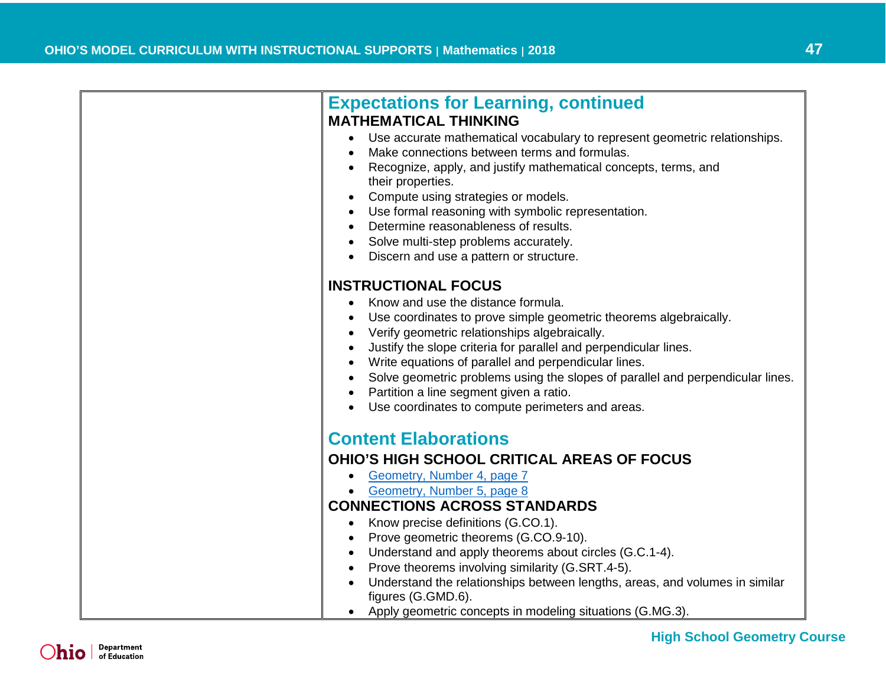## Expectations for Learning, continued

### MATHEMATICAL THINKING

- Use accurate mathematical vocabulary to represent geometric relationships.
- Make connections between terms and formulas.
- Recognize, apply, and justify mathematical concepts, terms, and their properties.
- Compute using strategies or models.
- Use formal reasoning with symbolic representation.
- Determine reasonableness of results.
- Solve multi-step problems accurately.
- Discern and use a pattern or structure.

### INSTRUCTIONAL FOCUS

- Know and use the distance formula.
- Use coordinates to prove simple geometric theorems algebraically.
- Verify geometric relationships algebraically.
- Justify the slope criteria for parallel and perpendicular lines.
- Write equations of parallel and perpendicular lines.
- Solve geometric problems using the slopes of parallel and perpendicular lines.
- Partition a line segment given a ratio.
- Use coordinates to compute perimeters and areas.

## Content Elaborations

### OHIO'S HIGH SCHOOL CRITICAL AREAS OF FOCUS

- Geometry, Number 4, page 7
- Geometry, Number 5, page 8

### CONNECTIONS ACROSS STANDARDS

- Know precise definitions (G.CO.1).
- Prove geometric theorems (G.CO.9-10).
- Understand and apply theorems about circles (G.C.1-4).
- Prove theorems involving similarity (G.SRT.4-5).
- Understand the relationships between lengths, areas, and volumes in similar figures (G.GMD.6).
- Apply geometric concepts in modeling situations (G.MG.3).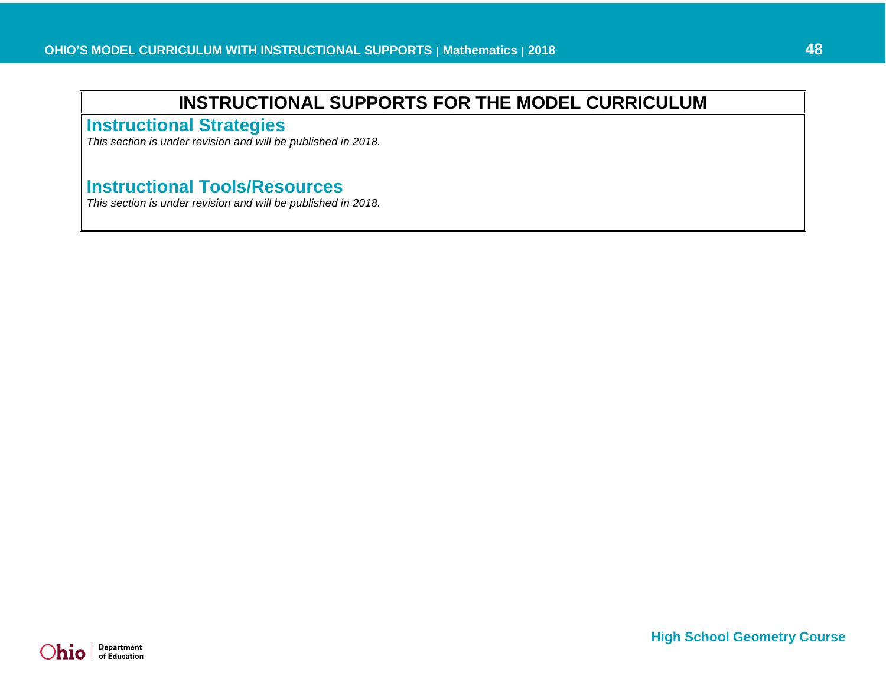# INSTRUCTIONAL SUPPORTS FOR THE MODEL CURRICULUM

## Instructional Strategies

*This section is under revision and will be published in 2018.*

## Instructional Tools/Resources

*This section is under revision and will be published in 2018.*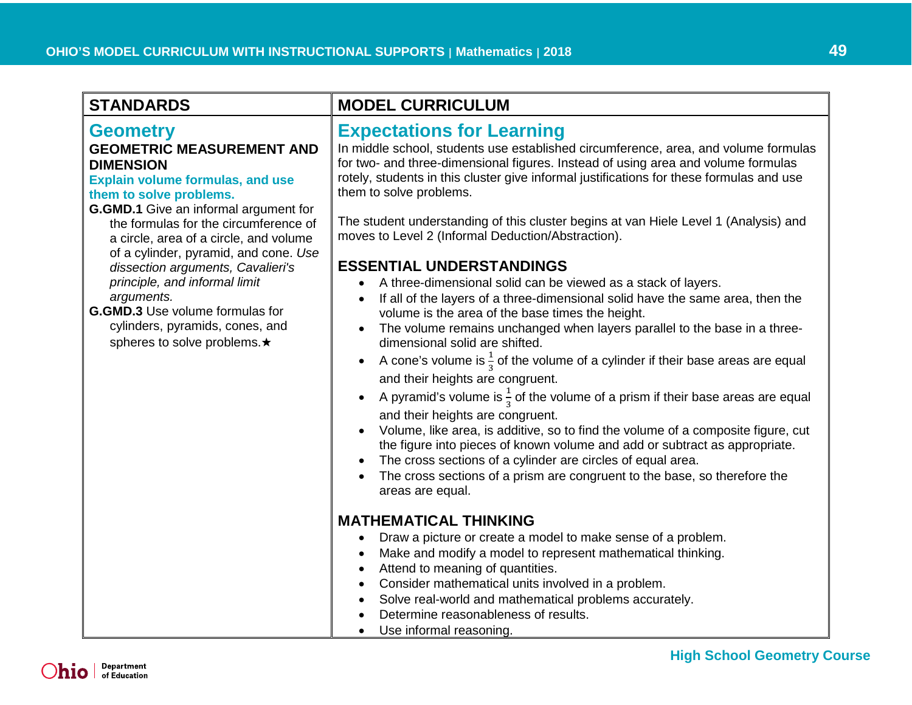| STANDARDS | MODEL CURRICULUM |
|---|---|
| **Geometry**<br>**GEOMETRIC MEASUREMENT AND DIMENSION**<br>**Explain volume formulas, and use them to solve problems.**<br>**G.GMD.1** Give an informal argument for the formulas for the circumference of a circle, area of a circle, and volume of a cylinder, pyramid, and cone. *Use dissection arguments, Cavalieri's principle, and informal limit arguments.*<br>**G.GMD.3** Use volume formulas for cylinders, pyramids, cones, and spheres to solve problems.★ | **Expectations for Learning**<br>In middle school, students use established circumference, area, and volume formulas for two- and three-dimensional figures. Instead of using area and volume formulas rotely, students in this cluster give informal justifications for these formulas and use them to solve problems.<br><br>The student understanding of this cluster begins at van Hiele Level 1 (Analysis) and moves to Level 2 (Informal Deduction/Abstraction).<br><br>**ESSENTIAL UNDERSTANDINGS**<br>• A three-dimensional solid can be viewed as a stack of layers.<br>• If all of the layers of a three-dimensional solid have the same area, then the volume is the area of the base times the height.<br>• The volume remains unchanged when layers parallel to the base in a three-dimensional solid are shifted.<br>• A cone's volume is $\frac{1}{3}$ of the volume of a cylinder if their base areas are equal and their heights are congruent.<br>• A pyramid's volume is $\frac{1}{3}$ of the volume of a prism if their base areas are equal and their heights are congruent.<br>• Volume, like area, is additive, so to find the volume of a composite figure, cut the figure into pieces of known volume and add or subtract as appropriate.<br>• The cross sections of a cylinder are circles of equal area.<br>• The cross sections of a prism are congruent to the base, so therefore the areas are equal.<br><br>**MATHEMATICAL THINKING**<br>• Draw a picture or create a model to make sense of a problem.<br>• Make and modify a model to represent mathematical thinking.<br>• Attend to meaning of quantities.<br>• Consider mathematical units involved in a problem.<br>• Solve real-world and mathematical problems accurately.<br>• Determine reasonableness of results.<br>• Use informal reasoning. |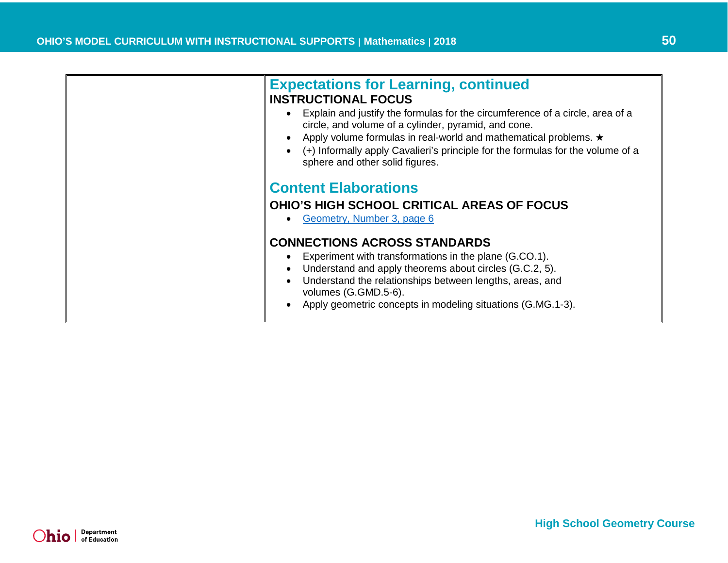## Expectations for Learning, continued

### INSTRUCTIONAL FOCUS

- Explain and justify the formulas for the circumference of a circle, area of a circle, and volume of a cylinder, pyramid, and cone.
- Apply volume formulas in real-world and mathematical problems. ★
- (+) Informally apply Cavalieri's principle for the formulas for the volume of a sphere and other solid figures.

## Content Elaborations

### OHIO'S HIGH SCHOOL CRITICAL AREAS OF FOCUS

- Geometry, Number 3, page 6

### CONNECTIONS ACROSS STANDARDS

- Experiment with transformations in the plane (G.CO.1).
- Understand and apply theorems about circles (G.C.2, 5).
- Understand the relationships between lengths, areas, and volumes (G.GMD.5-6).
- Apply geometric concepts in modeling situations (G.MG.1-3).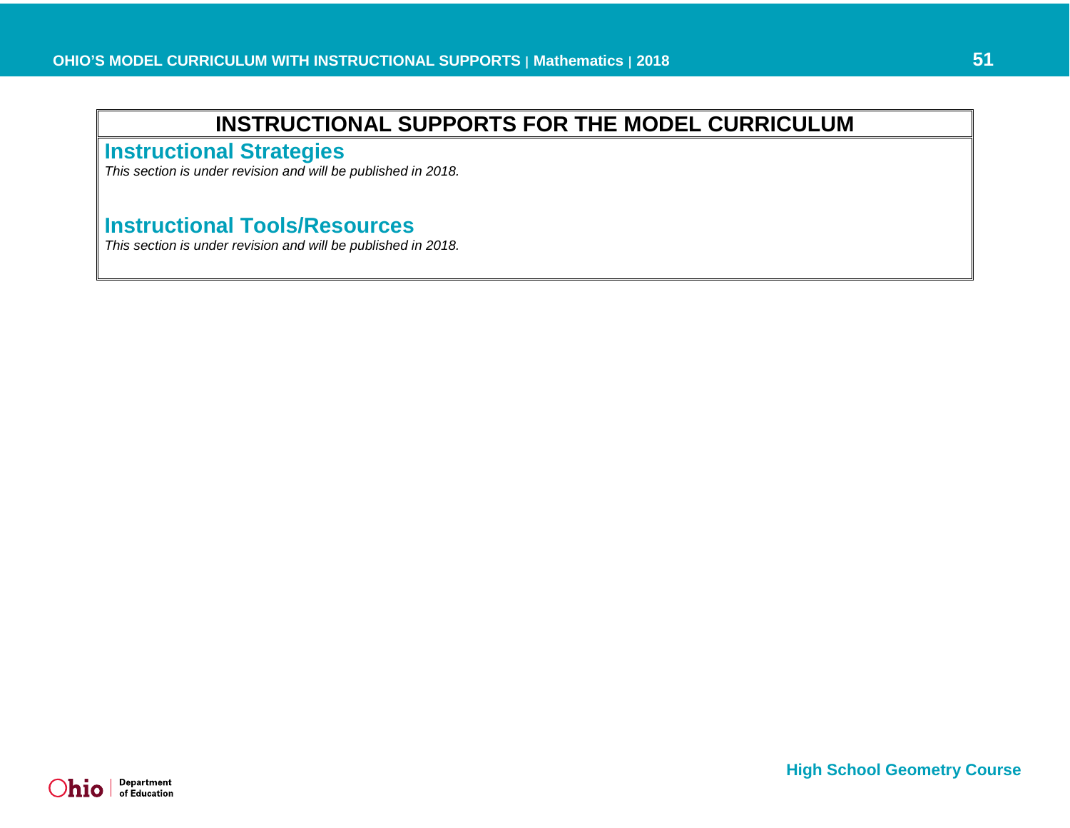# INSTRUCTIONAL SUPPORTS FOR THE MODEL CURRICULUM

## Instructional Strategies

*This section is under revision and will be published in 2018.*

## Instructional Tools/Resources

*This section is under revision and will be published in 2018.*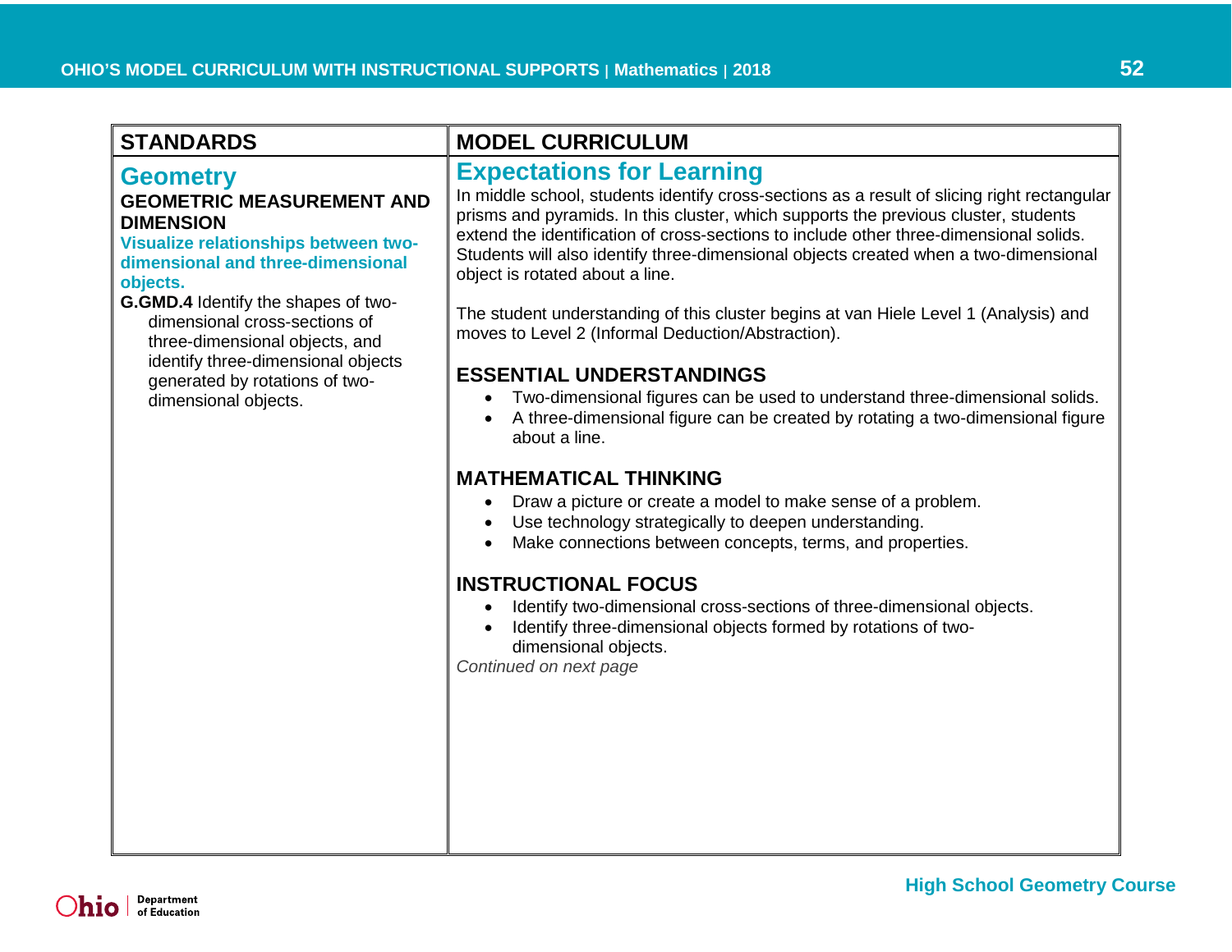| STANDARDS | MODEL CURRICULUM |
|---|---|
| **Geometry**<br>**GEOMETRIC MEASUREMENT AND DIMENSION**<br>**Visualize relationships between two-dimensional and three-dimensional objects.**<br>**G.GMD.4** Identify the shapes of two-dimensional cross-sections of three-dimensional objects, and identify three-dimensional objects generated by rotations of two-dimensional objects. | **Expectations for Learning**<br>In middle school, students identify cross-sections as a result of slicing right rectangular prisms and pyramids. In this cluster, which supports the previous cluster, students extend the identification of cross-sections to include other three-dimensional solids. Students will also identify three-dimensional objects created when a two-dimensional object is rotated about a line.<br><br>The student understanding of this cluster begins at van Hiele Level 1 (Analysis) and moves to Level 2 (Informal Deduction/Abstraction).<br><br>**ESSENTIAL UNDERSTANDINGS**<br>• Two-dimensional figures can be used to understand three-dimensional solids.<br>• A three-dimensional figure can be created by rotating a two-dimensional figure about a line.<br><br>**MATHEMATICAL THINKING**<br>• Draw a picture or create a model to make sense of a problem.<br>• Use technology strategically to deepen understanding.<br>• Make connections between concepts, terms, and properties.<br><br>**INSTRUCTIONAL FOCUS**<br>• Identify two-dimensional cross-sections of three-dimensional objects.<br>• Identify three-dimensional objects formed by rotations of two-dimensional objects.<br>*Continued on next page* |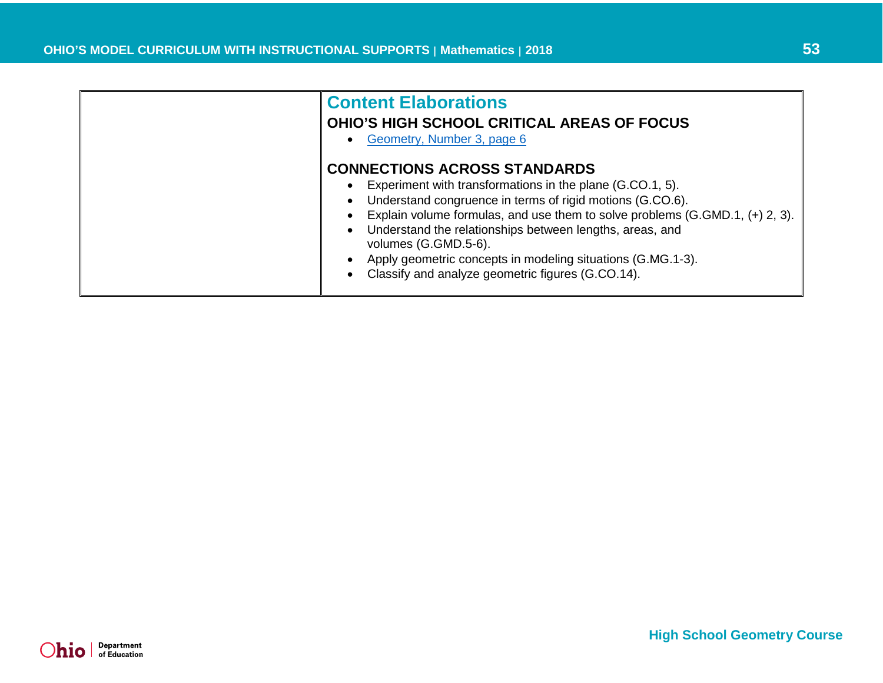## Content Elaborations

### OHIO'S HIGH SCHOOL CRITICAL AREAS OF FOCUS

- Geometry, Number 3, page 6

### CONNECTIONS ACROSS STANDARDS

- Experiment with transformations in the plane (G.CO.1, 5).
- Understand congruence in terms of rigid motions (G.CO.6).
- Explain volume formulas, and use them to solve problems (G.GMD.1, (+) 2, 3).
- Understand the relationships between lengths, areas, and volumes (G.GMD.5-6).
- Apply geometric concepts in modeling situations (G.MG.1-3).
- Classify and analyze geometric figures (G.CO.14).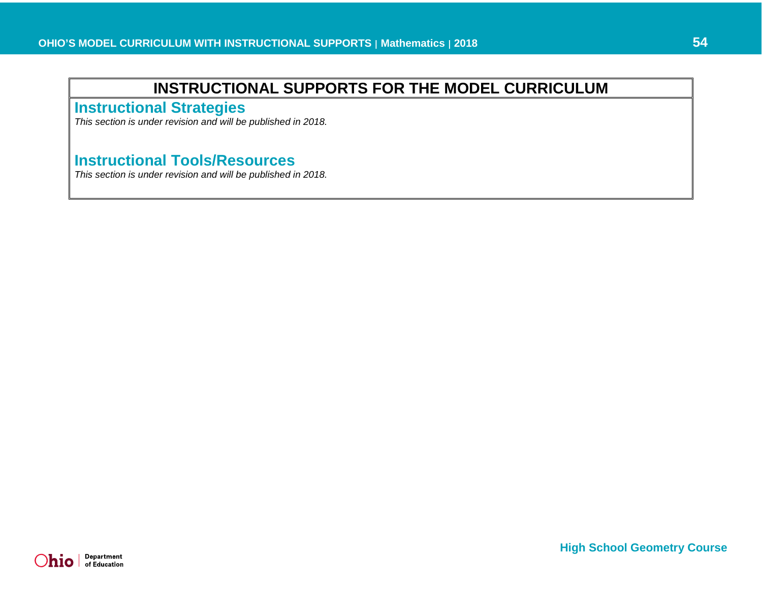# INSTRUCTIONAL SUPPORTS FOR THE MODEL CURRICULUM

## Instructional Strategies

*This section is under revision and will be published in 2018.*

## Instructional Tools/Resources

*This section is under revision and will be published in 2018.*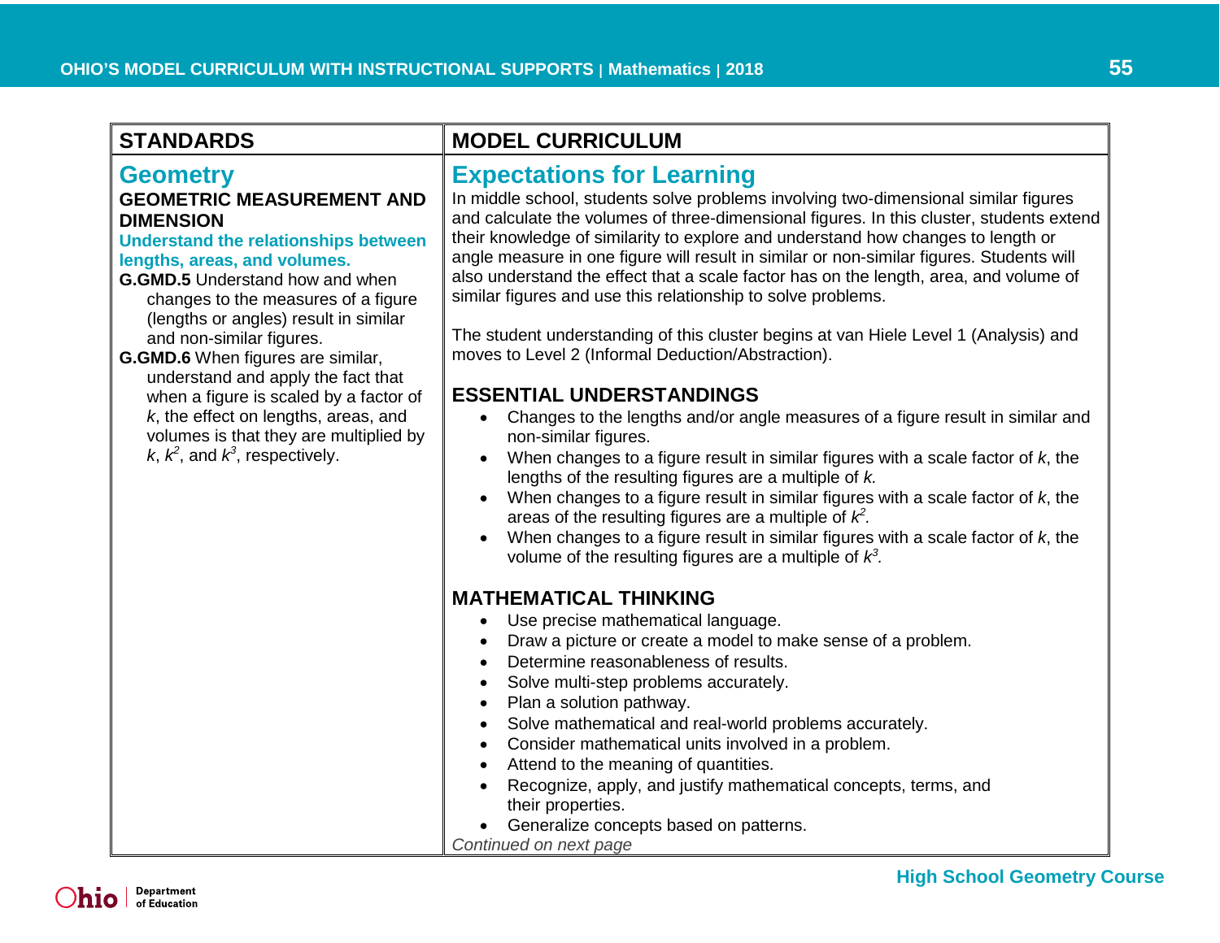| STANDARDS | MODEL CURRICULUM |
|---|---|
| **Geometry**<br>**GEOMETRIC MEASUREMENT AND DIMENSION**<br>**Understand the relationships between lengths, areas, and volumes.**<br>**G.GMD.5** Understand how and when changes to the measures of a figure (lengths or angles) result in similar and non-similar figures.<br>**G.GMD.6** When figures are similar, understand and apply the fact that when a figure is scaled by a factor of $k$, the effect on lengths, areas, and volumes is that they are multiplied by $k$, $k^2$, and $k^3$, respectively. | **Expectations for Learning**<br>In middle school, students solve problems involving two-dimensional similar figures and calculate the volumes of three-dimensional figures. In this cluster, students extend their knowledge of similarity to explore and understand how changes to length or angle measure in one figure will result in similar or non-similar figures. Students will also understand the effect that a scale factor has on the length, area, and volume of similar figures and use this relationship to solve problems.<br><br>The student understanding of this cluster begins at van Hiele Level 1 (Analysis) and moves to Level 2 (Informal Deduction/Abstraction).<br><br>**ESSENTIAL UNDERSTANDINGS**<br>• Changes to the lengths and/or angle measures of a figure result in similar and non-similar figures.<br>• When changes to a figure result in similar figures with a scale factor of $k$, the lengths of the resulting figures are a multiple of $k$.<br>• When changes to a figure result in similar figures with a scale factor of $k$, the areas of the resulting figures are a multiple of $k^2$.<br>• When changes to a figure result in similar figures with a scale factor of $k$, the volume of the resulting figures are a multiple of $k^3$.<br><br>**MATHEMATICAL THINKING**<br>• Use precise mathematical language.<br>• Draw a picture or create a model to make sense of a problem.<br>• Determine reasonableness of results.<br>• Solve multi-step problems accurately.<br>• Plan a solution pathway.<br>• Solve mathematical and real-world problems accurately.<br>• Consider mathematical units involved in a problem.<br>• Attend to the meaning of quantities.<br>• Recognize, apply, and justify mathematical concepts, terms, and their properties.<br>• Generalize concepts based on patterns.<br>*Continued on next page* |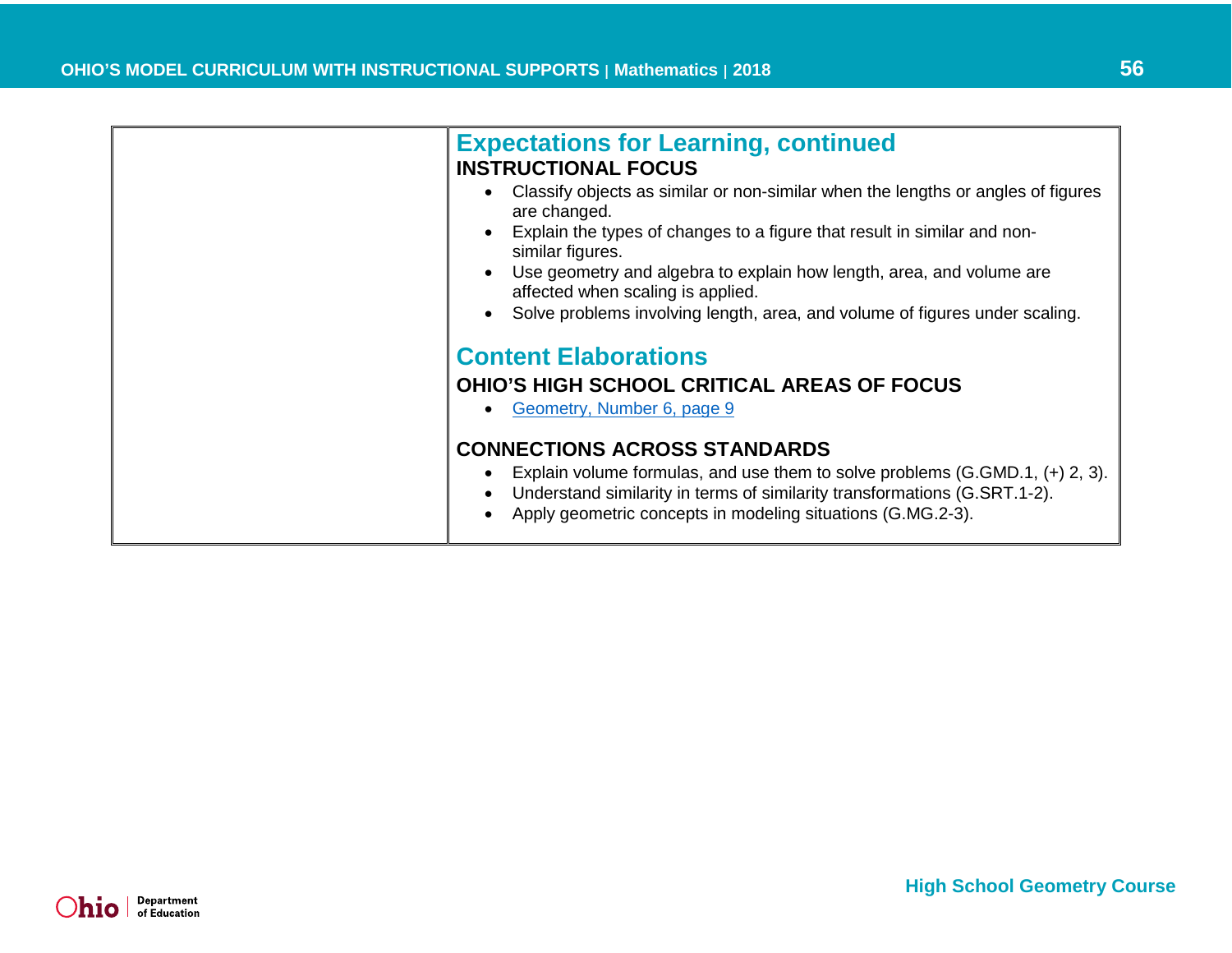## Expectations for Learning, continued

**INSTRUCTIONAL FOCUS**

- Classify objects as similar or non-similar when the lengths or angles of figures are changed.
- Explain the types of changes to a figure that result in similar and non-similar figures.
- Use geometry and algebra to explain how length, area, and volume are affected when scaling is applied.
- Solve problems involving length, area, and volume of figures under scaling.

## Content Elaborations

**OHIO'S HIGH SCHOOL CRITICAL AREAS OF FOCUS**

- Geometry, Number 6, page 9

**CONNECTIONS ACROSS STANDARDS**

- Explain volume formulas, and use them to solve problems (G.GMD.1, (+) 2, 3).
- Understand similarity in terms of similarity transformations (G.SRT.1-2).
- Apply geometric concepts in modeling situations (G.MG.2-3).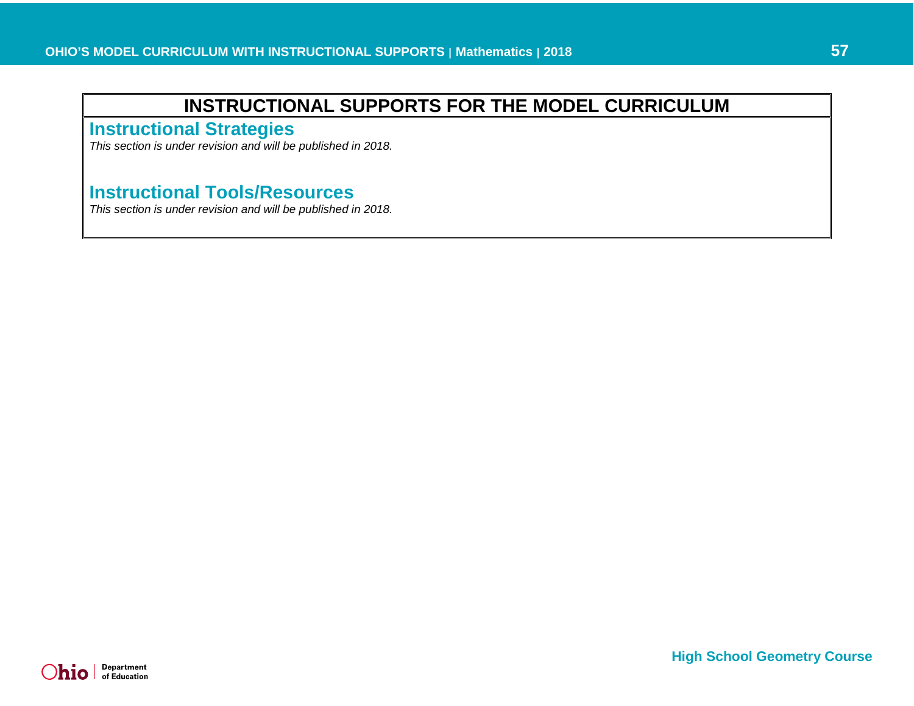# INSTRUCTIONAL SUPPORTS FOR THE MODEL CURRICULUM

## Instructional Strategies

*This section is under revision and will be published in 2018.*

## Instructional Tools/Resources

*This section is under revision and will be published in 2018.*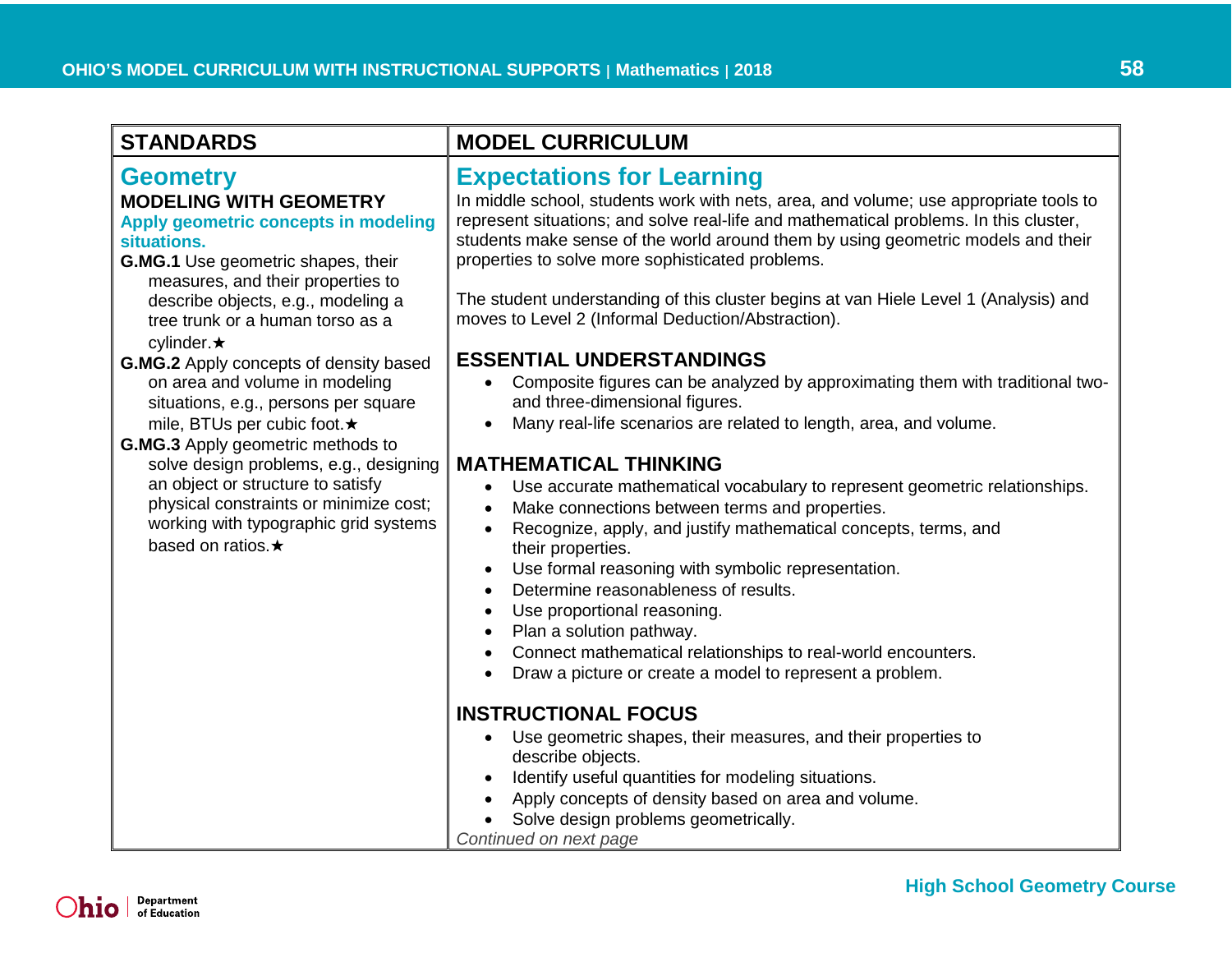| STANDARDS | MODEL CURRICULUM |
|---|---|
| **Geometry**<br>**MODELING WITH GEOMETRY**<br>**Apply geometric concepts in modeling situations.**<br>**G.MG.1** Use geometric shapes, their measures, and their properties to describe objects, e.g., modeling a tree trunk or a human torso as a cylinder.★<br>**G.MG.2** Apply concepts of density based on area and volume in modeling situations, e.g., persons per square mile, BTUs per cubic foot.★<br>**G.MG.3** Apply geometric methods to solve design problems, e.g., designing an object or structure to satisfy physical constraints or minimize cost; working with typographic grid systems based on ratios.★ | **Expectations for Learning**<br>In middle school, students work with nets, area, and volume; use appropriate tools to represent situations; and solve real-life and mathematical problems. In this cluster, students make sense of the world around them by using geometric models and their properties to solve more sophisticated problems.<br><br>The student understanding of this cluster begins at van Hiele Level 1 (Analysis) and moves to Level 2 (Informal Deduction/Abstraction).<br><br>**ESSENTIAL UNDERSTANDINGS**<br>• Composite figures can be analyzed by approximating them with traditional two- and three-dimensional figures.<br>• Many real-life scenarios are related to length, area, and volume.<br><br>**MATHEMATICAL THINKING**<br>• Use accurate mathematical vocabulary to represent geometric relationships.<br>• Make connections between terms and properties.<br>• Recognize, apply, and justify mathematical concepts, terms, and their properties.<br>• Use formal reasoning with symbolic representation.<br>• Determine reasonableness of results.<br>• Use proportional reasoning.<br>• Plan a solution pathway.<br>• Connect mathematical relationships to real-world encounters.<br>• Draw a picture or create a model to represent a problem.<br><br>**INSTRUCTIONAL FOCUS**<br>• Use geometric shapes, their measures, and their properties to describe objects.<br>• Identify useful quantities for modeling situations.<br>• Apply concepts of density based on area and volume.<br>• Solve design problems geometrically.<br>*Continued on next page* |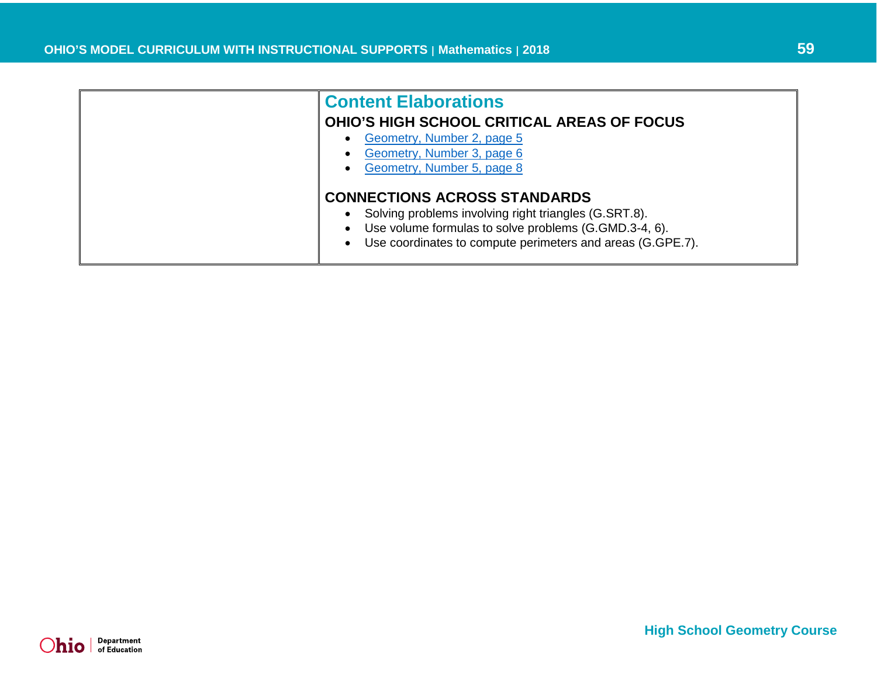## Content Elaborations

### OHIO'S HIGH SCHOOL CRITICAL AREAS OF FOCUS

- Geometry, Number 2, page 5
- Geometry, Number 3, page 6
- Geometry, Number 5, page 8

### CONNECTIONS ACROSS STANDARDS

- Solving problems involving right triangles (G.SRT.8).
- Use volume formulas to solve problems (G.GMD.3-4, 6).
- Use coordinates to compute perimeters and areas (G.GPE.7).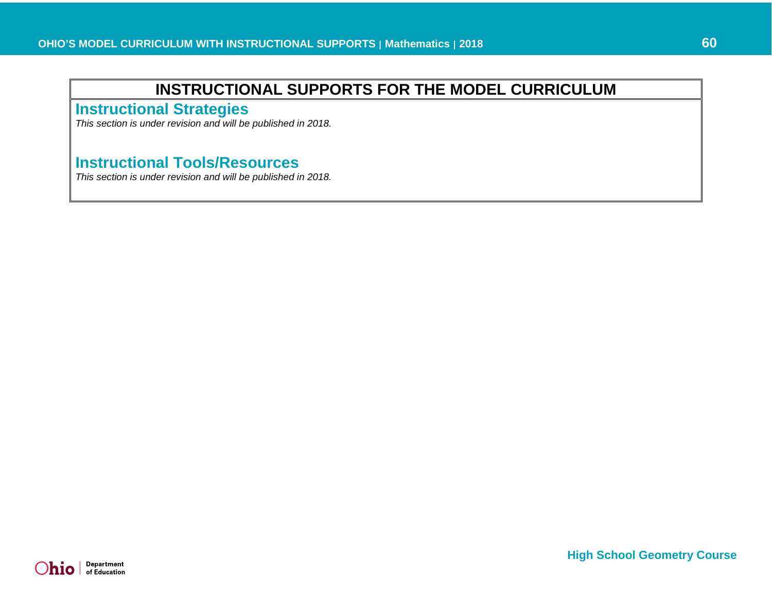# INSTRUCTIONAL SUPPORTS FOR THE MODEL CURRICULUM

## Instructional Strategies

*This section is under revision and will be published in 2018.*

## Instructional Tools/Resources

*This section is under revision and will be published in 2018.*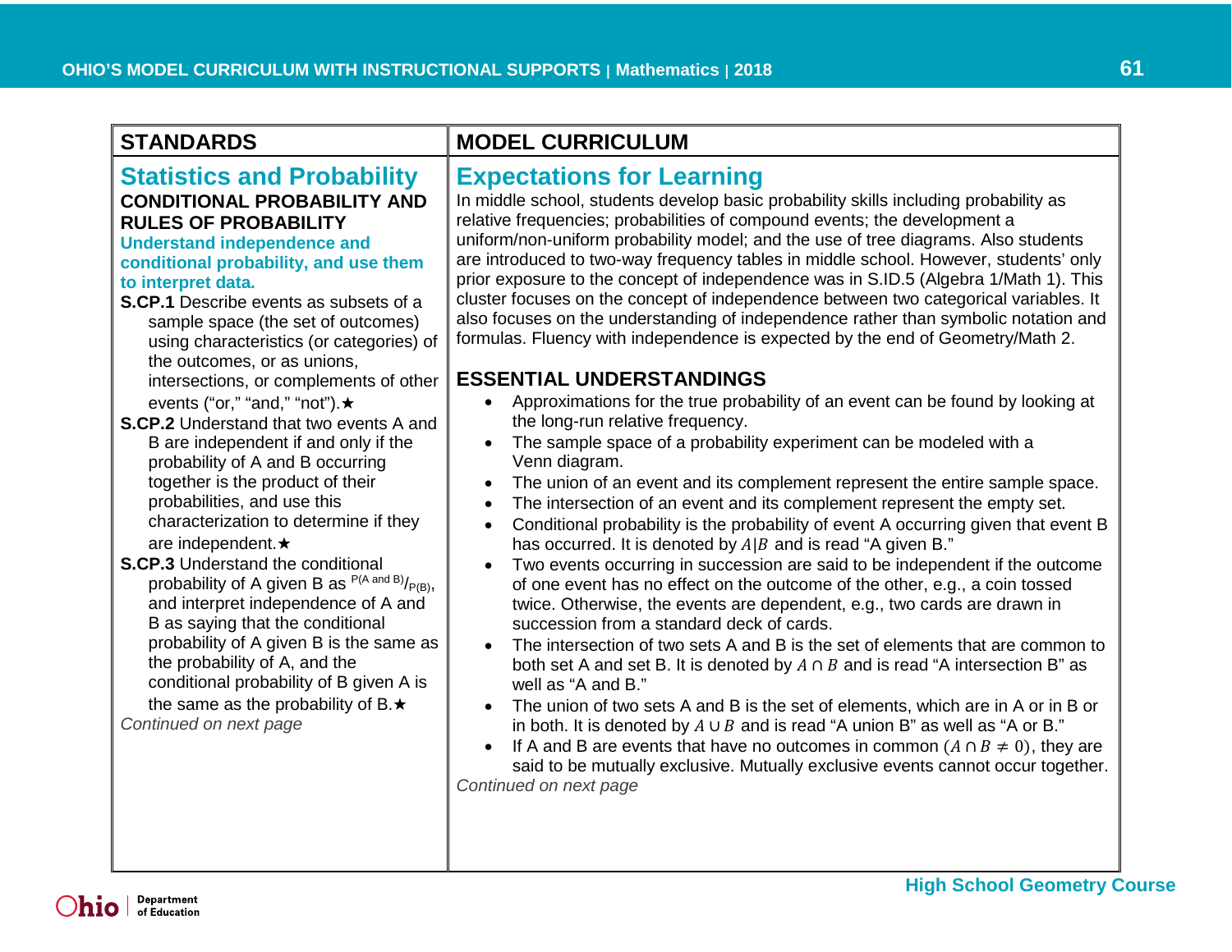| STANDARDS | MODEL CURRICULUM |
|---|---|
| **Statistics and Probability**<br>**CONDITIONAL PROBABILITY AND RULES OF PROBABILITY**<br>**Understand independence and conditional probability, and use them to interpret data.**<br>**S.CP.1** Describe events as subsets of a sample space (the set of outcomes) using characteristics (or categories) of the outcomes, or as unions, intersections, or complements of other events (“or,” “and,” “not”).★<br>**S.CP.2** Understand that two events A and B are independent if and only if the probability of A and B occurring together is the product of their probabilities, and use this characterization to determine if they are independent.★<br>**S.CP.3** Understand the conditional probability of A given B as $P(A \text{ and } B)/P(B)$, and interpret independence of A and B as saying that the conditional probability of A given B is the same as the probability of A, and the conditional probability of B given A is the same as the probability of B.★<br>*Continued on next page* | **Expectations for Learning**<br>In middle school, students develop basic probability skills including probability as relative frequencies; probabilities of compound events; the development a uniform/non-uniform probability model; and the use of tree diagrams. Also students are introduced to two-way frequency tables in middle school. However, students’ only prior exposure to the concept of independence was in S.ID.5 (Algebra 1/Math 1). This cluster focuses on the concept of independence between two categorical variables. It also focuses on the understanding of independence rather than symbolic notation and formulas. Fluency with independence is expected by the end of Geometry/Math 2.<br><br>**ESSENTIAL UNDERSTANDINGS**<br>• Approximations for the true probability of an event can be found by looking at the long-run relative frequency.<br>• The sample space of a probability experiment can be modeled with a Venn diagram.<br>• The union of an event and its complement represent the entire sample space.<br>• The intersection of an event and its complement represent the empty set.<br>• Conditional probability is the probability of event A occurring given that event B has occurred. It is denoted by $A\|B$ and is read “A given B.”<br>• Two events occurring in succession are said to be independent if the outcome of one event has no effect on the outcome of the other, e.g., a coin tossed twice. Otherwise, the events are dependent, e.g., two cards are drawn in succession from a standard deck of cards.<br>• The intersection of two sets A and B is the set of elements that are common to both set A and set B. It is denoted by $A \cap B$ and is read “A intersection B” as well as “A and B.”<br>• The union of two sets A and B is the set of elements, which are in A or in B or in both. It is denoted by $A \cup B$ and is read “A union B” as well as “A or B.”<br>• If A and B are events that have no outcomes in common $(A \cap B \neq 0)$, they are said to be mutually exclusive. Mutually exclusive events cannot occur together.<br>*Continued on next page* |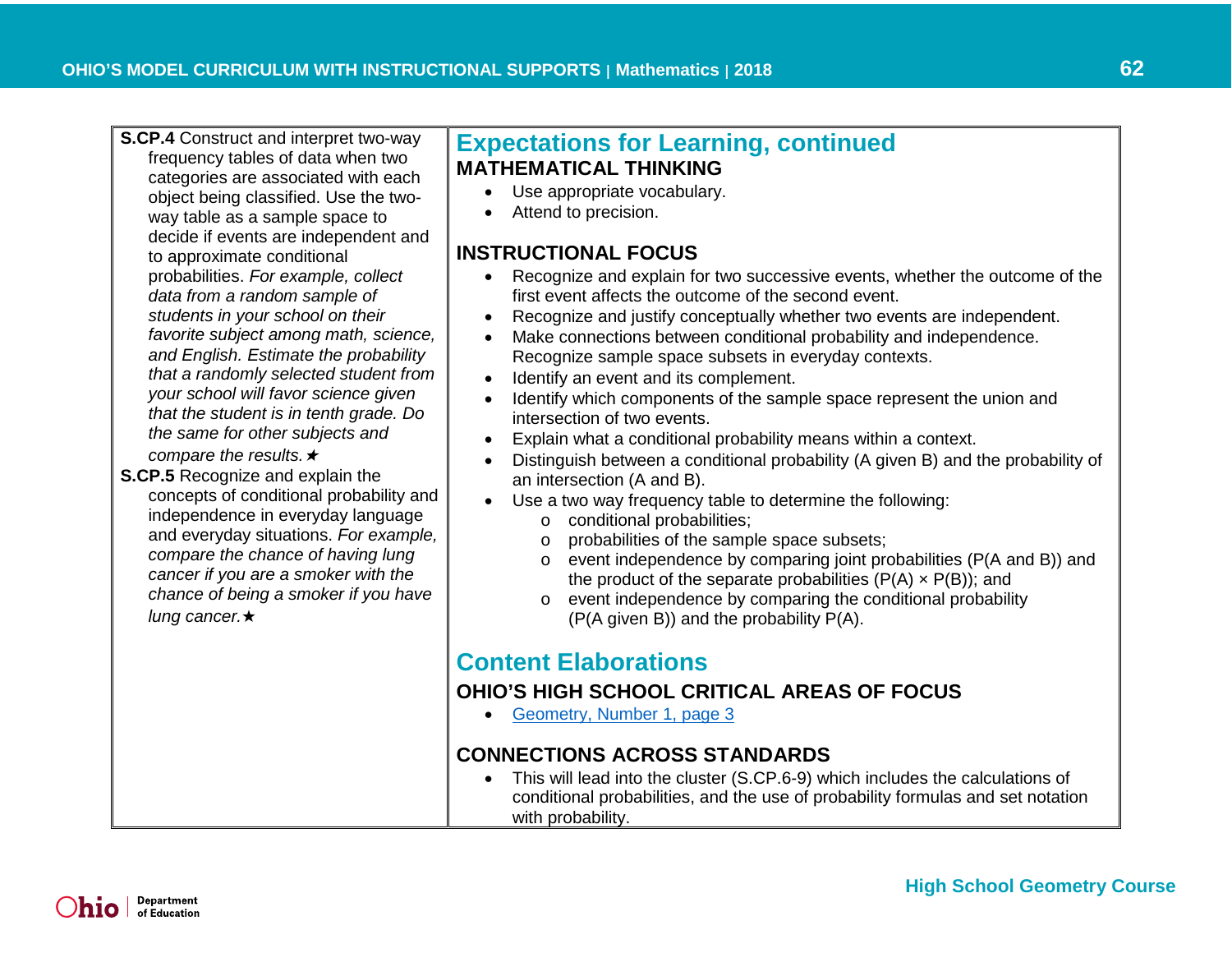**S.CP.4** Construct and interpret two-way frequency tables of data when two categories are associated with each object being classified. Use the two-way table as a sample space to decide if events are independent and to approximate conditional probabilities. *For example, collect data from a random sample of students in your school on their favorite subject among math, science, and English. Estimate the probability that a randomly selected student from your school will favor science given that the student is in tenth grade. Do the same for other subjects and compare the results.* ★

**S.CP.5** Recognize and explain the concepts of conditional probability and independence in everyday language and everyday situations. *For example, compare the chance of having lung cancer if you are a smoker with the chance of being a smoker if you have lung cancer.* ★

## Expectations for Learning, continued

### MATHEMATICAL THINKING

- Use appropriate vocabulary.
- Attend to precision.

### INSTRUCTIONAL FOCUS

- Recognize and explain for two successive events, whether the outcome of the first event affects the outcome of the second event.
- Recognize and justify conceptually whether two events are independent.
- Make connections between conditional probability and independence. Recognize sample space subsets in everyday contexts.
- Identify an event and its complement.
- Identify which components of the sample space represent the union and intersection of two events.
- Explain what a conditional probability means within a context.
- Distinguish between a conditional probability (A given B) and the probability of an intersection (A and B).
- Use a two way frequency table to determine the following:
  - conditional probabilities;
  - probabilities of the sample space subsets;
  - event independence by comparing joint probabilities (P(A and B)) and the product of the separate probabilities (P(A) × P(B)); and
  - event independence by comparing the conditional probability (P(A given B)) and the probability P(A).

## Content Elaborations

### OHIO'S HIGH SCHOOL CRITICAL AREAS OF FOCUS

- Geometry, Number 1, page 3

### CONNECTIONS ACROSS STANDARDS

- This will lead into the cluster (S.CP.6-9) which includes the calculations of conditional probabilities, and the use of probability formulas and set notation with probability.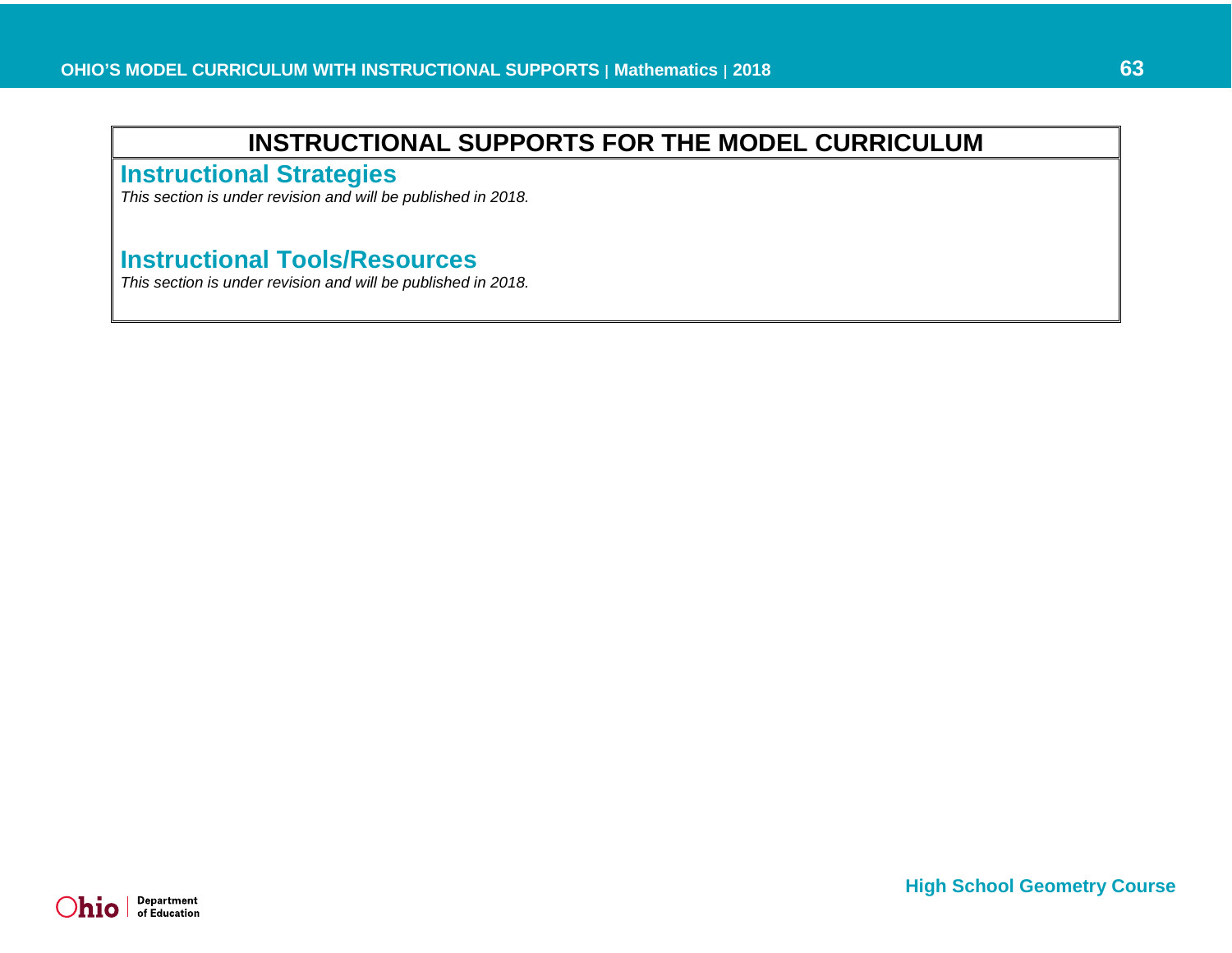# INSTRUCTIONAL SUPPORTS FOR THE MODEL CURRICULUM

## Instructional Strategies

*This section is under revision and will be published in 2018.*

## Instructional Tools/Resources

*This section is under revision and will be published in 2018.*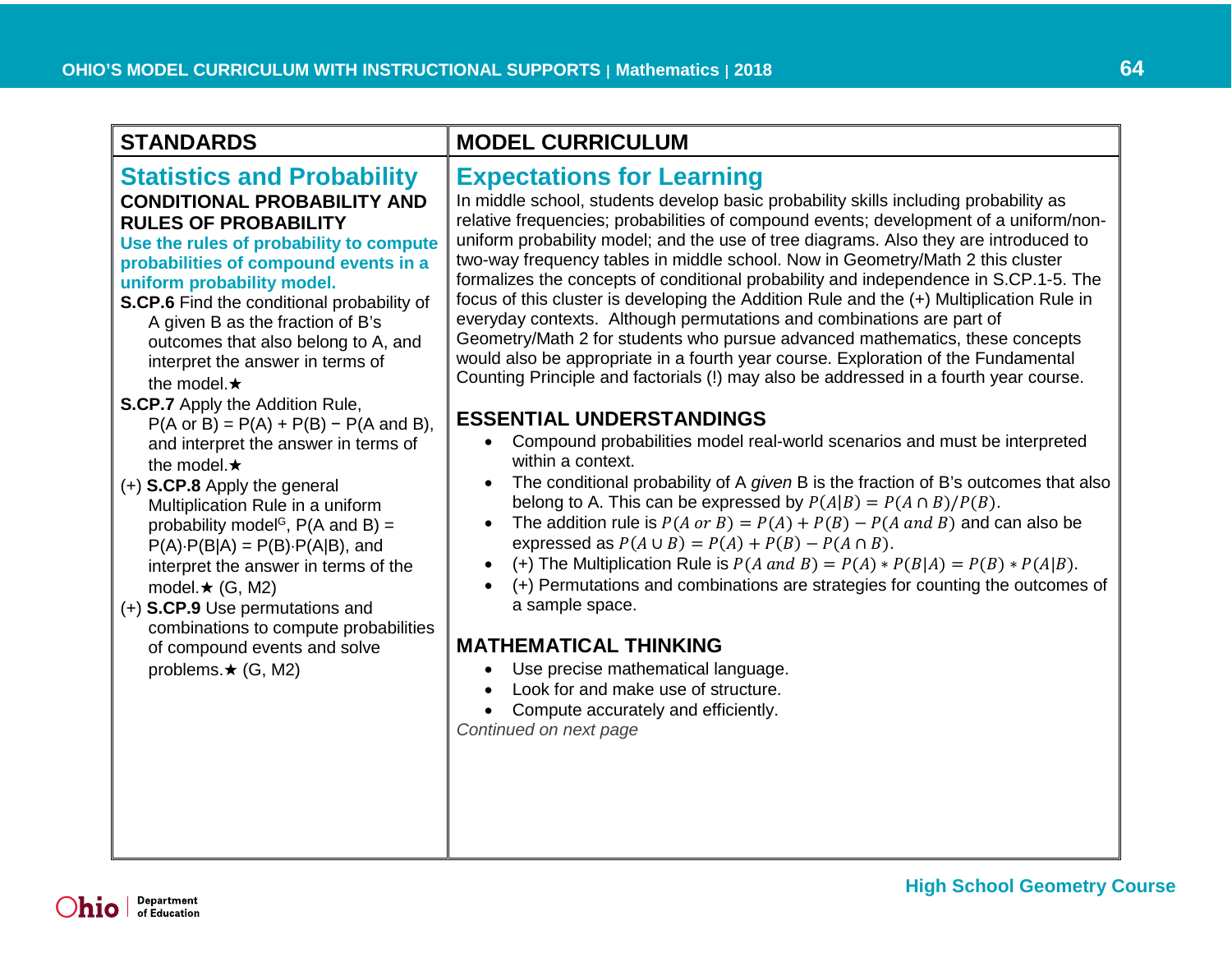| STANDARDS | MODEL CURRICULUM |
|---|---|
| **Statistics and Probability** | **Expectations for Learning** |

## Statistics and Probability

**CONDITIONAL PROBABILITY AND RULES OF PROBABILITY**

**Use the rules of probability to compute probabilities of compound events in a uniform probability model.**

**S.CP.6** Find the conditional probability of A given B as the fraction of B's outcomes that also belong to A, and interpret the answer in terms of the model.★

**S.CP.7** Apply the Addition Rule, P(A or B) = P(A) + P(B) − P(A and B), and interpret the answer in terms of the model.★

(+) **S.CP.8** Apply the general Multiplication Rule in a uniform probability model[G], P(A and B) = P(A)·P(B|A) = P(B)·P(A|B), and interpret the answer in terms of the model.★ (G, M2)

(+) **S.CP.9** Use permutations and combinations to compute probabilities of compound events and solve problems.★ (G, M2)

## Expectations for Learning

In middle school, students develop basic probability skills including probability as relative frequencies; probabilities of compound events; development of a uniform/non-uniform probability model; and the use of tree diagrams. Also they are introduced to two-way frequency tables in middle school. Now in Geometry/Math 2 this cluster formalizes the concepts of conditional probability and independence in S.CP.1-5. The focus of this cluster is developing the Addition Rule and the (+) Multiplication Rule in everyday contexts. Although permutations and combinations are part of Geometry/Math 2 for students who pursue advanced mathematics, these concepts would also be appropriate in a fourth year course. Exploration of the Fundamental Counting Principle and factorials (!) may also be addressed in a fourth year course.

### ESSENTIAL UNDERSTANDINGS

- Compound probabilities model real-world scenarios and must be interpreted within a context.
- The conditional probability of A *given* B is the fraction of B's outcomes that also belong to A. This can be expressed by $P(A|B) = P(A \cap B)/P(B)$.
- The addition rule is $P(A \text{ or } B) = P(A) + P(B) - P(A \text{ and } B)$ and can also be expressed as $P(A \cup B) = P(A) + P(B) - P(A \cap B)$.
- (+) The Multiplication Rule is $P(A \text{ and } B) = P(A) * P(B|A) = P(B) * P(A|B)$.
- (+) Permutations and combinations are strategies for counting the outcomes of a sample space.

### MATHEMATICAL THINKING

- Use precise mathematical language.
- Look for and make use of structure.
- Compute accurately and efficiently.

*Continued on next page*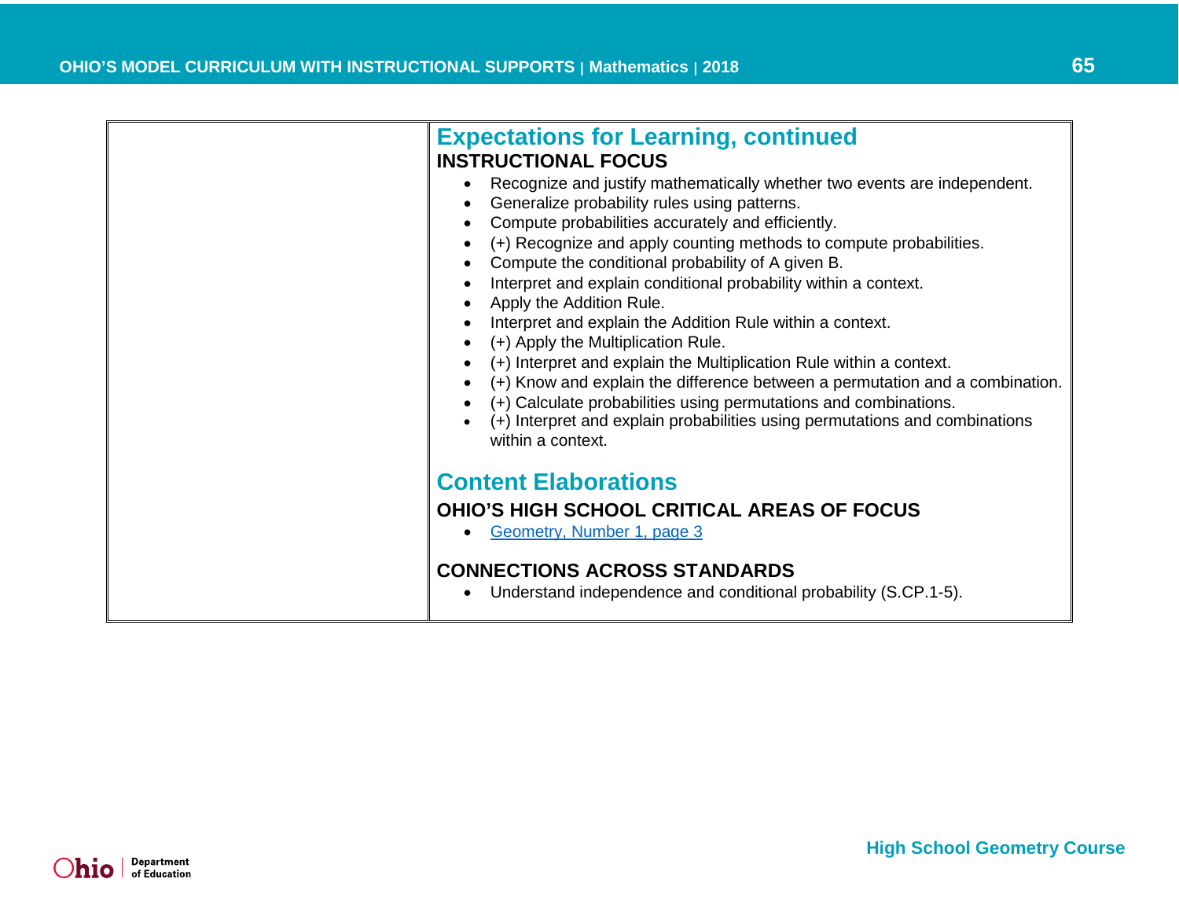## Expectations for Learning, continued

### INSTRUCTIONAL FOCUS

- Recognize and justify mathematically whether two events are independent.
- Generalize probability rules using patterns.
- Compute probabilities accurately and efficiently.
- (+) Recognize and apply counting methods to compute probabilities.
- Compute the conditional probability of A given B.
- Interpret and explain conditional probability within a context.
- Apply the Addition Rule.
- Interpret and explain the Addition Rule within a context.
- (+) Apply the Multiplication Rule.
- (+) Interpret and explain the Multiplication Rule within a context.
- (+) Know and explain the difference between a permutation and a combination.
- (+) Calculate probabilities using permutations and combinations.
- (+) Interpret and explain probabilities using permutations and combinations within a context.

## Content Elaborations

### OHIO'S HIGH SCHOOL CRITICAL AREAS OF FOCUS

- Geometry, Number 1, page 3

### CONNECTIONS ACROSS STANDARDS

- Understand independence and conditional probability (S.CP.1-5).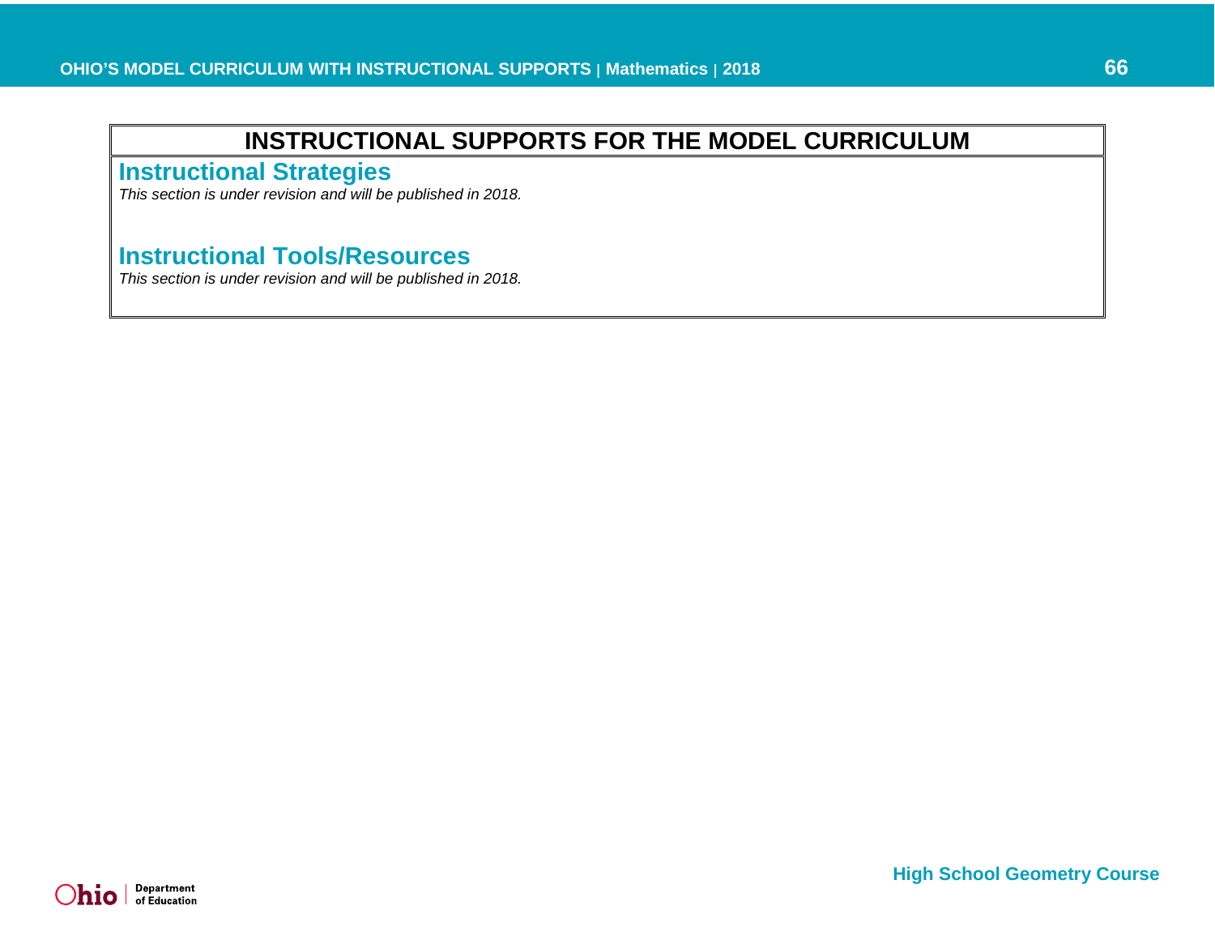# INSTRUCTIONAL SUPPORTS FOR THE MODEL CURRICULUM

## Instructional Strategies

*This section is under revision and will be published in 2018.*

## Instructional Tools/Resources

*This section is under revision and will be published in 2018.*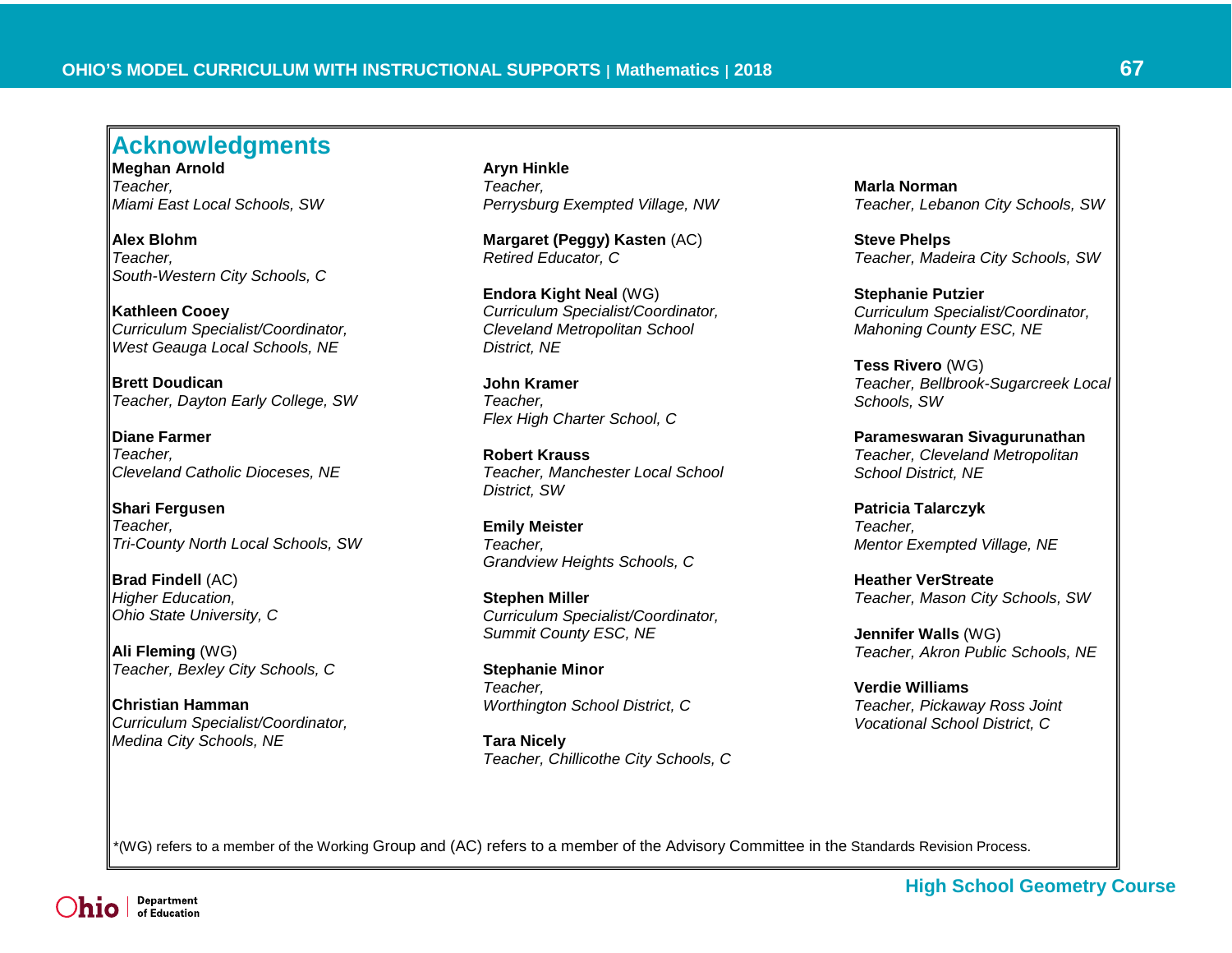## Acknowledgments

**Meghan Arnold**
*Teacher,*
*Miami East Local Schools, SW*

**Alex Blohm**
*Teacher,*
*South-Western City Schools, C*

**Kathleen Cooey**
*Curriculum Specialist/Coordinator,*
*West Geauga Local Schools, NE*

**Brett Doudican**
*Teacher, Dayton Early College, SW*

**Diane Farmer**
*Teacher,*
*Cleveland Catholic Dioceses, NE*

**Shari Fergusen**
*Teacher,*
*Tri-County North Local Schools, SW*

**Brad Findell** (AC)
*Higher Education,*
*Ohio State University, C*

**Ali Fleming** (WG)
*Teacher, Bexley City Schools, C*

**Christian Hamman**
*Curriculum Specialist/Coordinator,*
*Medina City Schools, NE*

**Aryn Hinkle**
*Teacher,*
*Perrysburg Exempted Village, NW*

**Margaret (Peggy) Kasten** (AC)
*Retired Educator, C*

**Endora Kight Neal** (WG)
*Curriculum Specialist/Coordinator,*
*Cleveland Metropolitan School District, NE*

**John Kramer**
*Teacher,*
*Flex High Charter School, C*

**Robert Krauss**
*Teacher, Manchester Local School District, SW*

**Emily Meister**
*Teacher,*
*Grandview Heights Schools, C*

**Stephen Miller**
*Curriculum Specialist/Coordinator,*
*Summit County ESC, NE*

**Stephanie Minor**
*Teacher,*
*Worthington School District, C*

**Tara Nicely**
*Teacher, Chillicothe City Schools, C*

**Marla Norman**
*Teacher, Lebanon City Schools, SW*

**Steve Phelps**
*Teacher, Madeira City Schools, SW*

**Stephanie Putzier**
*Curriculum Specialist/Coordinator,*
*Mahoning County ESC, NE*

**Tess Rivero** (WG)
*Teacher, Bellbrook-Sugarcreek Local Schools, SW*

**Parameswaran Sivagurunathan**
*Teacher, Cleveland Metropolitan School District, NE*

**Patricia Talarczyk**
*Teacher,*
*Mentor Exempted Village, NE*

**Heather VerStreate**
*Teacher, Mason City Schools, SW*

**Jennifer Walls** (WG)
*Teacher, Akron Public Schools, NE*

**Verdie Williams**
*Teacher, Pickaway Ross Joint Vocational School District, C*

*(WG) refers to a member of the Working Group and (AC) refers to a member of the Advisory Committee in the Standards Revision Process.